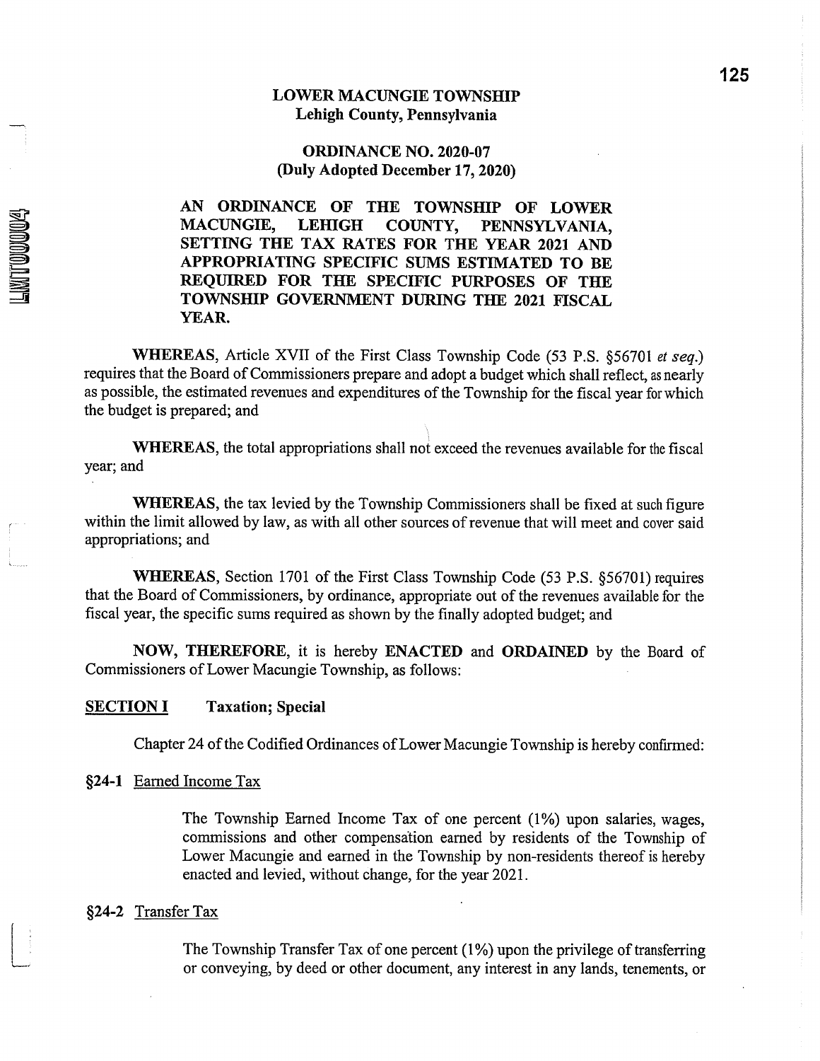# LOWER MACUNGIE TOWNSHIP
## Lehigh County, Pennsylvania

## ORDINANCE NO. 2020-07
**(Duly Adopted December 17, 2020)**

**AN ORDINANCE OF THE TOWNSHIP OF LOWER MACUNGIE, LEHIGH COUNTY, PENNSYLVANIA, SETTING THE TAX RATES FOR THE YEAR 2021 AND APPROPRIATING SPECIFIC SUMS ESTIMATED TO BE REQUIRED FOR THE SPECIFIC PURPOSES OF THE TOWNSHIP GOVERNMENT DURING THE 2021 FISCAL YEAR.**

**WHEREAS**, Article XVII of the First Class Township Code (53 P.S. §56701 *et seq.*) requires that the Board of Commissioners prepare and adopt a budget which shall reflect, as nearly as possible, the estimated revenues and expenditures of the Township for the fiscal year for which the budget is prepared; and

**WHEREAS**, the total appropriations shall not exceed the revenues available for the fiscal year; and

**WHEREAS**, the tax levied by the Township Commissioners shall be fixed at such figure within the limit allowed by law, as with all other sources of revenue that will meet and cover said appropriations; and

**WHEREAS**, Section 1701 of the First Class Township Code (53 P.S. §56701) requires that the Board of Commissioners, by ordinance, appropriate out of the revenues available for the fiscal year, the specific sums required as shown by the finally adopted budget; and

**NOW, THEREFORE**, it is hereby **ENACTED** and **ORDAINED** by the Board of Commissioners of Lower Macungie Township, as follows:

**SECTION I** **Taxation; Special**

Chapter 24 of the Codified Ordinances of Lower Macungie Township is hereby confirmed:

**§24-1** Earned Income Tax

The Township Earned Income Tax of one percent (1%) upon salaries, wages, commissions and other compensation earned by residents of the Township of Lower Macungie and earned in the Township by non-residents thereof is hereby enacted and levied, without change, for the year 2021.

**§24-2** Transfer Tax

The Township Transfer Tax of one percent (1%) upon the privilege of transferring or conveying, by deed or other document, any interest in any lands, tenements, or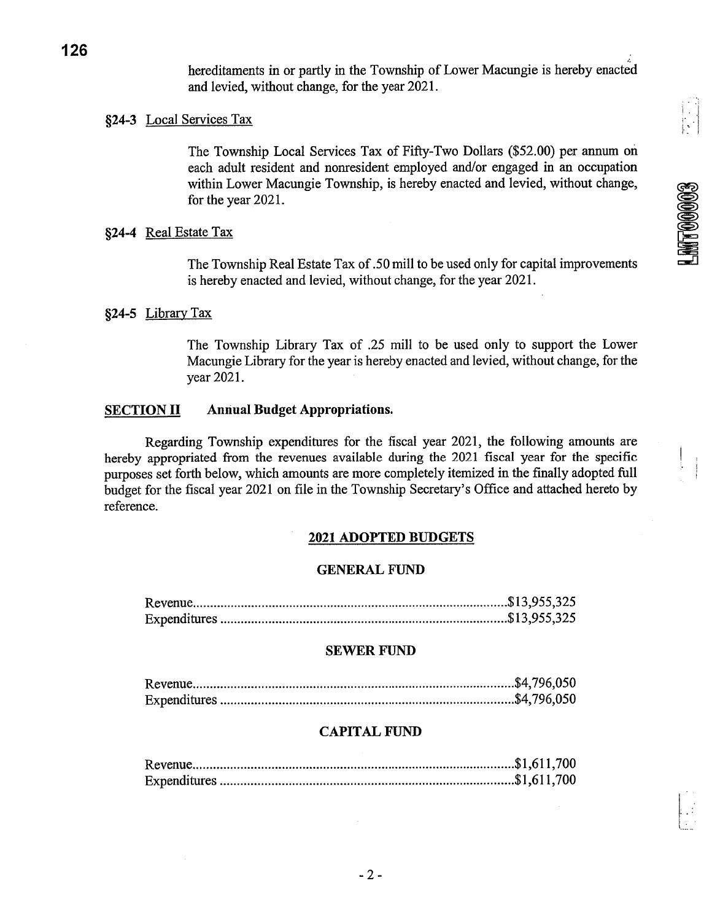hereditaments in or partly in the Township of Lower Macungie is hereby enacted and levied, without change, for the year 2021.

§24-3 Local Services Tax

The Township Local Services Tax of Fifty-Two Dollars ($52.00) per annum on each adult resident and nonresident employed and/or engaged in an occupation within Lower Macungie Township, is hereby enacted and levied, without change, for the year 2021.

§24-4 Real Estate Tax

The Township Real Estate Tax of .50 mill to be used only for capital improvements is hereby enacted and levied, without change, for the year 2021.

§24-5 Library Tax

The Township Library Tax of .25 mill to be used only to support the Lower Macungie Library for the year is hereby enacted and levied, without change, for the year 2021.

**SECTION II Annual Budget Appropriations.**

Regarding Township expenditures for the fiscal year 2021, the following amounts are hereby appropriated from the revenues available during the 2021 fiscal year for the specific purposes set forth below, which amounts are more completely itemized in the finally adopted full budget for the fiscal year 2021 on file in the Township Secretary's Office and attached hereto by reference.

**2021 ADOPTED BUDGETS**

**GENERAL FUND**

Revenue.......................................................................................$13,955,325
Expenditures ...............................................................................$13,955,325

**SEWER FUND**

Revenue.........................................................................................$4,796,050
Expenditures .................................................................................$4,796,050

**CAPITAL FUND**

Revenue.........................................................................................$1,611,700
Expenditures .................................................................................$1,611,700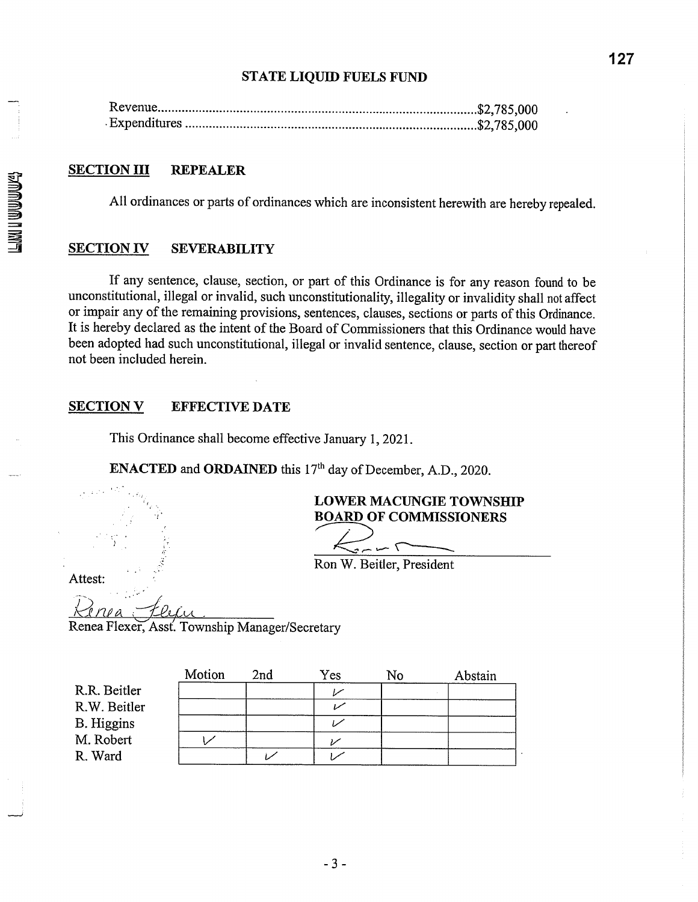## STATE LIQUID FUELS FUND

Revenue.....................................................................................................$2,785,000
Expenditures .............................................................................................$2,785,000

## SECTION III REPEALER

All ordinances or parts of ordinances which are inconsistent herewith are hereby repealed.

## SECTION IV SEVERABILITY

If any sentence, clause, section, or part of this Ordinance is for any reason found to be unconstitutional, illegal or invalid, such unconstitutionality, illegality or invalidity shall not affect or impair any of the remaining provisions, sentences, clauses, sections or parts of this Ordinance. It is hereby declared as the intent of the Board of Commissioners that this Ordinance would have been adopted had such unconstitutional, illegal or invalid sentence, clause, section or part thereof not been included herein.

## SECTION V EFFECTIVE DATE

This Ordinance shall become effective January 1, 2021.

**ENACTED** and **ORDAINED** this 17th day of December, A.D., 2020.

**LOWER MACUNGIE TOWNSHIP**
**BOARD OF COMMISSIONERS**

Ron W. Beitler, President

Attest:

Renea Flexer, Asst. Township Manager/Secretary

| | Motion | 2nd | Yes | No | Abstain |
|---|---|---|---|---|---|
| R.R. Beitler | | | ✓ | | |
| R.W. Beitler | | | ✓ | | |
| B. Higgins | | | ✓ | | |
| M. Robert | ✓ | | ✓ | | |
| R. Ward | | ✓ | ✓ | | |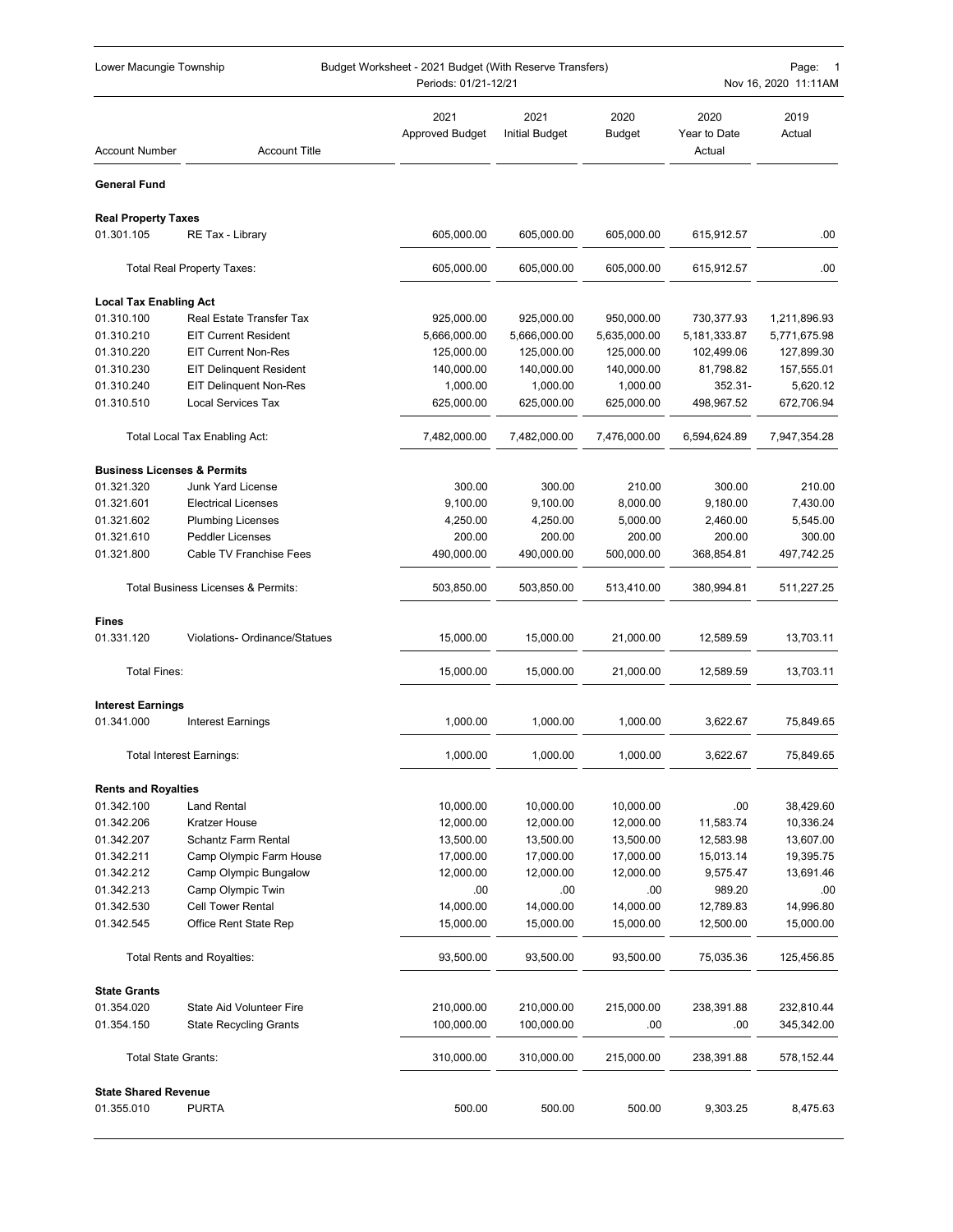Lower Macungie Township — Budget Worksheet - 2021 Budget (With Reserve Transfers) — Periods: 01/21-12/21

| Account Number | Account Title | 2021 Approved Budget | 2021 Initial Budget | 2020 Budget | 2020 Year to Date Actual | 2019 Actual |
|---|---|---|---|---|---|---|
| **General Fund** | | | | | | |
| **Real Property Taxes** | | | | | | |
| 01.301.105 | RE Tax - Library | 605,000.00 | 605,000.00 | 605,000.00 | 615,912.57 | .00 |
| | Total Real Property Taxes: | 605,000.00 | 605,000.00 | 605,000.00 | 615,912.57 | .00 |
| **Local Tax Enabling Act** | | | | | | |
| 01.310.100 | Real Estate Transfer Tax | 925,000.00 | 925,000.00 | 950,000.00 | 730,377.93 | 1,211,896.93 |
| 01.310.210 | EIT Current Resident | 5,666,000.00 | 5,666,000.00 | 5,635,000.00 | 5,181,333.87 | 5,771,675.98 |
| 01.310.220 | EIT Current Non-Res | 125,000.00 | 125,000.00 | 125,000.00 | 102,499.06 | 127,899.30 |
| 01.310.230 | EIT Delinquent Resident | 140,000.00 | 140,000.00 | 140,000.00 | 81,798.82 | 157,555.01 |
| 01.310.240 | EIT Delinquent Non-Res | 1,000.00 | 1,000.00 | 1,000.00 | 352.31- | 5,620.12 |
| 01.310.510 | Local Services Tax | 625,000.00 | 625,000.00 | 625,000.00 | 498,967.52 | 672,706.94 |
| | Total Local Tax Enabling Act: | 7,482,000.00 | 7,482,000.00 | 7,476,000.00 | 6,594,624.89 | 7,947,354.28 |
| **Business Licenses & Permits** | | | | | | |
| 01.321.320 | Junk Yard License | 300.00 | 300.00 | 210.00 | 300.00 | 210.00 |
| 01.321.601 | Electrical Licenses | 9,100.00 | 9,100.00 | 8,000.00 | 9,180.00 | 7,430.00 |
| 01.321.602 | Plumbing Licenses | 4,250.00 | 4,250.00 | 5,000.00 | 2,460.00 | 5,545.00 |
| 01.321.610 | Peddler Licenses | 200.00 | 200.00 | 200.00 | 200.00 | 300.00 |
| 01.321.800 | Cable TV Franchise Fees | 490,000.00 | 490,000.00 | 500,000.00 | 368,854.81 | 497,742.25 |
| | Total Business Licenses & Permits: | 503,850.00 | 503,850.00 | 513,410.00 | 380,994.81 | 511,227.25 |
| **Fines** | | | | | | |
| 01.331.120 | Violations- Ordinance/Statues | 15,000.00 | 15,000.00 | 21,000.00 | 12,589.59 | 13,703.11 |
| | Total Fines: | 15,000.00 | 15,000.00 | 21,000.00 | 12,589.59 | 13,703.11 |
| **Interest Earnings** | | | | | | |
| 01.341.000 | Interest Earnings | 1,000.00 | 1,000.00 | 1,000.00 | 3,622.67 | 75,849.65 |
| | Total Interest Earnings: | 1,000.00 | 1,000.00 | 1,000.00 | 3,622.67 | 75,849.65 |
| **Rents and Royalties** | | | | | | |
| 01.342.100 | Land Rental | 10,000.00 | 10,000.00 | 10,000.00 | .00 | 38,429.60 |
| 01.342.206 | Kratzer House | 12,000.00 | 12,000.00 | 12,000.00 | 11,583.74 | 10,336.24 |
| 01.342.207 | Schantz Farm Rental | 13,500.00 | 13,500.00 | 13,500.00 | 12,583.98 | 13,607.00 |
| 01.342.211 | Camp Olympic Farm House | 17,000.00 | 17,000.00 | 17,000.00 | 15,013.14 | 19,395.75 |
| 01.342.212 | Camp Olympic Bungalow | 12,000.00 | 12,000.00 | 12,000.00 | 9,575.47 | 13,691.46 |
| 01.342.213 | Camp Olympic Twin | .00 | .00 | .00 | 989.20 | .00 |
| 01.342.530 | Cell Tower Rental | 14,000.00 | 14,000.00 | 14,000.00 | 12,789.83 | 14,996.80 |
| 01.342.545 | Office Rent State Rep | 15,000.00 | 15,000.00 | 15,000.00 | 12,500.00 | 15,000.00 |
| | Total Rents and Royalties: | 93,500.00 | 93,500.00 | 93,500.00 | 75,035.36 | 125,456.85 |
| **State Grants** | | | | | | |
| 01.354.020 | State Aid Volunteer Fire | 210,000.00 | 210,000.00 | 215,000.00 | 238,391.88 | 232,810.44 |
| 01.354.150 | State Recycling Grants | 100,000.00 | 100,000.00 | .00 | .00 | 345,342.00 |
| | Total State Grants: | 310,000.00 | 310,000.00 | 215,000.00 | 238,391.88 | 578,152.44 |
| **State Shared Revenue** | | | | | | |
| 01.355.010 | PURTA | 500.00 | 500.00 | 500.00 | 9,303.25 | 8,475.63 |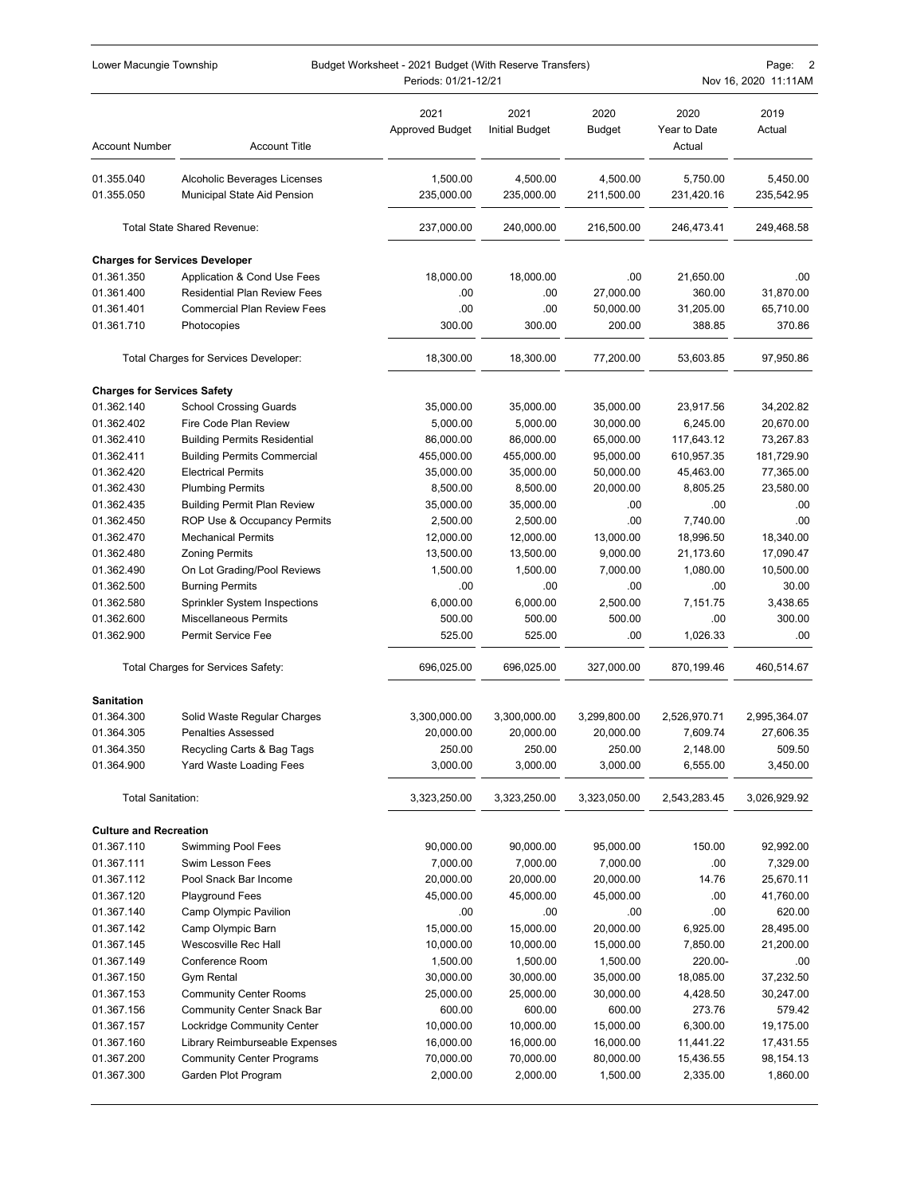| Account Number | Account Title | 2021 Approved Budget | 2021 Initial Budget | 2020 Budget | 2020 Year to Date Actual | 2019 Actual |
|---|---|---|---|---|---|---|
| 01.355.040 | Alcoholic Beverages Licenses | 1,500.00 | 4,500.00 | 4,500.00 | 5,750.00 | 5,450.00 |
| 01.355.050 | Municipal State Aid Pension | 235,000.00 | 235,000.00 | 211,500.00 | 231,420.16 | 235,542.95 |
| | Total State Shared Revenue: | 237,000.00 | 240,000.00 | 216,500.00 | 246,473.41 | 249,468.58 |
| **Charges for Services Developer** | | | | | | |
| 01.361.350 | Application & Cond Use Fees | 18,000.00 | 18,000.00 | .00 | 21,650.00 | .00 |
| 01.361.400 | Residential Plan Review Fees | .00 | .00 | 27,000.00 | 360.00 | 31,870.00 |
| 01.361.401 | Commercial Plan Review Fees | .00 | .00 | 50,000.00 | 31,205.00 | 65,710.00 |
| 01.361.710 | Photocopies | 300.00 | 300.00 | 200.00 | 388.85 | 370.86 |
| | Total Charges for Services Developer: | 18,300.00 | 18,300.00 | 77,200.00 | 53,603.85 | 97,950.86 |
| **Charges for Services Safety** | | | | | | |
| 01.362.140 | School Crossing Guards | 35,000.00 | 35,000.00 | 35,000.00 | 23,917.56 | 34,202.82 |
| 01.362.402 | Fire Code Plan Review | 5,000.00 | 5,000.00 | 30,000.00 | 6,245.00 | 20,670.00 |
| 01.362.410 | Building Permits Residential | 86,000.00 | 86,000.00 | 65,000.00 | 117,643.12 | 73,267.83 |
| 01.362.411 | Building Permits Commercial | 455,000.00 | 455,000.00 | 95,000.00 | 610,957.35 | 181,729.90 |
| 01.362.420 | Electrical Permits | 35,000.00 | 35,000.00 | 50,000.00 | 45,463.00 | 77,365.00 |
| 01.362.430 | Plumbing Permits | 8,500.00 | 8,500.00 | 20,000.00 | 8,805.25 | 23,580.00 |
| 01.362.435 | Building Permit Plan Review | 35,000.00 | 35,000.00 | .00 | .00 | .00 |
| 01.362.450 | ROP Use & Occupancy Permits | 2,500.00 | 2,500.00 | .00 | 7,740.00 | .00 |
| 01.362.470 | Mechanical Permits | 12,000.00 | 12,000.00 | 13,000.00 | 18,996.50 | 18,340.00 |
| 01.362.480 | Zoning Permits | 13,500.00 | 13,500.00 | 9,000.00 | 21,173.60 | 17,090.47 |
| 01.362.490 | On Lot Grading/Pool Reviews | 1,500.00 | 1,500.00 | 7,000.00 | 1,080.00 | 10,500.00 |
| 01.362.500 | Burning Permits | .00 | .00 | .00 | .00 | 30.00 |
| 01.362.580 | Sprinkler System Inspections | 6,000.00 | 6,000.00 | 2,500.00 | 7,151.75 | 3,438.65 |
| 01.362.600 | Miscellaneous Permits | 500.00 | 500.00 | 500.00 | .00 | 300.00 |
| 01.362.900 | Permit Service Fee | 525.00 | 525.00 | .00 | 1,026.33 | .00 |
| | Total Charges for Services Safety: | 696,025.00 | 696,025.00 | 327,000.00 | 870,199.46 | 460,514.67 |
| **Sanitation** | | | | | | |
| 01.364.300 | Solid Waste Regular Charges | 3,300,000.00 | 3,300,000.00 | 3,299,800.00 | 2,526,970.71 | 2,995,364.07 |
| 01.364.305 | Penalties Assessed | 20,000.00 | 20,000.00 | 20,000.00 | 7,609.74 | 27,606.35 |
| 01.364.350 | Recycling Carts & Bag Tags | 250.00 | 250.00 | 250.00 | 2,148.00 | 509.50 |
| 01.364.900 | Yard Waste Loading Fees | 3,000.00 | 3,000.00 | 3,000.00 | 6,555.00 | 3,450.00 |
| Total Sanitation: | | 3,323,250.00 | 3,323,250.00 | 3,323,050.00 | 2,543,283.45 | 3,026,929.92 |
| **Culture and Recreation** | | | | | | |
| 01.367.110 | Swimming Pool Fees | 90,000.00 | 90,000.00 | 95,000.00 | 150.00 | 92,992.00 |
| 01.367.111 | Swim Lesson Fees | 7,000.00 | 7,000.00 | 7,000.00 | .00 | 7,329.00 |
| 01.367.112 | Pool Snack Bar Income | 20,000.00 | 20,000.00 | 20,000.00 | 14.76 | 25,670.11 |
| 01.367.120 | Playground Fees | 45,000.00 | 45,000.00 | 45,000.00 | .00 | 41,760.00 |
| 01.367.140 | Camp Olympic Pavilion | .00 | .00 | .00 | .00 | 620.00 |
| 01.367.142 | Camp Olympic Barn | 15,000.00 | 15,000.00 | 20,000.00 | 6,925.00 | 28,495.00 |
| 01.367.145 | Wescosville Rec Hall | 10,000.00 | 10,000.00 | 15,000.00 | 7,850.00 | 21,200.00 |
| 01.367.149 | Conference Room | 1,500.00 | 1,500.00 | 1,500.00 | 220.00- | .00 |
| 01.367.150 | Gym Rental | 30,000.00 | 30,000.00 | 35,000.00 | 18,085.00 | 37,232.50 |
| 01.367.153 | Community Center Rooms | 25,000.00 | 25,000.00 | 30,000.00 | 4,428.50 | 30,247.00 |
| 01.367.156 | Community Center Snack Bar | 600.00 | 600.00 | 600.00 | 273.76 | 579.42 |
| 01.367.157 | Lockridge Community Center | 10,000.00 | 10,000.00 | 15,000.00 | 6,300.00 | 19,175.00 |
| 01.367.160 | Library Reimburseable Expenses | 16,000.00 | 16,000.00 | 16,000.00 | 11,441.22 | 17,431.55 |
| 01.367.200 | Community Center Programs | 70,000.00 | 70,000.00 | 80,000.00 | 15,436.55 | 98,154.13 |
| 01.367.300 | Garden Plot Program | 2,000.00 | 2,000.00 | 1,500.00 | 2,335.00 | 1,860.00 |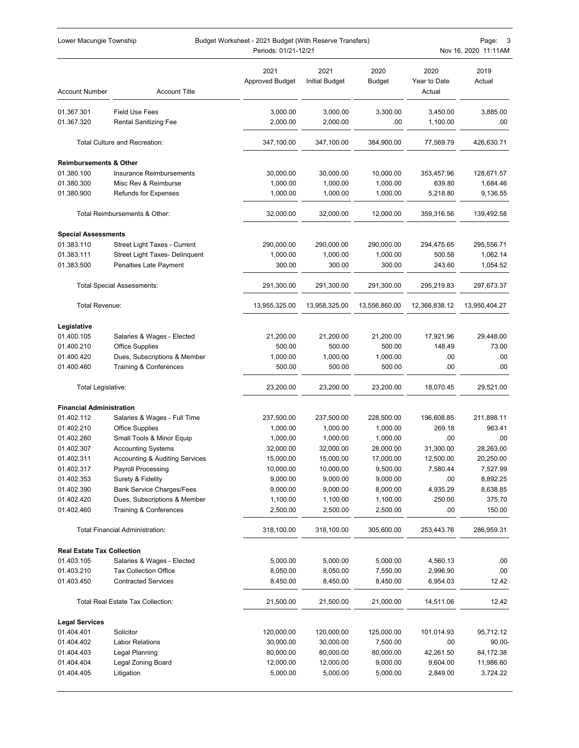| Account Number | Account Title | 2021 Approved Budget | 2021 Initial Budget | 2020 Budget | 2020 Year to Date Actual | 2019 Actual |
|---|---|---|---|---|---|---|
| 01.367.301 | Field Use Fees | 3,000.00 | 3,000.00 | 3,300.00 | 3,450.00 | 3,885.00 |
| 01.367.320 | Rental Sanitizing Fee | 2,000.00 | 2,000.00 | .00 | 1,100.00 | .00 |
| | Total Culture and Recreation: | 347,100.00 | 347,100.00 | 384,900.00 | 77,569.79 | 426,630.71 |
| **Reimbursements & Other** | | | | | | |
| 01.380.100 | Insurance Reimbursements | 30,000.00 | 30,000.00 | 10,000.00 | 353,457.96 | 128,671.57 |
| 01.380.300 | Misc Rev & Reimburse | 1,000.00 | 1,000.00 | 1,000.00 | 639.80 | 1,684.46 |
| 01.380.900 | Refunds for Expenses | 1,000.00 | 1,000.00 | 1,000.00 | 5,218.80 | 9,136.55 |
| | Total Reimbursements & Other: | 32,000.00 | 32,000.00 | 12,000.00 | 359,316.56 | 139,492.58 |
| **Special Assessments** | | | | | | |
| 01.383.110 | Street Light Taxes - Current | 290,000.00 | 290,000.00 | 290,000.00 | 294,475.65 | 295,556.71 |
| 01.383.111 | Street Light Taxes- Delinquent | 1,000.00 | 1,000.00 | 1,000.00 | 500.58 | 1,062.14 |
| 01.383.500 | Penalties Late Payment | 300.00 | 300.00 | 300.00 | 243.60 | 1,054.52 |
| | Total Special Assessments: | 291,300.00 | 291,300.00 | 291,300.00 | 295,219.83 | 297,673.37 |
| Total Revenue: | | 13,955,325.00 | 13,958,325.00 | 13,556,860.00 | 12,366,838.12 | 13,950,404.27 |
| **Legislative** | | | | | | |
| 01.400.105 | Salaries & Wages - Elected | 21,200.00 | 21,200.00 | 21,200.00 | 17,921.96 | 29,448.00 |
| 01.400.210 | Office Supplies | 500.00 | 500.00 | 500.00 | 148.49 | 73.00 |
| 01.400.420 | Dues, Subscriptions & Member | 1,000.00 | 1,000.00 | 1,000.00 | .00 | .00 |
| 01.400.460 | Training & Conferences | 500.00 | 500.00 | 500.00 | .00 | .00 |
| Total Legislative: | | 23,200.00 | 23,200.00 | 23,200.00 | 18,070.45 | 29,521.00 |
| **Financial Administration** | | | | | | |
| 01.402.112 | Salaries & Wages - Full Time | 237,500.00 | 237,500.00 | 228,500.00 | 196,608.85 | 211,898.11 |
| 01.402.210 | Office Supplies | 1,000.00 | 1,000.00 | 1,000.00 | 269.18 | 963.41 |
| 01.402.260 | Small Tools & Minor Equip | 1,000.00 | 1,000.00 | 1,000.00 | .00 | .00 |
| 01.402.307 | Accounting Systems | 32,000.00 | 32,000.00 | 28,000.00 | 31,300.00 | 28,263.00 |
| 01.402.311 | Accounting & Auditing Services | 15,000.00 | 15,000.00 | 17,000.00 | 12,500.00 | 20,250.00 |
| 01.402.317 | Payroll Processing | 10,000.00 | 10,000.00 | 9,500.00 | 7,580.44 | 7,527.99 |
| 01.402.353 | Surety & Fidelity | 9,000.00 | 9,000.00 | 9,000.00 | .00 | 8,892.25 |
| 01.402.390 | Bank Service Charges/Fees | 9,000.00 | 9,000.00 | 8,000.00 | 4,935.29 | 8,638.85 |
| 01.402.420 | Dues, Subscriptions & Member | 1,100.00 | 1,100.00 | 1,100.00 | 250.00 | 375.70 |
| 01.402.460 | Training & Conferences | 2,500.00 | 2,500.00 | 2,500.00 | .00 | 150.00 |
| | Total Financial Administration: | 318,100.00 | 318,100.00 | 305,600.00 | 253,443.76 | 286,959.31 |
| **Real Estate Tax Collection** | | | | | | |
| 01.403.105 | Salaries & Wages - Elected | 5,000.00 | 5,000.00 | 5,000.00 | 4,560.13 | .00 |
| 01.403.210 | Tax Collection Office | 8,050.00 | 8,050.00 | 7,550.00 | 2,996.90 | .00 |
| 01.403.450 | Contracted Services | 8,450.00 | 8,450.00 | 8,450.00 | 6,954.03 | 12.42 |
| | Total Real Estate Tax Collection: | 21,500.00 | 21,500.00 | 21,000.00 | 14,511.06 | 12.42 |
| **Legal Services** | | | | | | |
| 01.404.401 | Solicitor | 120,000.00 | 120,000.00 | 125,000.00 | 101,014.93 | 95,712.12 |
| 01.404.402 | Labor Relations | 30,000.00 | 30,000.00 | 7,500.00 | .00 | 90.00- |
| 01.404.403 | Legal Planning | 80,000.00 | 80,000.00 | 80,000.00 | 42,261.50 | 84,172.38 |
| 01.404.404 | Legal Zoning Board | 12,000.00 | 12,000.00 | 9,000.00 | 9,604.00 | 11,986.60 |
| 01.404.405 | Litigation | 5,000.00 | 5,000.00 | 5,000.00 | 2,849.00 | 3,724.22 |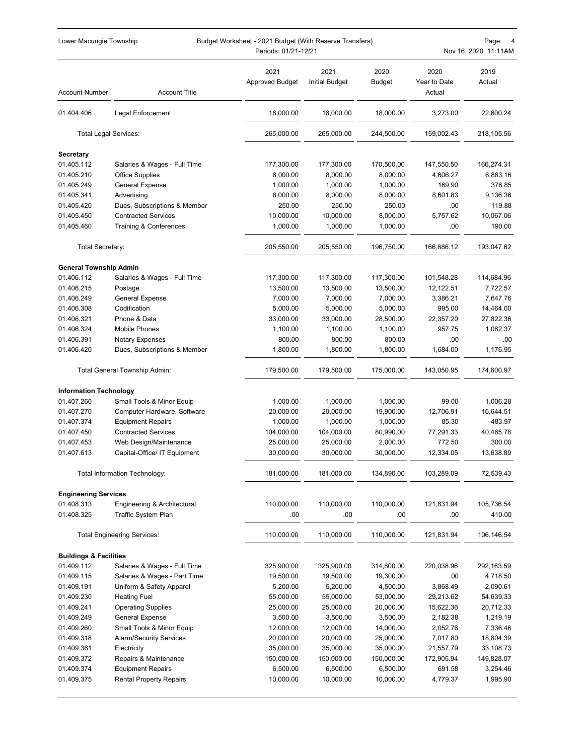| Account Number | Account Title | 2021 Approved Budget | 2021 Initial Budget | 2020 Budget | 2020 Year to Date Actual | 2019 Actual |
|---|---|---|---|---|---|---|
| 01.404.406 | Legal Enforcement | 18,000.00 | 18,000.00 | 18,000.00 | 3,273.00 | 22,600.24 |
| | Total Legal Services: | 265,000.00 | 265,000.00 | 244,500.00 | 159,002.43 | 218,105.56 |
| **Secretary** | | | | | | |
| 01.405.112 | Salaries & Wages - Full Time | 177,300.00 | 177,300.00 | 170,500.00 | 147,550.50 | 166,274.31 |
| 01.405.210 | Office Supplies | 8,000.00 | 8,000.00 | 8,000.00 | 4,606.27 | 6,883.16 |
| 01.405.249 | General Expense | 1,000.00 | 1,000.00 | 1,000.00 | 169.90 | 376.85 |
| 01.405.341 | Advertising | 8,000.00 | 8,000.00 | 8,000.00 | 8,601.83 | 9,136.36 |
| 01.405.420 | Dues, Subscriptions & Member | 250.00 | 250.00 | 250.00 | .00 | 119.88 |
| 01.405.450 | Contracted Services | 10,000.00 | 10,000.00 | 8,000.00 | 5,757.62 | 10,067.06 |
| 01.405.460 | Training & Conferences | 1,000.00 | 1,000.00 | 1,000.00 | .00 | 190.00 |
| | Total Secretary: | 205,550.00 | 205,550.00 | 196,750.00 | 166,686.12 | 193,047.62 |
| **General Township Admin** | | | | | | |
| 01.406.112 | Salaries & Wages - Full Time | 117,300.00 | 117,300.00 | 117,300.00 | 101,548.28 | 114,684.96 |
| 01.406.215 | Postage | 13,500.00 | 13,500.00 | 13,500.00 | 12,122.51 | 7,722.57 |
| 01.406.249 | General Expense | 7,000.00 | 7,000.00 | 7,000.00 | 3,386.21 | 7,647.76 |
| 01.406.308 | Codification | 5,000.00 | 5,000.00 | 5,000.00 | 995.00 | 14,464.00 |
| 01.406.321 | Phone & Data | 33,000.00 | 33,000.00 | 28,500.00 | 22,357.20 | 27,822.36 |
| 01.406.324 | Mobile Phones | 1,100.00 | 1,100.00 | 1,100.00 | 957.75 | 1,082.37 |
| 01.406.391 | Notary Expenses | 800.00 | 800.00 | 800.00 | .00 | .00 |
| 01.406.420 | Dues, Subscriptions & Member | 1,800.00 | 1,800.00 | 1,800.00 | 1,684.00 | 1,176.95 |
| | Total General Township Admin: | 179,500.00 | 179,500.00 | 175,000.00 | 143,050.95 | 174,600.97 |
| **Information Technology** | | | | | | |
| 01.407.260 | Small Tools & Minor Equip | 1,000.00 | 1,000.00 | 1,000.00 | 99.00 | 1,006.28 |
| 01.407.270 | Computer Hardware, Software | 20,000.00 | 20,000.00 | 19,900.00 | 12,706.91 | 16,644.51 |
| 01.407.374 | Equipment Repairs | 1,000.00 | 1,000.00 | 1,000.00 | 85.30 | 483.97 |
| 01.407.450 | Contracted Services | 104,000.00 | 104,000.00 | 80,990.00 | 77,291.33 | 40,465.78 |
| 01.407.453 | Web Design/Maintenance | 25,000.00 | 25,000.00 | 2,000.00 | 772.50 | 300.00 |
| 01.407.613 | Capital-Office/ IT Equipment | 30,000.00 | 30,000.00 | 30,000.00 | 12,334.05 | 13,638.89 |
| | Total Information Technology: | 181,000.00 | 181,000.00 | 134,890.00 | 103,289.09 | 72,539.43 |
| **Engineering Services** | | | | | | |
| 01.408.313 | Engineering & Architectural | 110,000.00 | 110,000.00 | 110,000.00 | 121,831.94 | 105,736.54 |
| 01.408.325 | Traffic System Plan | .00 | .00 | .00 | .00 | 410.00 |
| | Total Engineering Services: | 110,000.00 | 110,000.00 | 110,000.00 | 121,831.94 | 106,146.54 |
| **Buildings & Facilities** | | | | | | |
| 01.409.112 | Salaries & Wages - Full Time | 325,900.00 | 325,900.00 | 314,800.00 | 220,038.96 | 292,163.59 |
| 01.409.115 | Salaries & Wages - Part Time | 19,500.00 | 19,500.00 | 19,300.00 | .00 | 4,718.50 |
| 01.409.191 | Uniform & Safety Apparel | 5,200.00 | 5,200.00 | 4,500.00 | 3,868.49 | 2,090.61 |
| 01.409.230 | Heating Fuel | 55,000.00 | 55,000.00 | 53,000.00 | 29,213.62 | 54,639.33 |
| 01.409.241 | Operating Supplies | 25,000.00 | 25,000.00 | 20,000.00 | 15,622.36 | 20,712.33 |
| 01.409.249 | General Expense | 3,500.00 | 3,500.00 | 3,500.00 | 2,182.38 | 1,219.19 |
| 01.409.260 | Small Tools & Minor Equip | 12,000.00 | 12,000.00 | 14,000.00 | 2,052.76 | 7,336.46 |
| 01.409.318 | Alarm/Security Services | 20,000.00 | 20,000.00 | 25,000.00 | 7,017.80 | 18,804.39 |
| 01.409.361 | Electricity | 35,000.00 | 35,000.00 | 35,000.00 | 21,557.79 | 33,108.73 |
| 01.409.372 | Repairs & Maintenance | 150,000.00 | 150,000.00 | 150,000.00 | 172,905.94 | 149,828.07 |
| 01.409.374 | Equipment Repairs | 6,500.00 | 6,500.00 | 6,500.00 | 691.58 | 3,254.46 |
| 01.409.375 | Rental Property Repairs | 10,000.00 | 10,000.00 | 10,000.00 | 4,779.37 | 1,995.90 |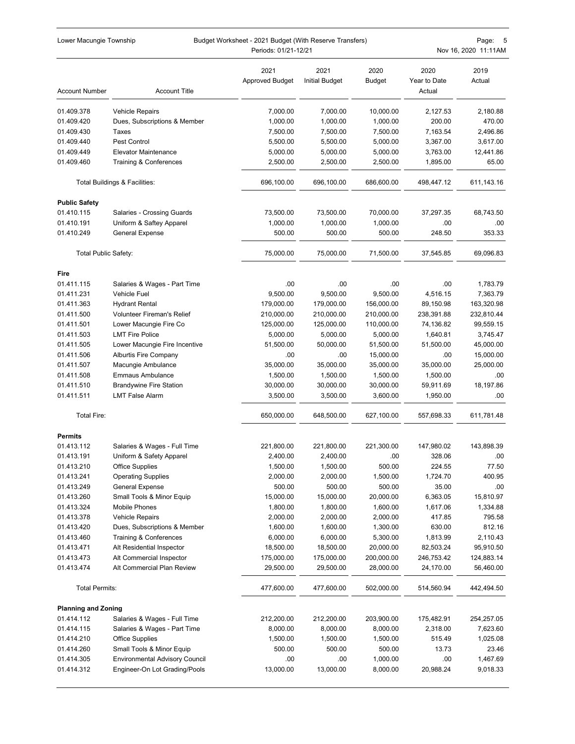| Account Number | Account Title | 2021 Approved Budget | 2021 Initial Budget | 2020 Budget | 2020 Year to Date Actual | 2019 Actual |
|---|---|---|---|---|---|---|
| 01.409.378 | Vehicle Repairs | 7,000.00 | 7,000.00 | 10,000.00 | 2,127.53 | 2,180.88 |
| 01.409.420 | Dues, Subscriptions & Member | 1,000.00 | 1,000.00 | 1,000.00 | 200.00 | 470.00 |
| 01.409.430 | Taxes | 7,500.00 | 7,500.00 | 7,500.00 | 7,163.54 | 2,496.86 |
| 01.409.440 | Pest Control | 5,500.00 | 5,500.00 | 5,000.00 | 3,367.00 | 3,617.00 |
| 01.409.449 | Elevator Maintenance | 5,000.00 | 5,000.00 | 5,000.00 | 3,763.00 | 12,441.86 |
| 01.409.460 | Training & Conferences | 2,500.00 | 2,500.00 | 2,500.00 | 1,895.00 | 65.00 |
| | Total Buildings & Facilities: | 696,100.00 | 696,100.00 | 686,600.00 | 498,447.12 | 611,143.16 |
| **Public Safety** | | | | | | |
| 01.410.115 | Salaries - Crossing Guards | 73,500.00 | 73,500.00 | 70,000.00 | 37,297.35 | 68,743.50 |
| 01.410.191 | Uniform & Saftey Apparel | 1,000.00 | 1,000.00 | 1,000.00 | .00 | .00 |
| 01.410.249 | General Expense | 500.00 | 500.00 | 500.00 | 248.50 | 353.33 |
| | Total Public Safety: | 75,000.00 | 75,000.00 | 71,500.00 | 37,545.85 | 69,096.83 |
| **Fire** | | | | | | |
| 01.411.115 | Salaries & Wages - Part Time | .00 | .00 | .00 | .00 | 1,783.79 |
| 01.411.231 | Vehicle Fuel | 9,500.00 | 9,500.00 | 9,500.00 | 4,516.15 | 7,363.79 |
| 01.411.363 | Hydrant Rental | 179,000.00 | 179,000.00 | 156,000.00 | 89,150.98 | 163,320.98 |
| 01.411.500 | Volunteer Fireman's Relief | 210,000.00 | 210,000.00 | 210,000.00 | 238,391.88 | 232,810.44 |
| 01.411.501 | Lower Macungie Fire Co | 125,000.00 | 125,000.00 | 110,000.00 | 74,136.82 | 99,559.15 |
| 01.411.503 | LMT Fire Police | 5,000.00 | 5,000.00 | 5,000.00 | 1,640.81 | 3,745.47 |
| 01.411.505 | Lower Macungie Fire Incentive | 51,500.00 | 50,000.00 | 51,500.00 | 51,500.00 | 45,000.00 |
| 01.411.506 | Alburtis Fire Company | .00 | .00 | 15,000.00 | .00 | 15,000.00 |
| 01.411.507 | Macungie Ambulance | 35,000.00 | 35,000.00 | 35,000.00 | 35,000.00 | 25,000.00 |
| 01.411.508 | Emmaus Ambulance | 1,500.00 | 1,500.00 | 1,500.00 | 1,500.00 | .00 |
| 01.411.510 | Brandywine Fire Station | 30,000.00 | 30,000.00 | 30,000.00 | 59,911.69 | 18,197.86 |
| 01.411.511 | LMT False Alarm | 3,500.00 | 3,500.00 | 3,600.00 | 1,950.00 | .00 |
| | Total Fire: | 650,000.00 | 648,500.00 | 627,100.00 | 557,698.33 | 611,781.48 |
| **Permits** | | | | | | |
| 01.413.112 | Salaries & Wages - Full Time | 221,800.00 | 221,800.00 | 221,300.00 | 147,980.02 | 143,898.39 |
| 01.413.191 | Uniform & Safety Apparel | 2,400.00 | 2,400.00 | .00 | 328.06 | .00 |
| 01.413.210 | Office Supplies | 1,500.00 | 1,500.00 | 500.00 | 224.55 | 77.50 |
| 01.413.241 | Operating Supplies | 2,000.00 | 2,000.00 | 1,500.00 | 1,724.70 | 400.95 |
| 01.413.249 | General Expense | 500.00 | 500.00 | 500.00 | 35.00 | .00 |
| 01.413.260 | Small Tools & Minor Equip | 15,000.00 | 15,000.00 | 20,000.00 | 6,363.05 | 15,810.97 |
| 01.413.324 | Mobile Phones | 1,800.00 | 1,800.00 | 1,600.00 | 1,617.06 | 1,334.88 |
| 01.413.378 | Vehicle Repairs | 2,000.00 | 2,000.00 | 2,000.00 | 417.85 | 795.58 |
| 01.413.420 | Dues, Subscriptions & Member | 1,600.00 | 1,600.00 | 1,300.00 | 630.00 | 812.16 |
| 01.413.460 | Training & Conferences | 6,000.00 | 6,000.00 | 5,300.00 | 1,813.99 | 2,110.43 |
| 01.413.471 | Alt Residential Inspector | 18,500.00 | 18,500.00 | 20,000.00 | 82,503.24 | 95,910.50 |
| 01.413.473 | Alt Commercial Inspector | 175,000.00 | 175,000.00 | 200,000.00 | 246,753.42 | 124,883.14 |
| 01.413.474 | Alt Commercial Plan Review | 29,500.00 | 29,500.00 | 28,000.00 | 24,170.00 | 56,460.00 |
| | Total Permits: | 477,600.00 | 477,600.00 | 502,000.00 | 514,560.94 | 442,494.50 |
| **Planning and Zoning** | | | | | | |
| 01.414.112 | Salaries & Wages - Full Time | 212,200.00 | 212,200.00 | 203,900.00 | 175,482.91 | 254,257.05 |
| 01.414.115 | Salaries & Wages - Part Time | 8,000.00 | 8,000.00 | 8,000.00 | 2,318.00 | 7,623.60 |
| 01.414.210 | Office Supplies | 1,500.00 | 1,500.00 | 1,500.00 | 515.49 | 1,025.08 |
| 01.414.260 | Small Tools & Minor Equip | 500.00 | 500.00 | 500.00 | 13.73 | 23.46 |
| 01.414.305 | Environmental Advisory Council | .00 | .00 | 1,000.00 | .00 | 1,467.69 |
| 01.414.312 | Engineer-On Lot Grading/Pools | 13,000.00 | 13,000.00 | 8,000.00 | 20,988.24 | 9,018.33 |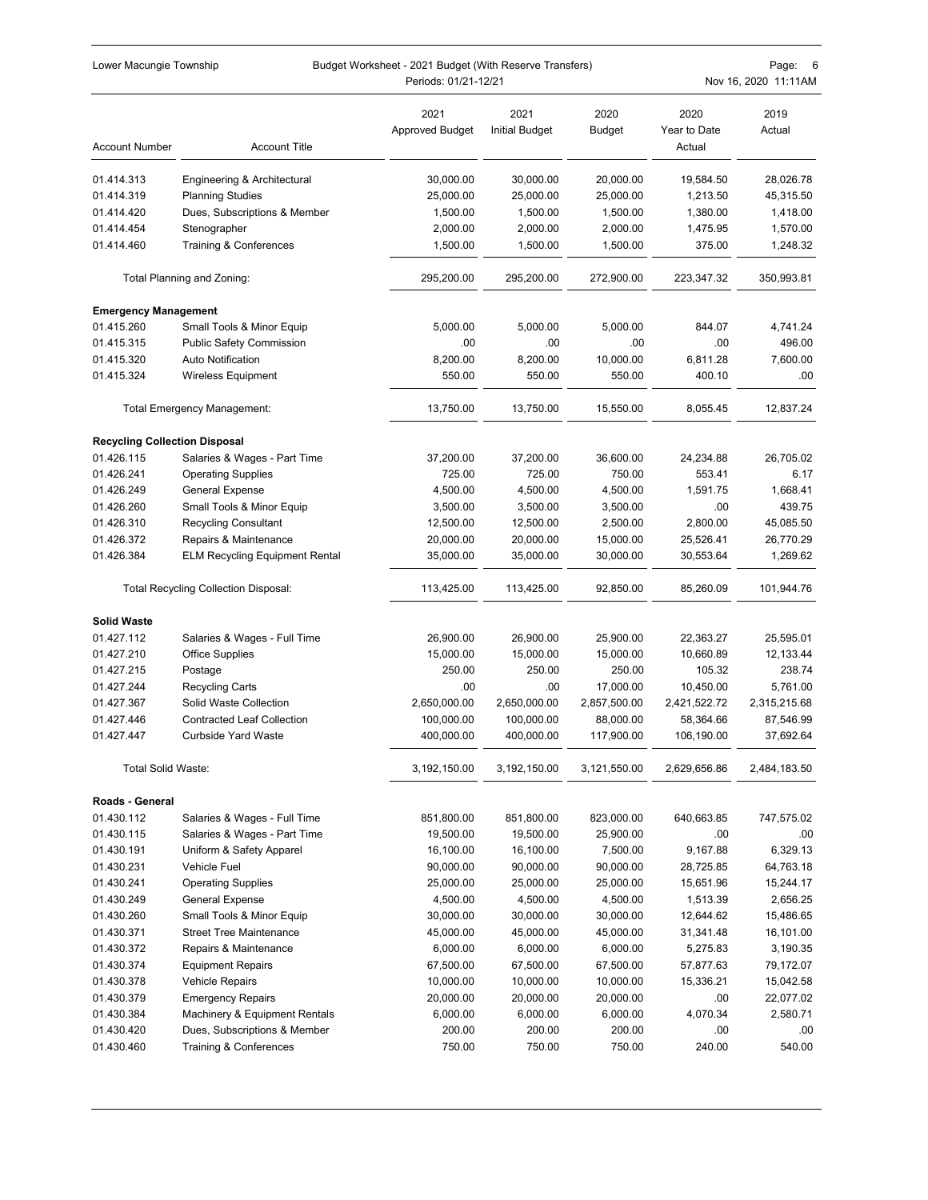| Account Number | Account Title | 2021 Approved Budget | 2021 Initial Budget | 2020 Budget | 2020 Year to Date Actual | 2019 Actual |
|---|---|---|---|---|---|---|
| 01.414.313 | Engineering & Architectural | 30,000.00 | 30,000.00 | 20,000.00 | 19,584.50 | 28,026.78 |
| 01.414.319 | Planning Studies | 25,000.00 | 25,000.00 | 25,000.00 | 1,213.50 | 45,315.50 |
| 01.414.420 | Dues, Subscriptions & Member | 1,500.00 | 1,500.00 | 1,500.00 | 1,380.00 | 1,418.00 |
| 01.414.454 | Stenographer | 2,000.00 | 2,000.00 | 2,000.00 | 1,475.95 | 1,570.00 |
| 01.414.460 | Training & Conferences | 1,500.00 | 1,500.00 | 1,500.00 | 375.00 | 1,248.32 |
| | Total Planning and Zoning: | 295,200.00 | 295,200.00 | 272,900.00 | 223,347.32 | 350,993.81 |
| **Emergency Management** | | | | | | |
| 01.415.260 | Small Tools & Minor Equip | 5,000.00 | 5,000.00 | 5,000.00 | 844.07 | 4,741.24 |
| 01.415.315 | Public Safety Commission | .00 | .00 | .00 | .00 | 496.00 |
| 01.415.320 | Auto Notification | 8,200.00 | 8,200.00 | 10,000.00 | 6,811.28 | 7,600.00 |
| 01.415.324 | Wireless Equipment | 550.00 | 550.00 | 550.00 | 400.10 | .00 |
| | Total Emergency Management: | 13,750.00 | 13,750.00 | 15,550.00 | 8,055.45 | 12,837.24 |
| **Recycling Collection Disposal** | | | | | | |
| 01.426.115 | Salaries & Wages - Part Time | 37,200.00 | 37,200.00 | 36,600.00 | 24,234.88 | 26,705.02 |
| 01.426.241 | Operating Supplies | 725.00 | 725.00 | 750.00 | 553.41 | 6.17 |
| 01.426.249 | General Expense | 4,500.00 | 4,500.00 | 4,500.00 | 1,591.75 | 1,668.41 |
| 01.426.260 | Small Tools & Minor Equip | 3,500.00 | 3,500.00 | 3,500.00 | .00 | 439.75 |
| 01.426.310 | Recycling Consultant | 12,500.00 | 12,500.00 | 2,500.00 | 2,800.00 | 45,085.50 |
| 01.426.372 | Repairs & Maintenance | 20,000.00 | 20,000.00 | 15,000.00 | 25,526.41 | 26,770.29 |
| 01.426.384 | ELM Recycling Equipment Rental | 35,000.00 | 35,000.00 | 30,000.00 | 30,553.64 | 1,269.62 |
| | Total Recycling Collection Disposal: | 113,425.00 | 113,425.00 | 92,850.00 | 85,260.09 | 101,944.76 |
| **Solid Waste** | | | | | | |
| 01.427.112 | Salaries & Wages - Full Time | 26,900.00 | 26,900.00 | 25,900.00 | 22,363.27 | 25,595.01 |
| 01.427.210 | Office Supplies | 15,000.00 | 15,000.00 | 15,000.00 | 10,660.89 | 12,133.44 |
| 01.427.215 | Postage | 250.00 | 250.00 | 250.00 | 105.32 | 238.74 |
| 01.427.244 | Recycling Carts | .00 | .00 | 17,000.00 | 10,450.00 | 5,761.00 |
| 01.427.367 | Solid Waste Collection | 2,650,000.00 | 2,650,000.00 | 2,857,500.00 | 2,421,522.72 | 2,315,215.68 |
| 01.427.446 | Contracted Leaf Collection | 100,000.00 | 100,000.00 | 88,000.00 | 58,364.66 | 87,546.99 |
| 01.427.447 | Curbside Yard Waste | 400,000.00 | 400,000.00 | 117,900.00 | 106,190.00 | 37,692.64 |
| | Total Solid Waste: | 3,192,150.00 | 3,192,150.00 | 3,121,550.00 | 2,629,656.86 | 2,484,183.50 |
| **Roads - General** | | | | | | |
| 01.430.112 | Salaries & Wages - Full Time | 851,800.00 | 851,800.00 | 823,000.00 | 640,663.85 | 747,575.02 |
| 01.430.115 | Salaries & Wages - Part Time | 19,500.00 | 19,500.00 | 25,900.00 | .00 | .00 |
| 01.430.191 | Uniform & Safety Apparel | 16,100.00 | 16,100.00 | 7,500.00 | 9,167.88 | 6,329.13 |
| 01.430.231 | Vehicle Fuel | 90,000.00 | 90,000.00 | 90,000.00 | 28,725.85 | 64,763.18 |
| 01.430.241 | Operating Supplies | 25,000.00 | 25,000.00 | 25,000.00 | 15,651.96 | 15,244.17 |
| 01.430.249 | General Expense | 4,500.00 | 4,500.00 | 4,500.00 | 1,513.39 | 2,656.25 |
| 01.430.260 | Small Tools & Minor Equip | 30,000.00 | 30,000.00 | 30,000.00 | 12,644.62 | 15,486.65 |
| 01.430.371 | Street Tree Maintenance | 45,000.00 | 45,000.00 | 45,000.00 | 31,341.48 | 16,101.00 |
| 01.430.372 | Repairs & Maintenance | 6,000.00 | 6,000.00 | 6,000.00 | 5,275.83 | 3,190.35 |
| 01.430.374 | Equipment Repairs | 67,500.00 | 67,500.00 | 67,500.00 | 57,877.63 | 79,172.07 |
| 01.430.378 | Vehicle Repairs | 10,000.00 | 10,000.00 | 10,000.00 | 15,336.21 | 15,042.58 |
| 01.430.379 | Emergency Repairs | 20,000.00 | 20,000.00 | 20,000.00 | .00 | 22,077.02 |
| 01.430.384 | Machinery & Equipment Rentals | 6,000.00 | 6,000.00 | 6,000.00 | 4,070.34 | 2,580.71 |
| 01.430.420 | Dues, Subscriptions & Member | 200.00 | 200.00 | 200.00 | .00 | .00 |
| 01.430.460 | Training & Conferences | 750.00 | 750.00 | 750.00 | 240.00 | 540.00 |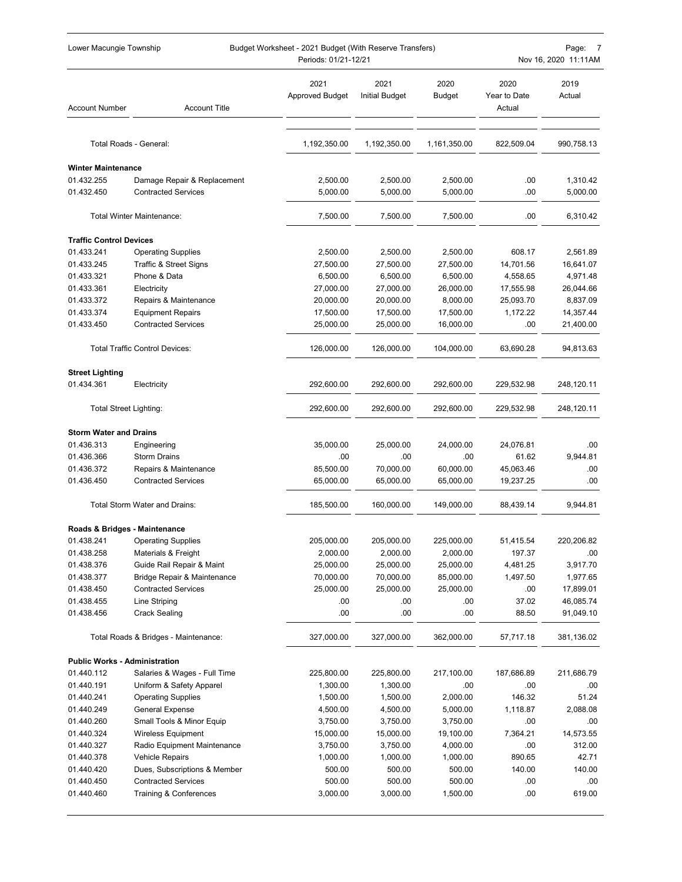| Account Number | Account Title | 2021 Approved Budget | 2021 Initial Budget | 2020 Budget | 2020 Year to Date Actual | 2019 Actual |
|---|---|---|---|---|---|---|
| | Total Roads - General: | 1,192,350.00 | 1,192,350.00 | 1,161,350.00 | 822,509.04 | 990,758.13 |
| **Winter Maintenance** | | | | | | |
| 01.432.255 | Damage Repair & Replacement | 2,500.00 | 2,500.00 | 2,500.00 | .00 | 1,310.42 |
| 01.432.450 | Contracted Services | 5,000.00 | 5,000.00 | 5,000.00 | .00 | 5,000.00 |
| | Total Winter Maintenance: | 7,500.00 | 7,500.00 | 7,500.00 | .00 | 6,310.42 |
| **Traffic Control Devices** | | | | | | |
| 01.433.241 | Operating Supplies | 2,500.00 | 2,500.00 | 2,500.00 | 608.17 | 2,561.89 |
| 01.433.245 | Traffic & Street Signs | 27,500.00 | 27,500.00 | 27,500.00 | 14,701.56 | 16,641.07 |
| 01.433.321 | Phone & Data | 6,500.00 | 6,500.00 | 6,500.00 | 4,558.65 | 4,971.48 |
| 01.433.361 | Electricity | 27,000.00 | 27,000.00 | 26,000.00 | 17,555.98 | 26,044.66 |
| 01.433.372 | Repairs & Maintenance | 20,000.00 | 20,000.00 | 8,000.00 | 25,093.70 | 8,837.09 |
| 01.433.374 | Equipment Repairs | 17,500.00 | 17,500.00 | 17,500.00 | 1,172.22 | 14,357.44 |
| 01.433.450 | Contracted Services | 25,000.00 | 25,000.00 | 16,000.00 | .00 | 21,400.00 |
| | Total Traffic Control Devices: | 126,000.00 | 126,000.00 | 104,000.00 | 63,690.28 | 94,813.63 |
| **Street Lighting** | | | | | | |
| 01.434.361 | Electricity | 292,600.00 | 292,600.00 | 292,600.00 | 229,532.98 | 248,120.11 |
| | Total Street Lighting: | 292,600.00 | 292,600.00 | 292,600.00 | 229,532.98 | 248,120.11 |
| **Storm Water and Drains** | | | | | | |
| 01.436.313 | Engineering | 35,000.00 | 25,000.00 | 24,000.00 | 24,076.81 | .00 |
| 01.436.366 | Storm Drains | .00 | .00 | .00 | 61.62 | 9,944.81 |
| 01.436.372 | Repairs & Maintenance | 85,500.00 | 70,000.00 | 60,000.00 | 45,063.46 | .00 |
| 01.436.450 | Contracted Services | 65,000.00 | 65,000.00 | 65,000.00 | 19,237.25 | .00 |
| | Total Storm Water and Drains: | 185,500.00 | 160,000.00 | 149,000.00 | 88,439.14 | 9,944.81 |
| **Roads & Bridges - Maintenance** | | | | | | |
| 01.438.241 | Operating Supplies | 205,000.00 | 205,000.00 | 225,000.00 | 51,415.54 | 220,206.82 |
| 01.438.258 | Materials & Freight | 2,000.00 | 2,000.00 | 2,000.00 | 197.37 | .00 |
| 01.438.376 | Guide Rail Repair & Maint | 25,000.00 | 25,000.00 | 25,000.00 | 4,481.25 | 3,917.70 |
| 01.438.377 | Bridge Repair & Maintenance | 70,000.00 | 70,000.00 | 85,000.00 | 1,497.50 | 1,977.65 |
| 01.438.450 | Contracted Services | 25,000.00 | 25,000.00 | 25,000.00 | .00 | 17,899.01 |
| 01.438.455 | Line Striping | .00 | .00 | .00 | 37.02 | 46,085.74 |
| 01.438.456 | Crack Sealing | .00 | .00 | .00 | 88.50 | 91,049.10 |
| | Total Roads & Bridges - Maintenance: | 327,000.00 | 327,000.00 | 362,000.00 | 57,717.18 | 381,136.02 |
| **Public Works - Administration** | | | | | | |
| 01.440.112 | Salaries & Wages - Full Time | 225,800.00 | 225,800.00 | 217,100.00 | 187,686.89 | 211,686.79 |
| 01.440.191 | Uniform & Safety Apparel | 1,300.00 | 1,300.00 | .00 | .00 | .00 |
| 01.440.241 | Operating Supplies | 1,500.00 | 1,500.00 | 2,000.00 | 146.32 | 51.24 |
| 01.440.249 | General Expense | 4,500.00 | 4,500.00 | 5,000.00 | 1,118.87 | 2,088.08 |
| 01.440.260 | Small Tools & Minor Equip | 3,750.00 | 3,750.00 | 3,750.00 | .00 | .00 |
| 01.440.324 | Wireless Equipment | 15,000.00 | 15,000.00 | 19,100.00 | 7,364.21 | 14,573.55 |
| 01.440.327 | Radio Equipment Maintenance | 3,750.00 | 3,750.00 | 4,000.00 | .00 | 312.00 |
| 01.440.378 | Vehicle Repairs | 1,000.00 | 1,000.00 | 1,000.00 | 890.65 | 42.71 |
| 01.440.420 | Dues, Subscriptions & Member | 500.00 | 500.00 | 500.00 | 140.00 | 140.00 |
| 01.440.450 | Contracted Services | 500.00 | 500.00 | 500.00 | .00 | .00 |
| 01.440.460 | Training & Conferences | 3,000.00 | 3,000.00 | 1,500.00 | .00 | 619.00 |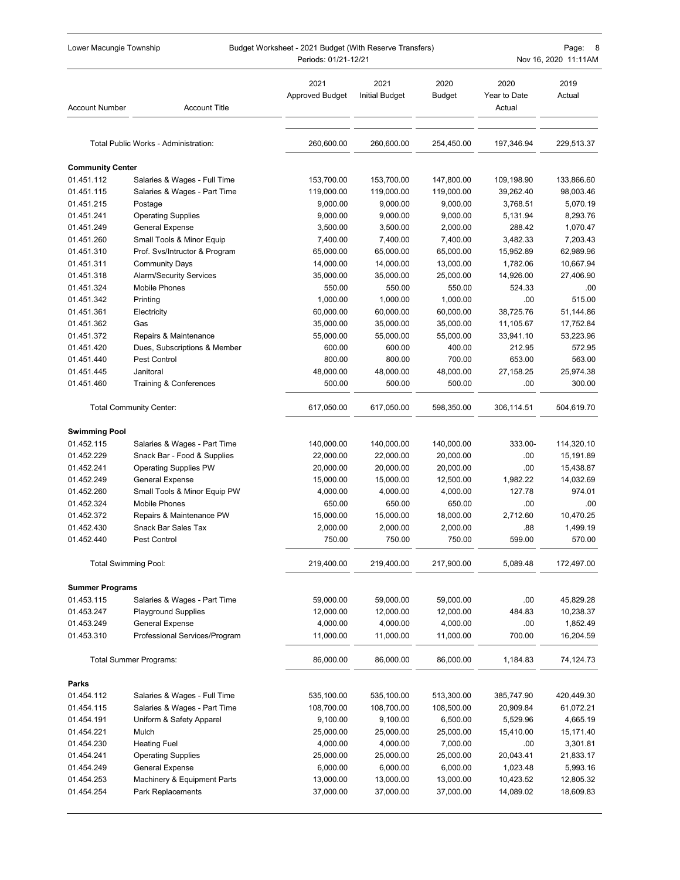| Account Number | Account Title | 2021 Approved Budget | 2021 Initial Budget | 2020 Budget | 2020 Year to Date Actual | 2019 Actual |
|---|---|---|---|---|---|---|
| | Total Public Works - Administration: | 260,600.00 | 260,600.00 | 254,450.00 | 197,346.94 | 229,513.37 |
| **Community Center** | | | | | | |
| 01.451.112 | Salaries & Wages - Full Time | 153,700.00 | 153,700.00 | 147,800.00 | 109,198.90 | 133,866.60 |
| 01.451.115 | Salaries & Wages - Part Time | 119,000.00 | 119,000.00 | 119,000.00 | 39,262.40 | 98,003.46 |
| 01.451.215 | Postage | 9,000.00 | 9,000.00 | 9,000.00 | 3,768.51 | 5,070.19 |
| 01.451.241 | Operating Supplies | 9,000.00 | 9,000.00 | 9,000.00 | 5,131.94 | 8,293.76 |
| 01.451.249 | General Expense | 3,500.00 | 3,500.00 | 2,000.00 | 288.42 | 1,070.47 |
| 01.451.260 | Small Tools & Minor Equip | 7,400.00 | 7,400.00 | 7,400.00 | 3,482.33 | 7,203.43 |
| 01.451.310 | Prof. Svs/Intructor & Program | 65,000.00 | 65,000.00 | 65,000.00 | 15,952.89 | 62,989.96 |
| 01.451.311 | Community Days | 14,000.00 | 14,000.00 | 13,000.00 | 1,782.06 | 10,667.94 |
| 01.451.318 | Alarm/Security Services | 35,000.00 | 35,000.00 | 25,000.00 | 14,926.00 | 27,406.90 |
| 01.451.324 | Mobile Phones | 550.00 | 550.00 | 550.00 | 524.33 | .00 |
| 01.451.342 | Printing | 1,000.00 | 1,000.00 | 1,000.00 | .00 | 515.00 |
| 01.451.361 | Electricity | 60,000.00 | 60,000.00 | 60,000.00 | 38,725.76 | 51,144.86 |
| 01.451.362 | Gas | 35,000.00 | 35,000.00 | 35,000.00 | 11,105.67 | 17,752.84 |
| 01.451.372 | Repairs & Maintenance | 55,000.00 | 55,000.00 | 55,000.00 | 33,941.10 | 53,223.96 |
| 01.451.420 | Dues, Subscriptions & Member | 600.00 | 600.00 | 400.00 | 212.95 | 572.95 |
| 01.451.440 | Pest Control | 800.00 | 800.00 | 700.00 | 653.00 | 563.00 |
| 01.451.445 | Janitoral | 48,000.00 | 48,000.00 | 48,000.00 | 27,158.25 | 25,974.38 |
| 01.451.460 | Training & Conferences | 500.00 | 500.00 | 500.00 | .00 | 300.00 |
| | Total Community Center: | 617,050.00 | 617,050.00 | 598,350.00 | 306,114.51 | 504,619.70 |
| **Swimming Pool** | | | | | | |
| 01.452.115 | Salaries & Wages - Part Time | 140,000.00 | 140,000.00 | 140,000.00 | 333.00- | 114,320.10 |
| 01.452.229 | Snack Bar - Food & Supplies | 22,000.00 | 22,000.00 | 20,000.00 | .00 | 15,191.89 |
| 01.452.241 | Operating Supplies PW | 20,000.00 | 20,000.00 | 20,000.00 | .00 | 15,438.87 |
| 01.452.249 | General Expense | 15,000.00 | 15,000.00 | 12,500.00 | 1,982.22 | 14,032.69 |
| 01.452.260 | Small Tools & Minor Equip PW | 4,000.00 | 4,000.00 | 4,000.00 | 127.78 | 974.01 |
| 01.452.324 | Mobile Phones | 650.00 | 650.00 | 650.00 | .00 | .00 |
| 01.452.372 | Repairs & Maintenance PW | 15,000.00 | 15,000.00 | 18,000.00 | 2,712.60 | 10,470.25 |
| 01.452.430 | Snack Bar Sales Tax | 2,000.00 | 2,000.00 | 2,000.00 | .88 | 1,499.19 |
| 01.452.440 | Pest Control | 750.00 | 750.00 | 750.00 | 599.00 | 570.00 |
| | Total Swimming Pool: | 219,400.00 | 219,400.00 | 217,900.00 | 5,089.48 | 172,497.00 |
| **Summer Programs** | | | | | | |
| 01.453.115 | Salaries & Wages - Part Time | 59,000.00 | 59,000.00 | 59,000.00 | .00 | 45,829.28 |
| 01.453.247 | Playground Supplies | 12,000.00 | 12,000.00 | 12,000.00 | 484.83 | 10,238.37 |
| 01.453.249 | General Expense | 4,000.00 | 4,000.00 | 4,000.00 | .00 | 1,852.49 |
| 01.453.310 | Professional Services/Program | 11,000.00 | 11,000.00 | 11,000.00 | 700.00 | 16,204.59 |
| | Total Summer Programs: | 86,000.00 | 86,000.00 | 86,000.00 | 1,184.83 | 74,124.73 |
| **Parks** | | | | | | |
| 01.454.112 | Salaries & Wages - Full Time | 535,100.00 | 535,100.00 | 513,300.00 | 385,747.90 | 420,449.30 |
| 01.454.115 | Salaries & Wages - Part Time | 108,700.00 | 108,700.00 | 108,500.00 | 20,909.84 | 61,072.21 |
| 01.454.191 | Uniform & Safety Apparel | 9,100.00 | 9,100.00 | 6,500.00 | 5,529.96 | 4,665.19 |
| 01.454.221 | Mulch | 25,000.00 | 25,000.00 | 25,000.00 | 15,410.00 | 15,171.40 |
| 01.454.230 | Heating Fuel | 4,000.00 | 4,000.00 | 7,000.00 | .00 | 3,301.81 |
| 01.454.241 | Operating Supplies | 25,000.00 | 25,000.00 | 25,000.00 | 20,043.41 | 21,833.17 |
| 01.454.249 | General Expense | 6,000.00 | 6,000.00 | 6,000.00 | 1,023.48 | 5,993.16 |
| 01.454.253 | Machinery & Equipment Parts | 13,000.00 | 13,000.00 | 13,000.00 | 10,423.52 | 12,805.32 |
| 01.454.254 | Park Replacements | 37,000.00 | 37,000.00 | 37,000.00 | 14,089.02 | 18,609.83 |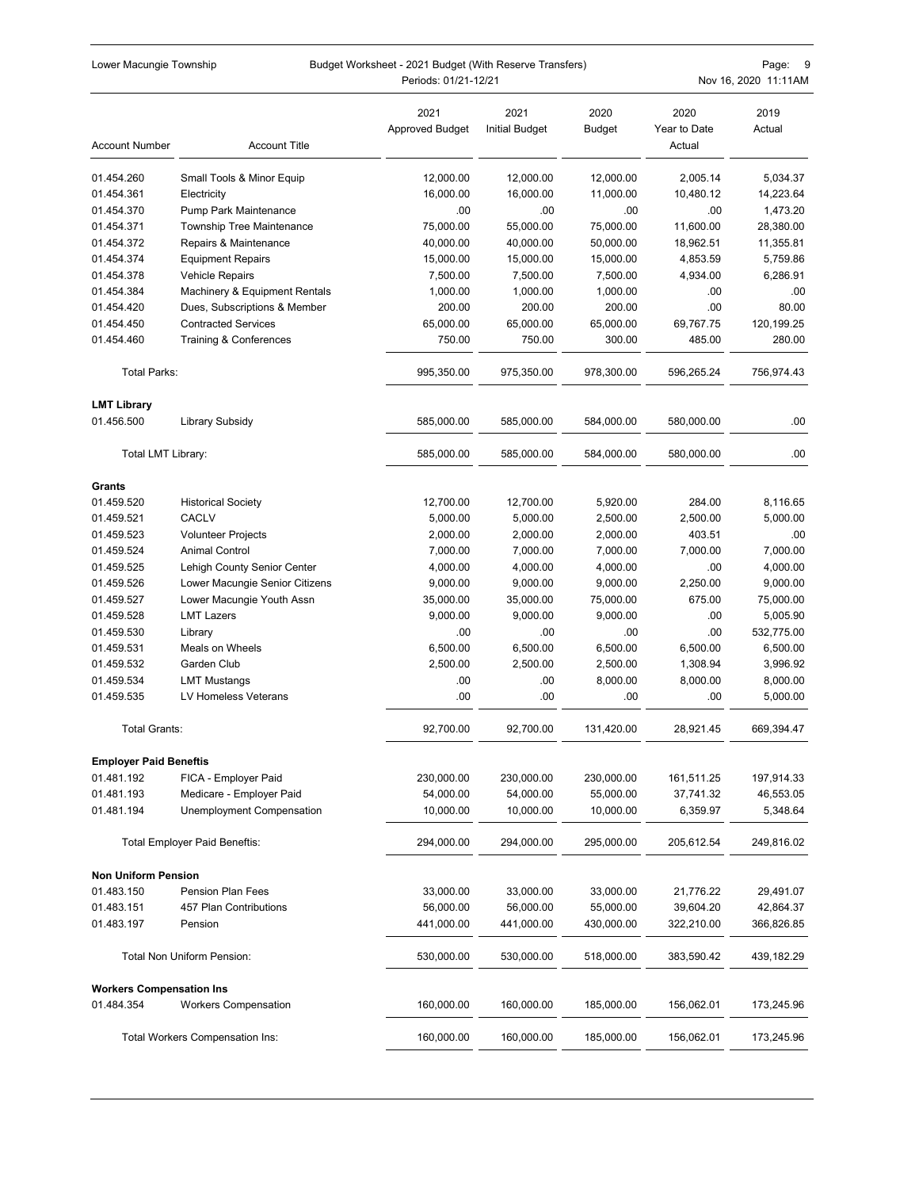| Account Number | Account Title | 2021 Approved Budget | 2021 Initial Budget | 2020 Budget | 2020 Year to Date Actual | 2019 Actual |
|---|---|---|---|---|---|---|
| 01.454.260 | Small Tools & Minor Equip | 12,000.00 | 12,000.00 | 12,000.00 | 2,005.14 | 5,034.37 |
| 01.454.361 | Electricity | 16,000.00 | 16,000.00 | 11,000.00 | 10,480.12 | 14,223.64 |
| 01.454.370 | Pump Park Maintenance | .00 | .00 | .00 | .00 | 1,473.20 |
| 01.454.371 | Township Tree Maintenance | 75,000.00 | 55,000.00 | 75,000.00 | 11,600.00 | 28,380.00 |
| 01.454.372 | Repairs & Maintenance | 40,000.00 | 40,000.00 | 50,000.00 | 18,962.51 | 11,355.81 |
| 01.454.374 | Equipment Repairs | 15,000.00 | 15,000.00 | 15,000.00 | 4,853.59 | 5,759.86 |
| 01.454.378 | Vehicle Repairs | 7,500.00 | 7,500.00 | 7,500.00 | 4,934.00 | 6,286.91 |
| 01.454.384 | Machinery & Equipment Rentals | 1,000.00 | 1,000.00 | 1,000.00 | .00 | .00 |
| 01.454.420 | Dues, Subscriptions & Member | 200.00 | 200.00 | 200.00 | .00 | 80.00 |
| 01.454.450 | Contracted Services | 65,000.00 | 65,000.00 | 65,000.00 | 69,767.75 | 120,199.25 |
| 01.454.460 | Training & Conferences | 750.00 | 750.00 | 300.00 | 485.00 | 280.00 |
| Total Parks: | | 995,350.00 | 975,350.00 | 978,300.00 | 596,265.24 | 756,974.43 |
| **LMT Library** | | | | | | |
| 01.456.500 | Library Subsidy | 585,000.00 | 585,000.00 | 584,000.00 | 580,000.00 | .00 |
| Total LMT Library: | | 585,000.00 | 585,000.00 | 584,000.00 | 580,000.00 | .00 |
| **Grants** | | | | | | |
| 01.459.520 | Historical Society | 12,700.00 | 12,700.00 | 5,920.00 | 284.00 | 8,116.65 |
| 01.459.521 | CACLV | 5,000.00 | 5,000.00 | 2,500.00 | 2,500.00 | 5,000.00 |
| 01.459.523 | Volunteer Projects | 2,000.00 | 2,000.00 | 2,000.00 | 403.51 | .00 |
| 01.459.524 | Animal Control | 7,000.00 | 7,000.00 | 7,000.00 | 7,000.00 | 7,000.00 |
| 01.459.525 | Lehigh County Senior Center | 4,000.00 | 4,000.00 | 4,000.00 | .00 | 4,000.00 |
| 01.459.526 | Lower Macungie Senior Citizens | 9,000.00 | 9,000.00 | 9,000.00 | 2,250.00 | 9,000.00 |
| 01.459.527 | Lower Macungie Youth Assn | 35,000.00 | 35,000.00 | 75,000.00 | 675.00 | 75,000.00 |
| 01.459.528 | LMT Lazers | 9,000.00 | 9,000.00 | 9,000.00 | .00 | 5,005.90 |
| 01.459.530 | Library | .00 | .00 | .00 | .00 | 532,775.00 |
| 01.459.531 | Meals on Wheels | 6,500.00 | 6,500.00 | 6,500.00 | 6,500.00 | 6,500.00 |
| 01.459.532 | Garden Club | 2,500.00 | 2,500.00 | 2,500.00 | 1,308.94 | 3,996.92 |
| 01.459.534 | LMT Mustangs | .00 | .00 | 8,000.00 | 8,000.00 | 8,000.00 |
| 01.459.535 | LV Homeless Veterans | .00 | .00 | .00 | .00 | 5,000.00 |
| Total Grants: | | 92,700.00 | 92,700.00 | 131,420.00 | 28,921.45 | 669,394.47 |
| **Employer Paid Benefits** | | | | | | |
| 01.481.192 | FICA - Employer Paid | 230,000.00 | 230,000.00 | 230,000.00 | 161,511.25 | 197,914.33 |
| 01.481.193 | Medicare - Employer Paid | 54,000.00 | 54,000.00 | 55,000.00 | 37,741.32 | 46,553.05 |
| 01.481.194 | Unemployment Compensation | 10,000.00 | 10,000.00 | 10,000.00 | 6,359.97 | 5,348.64 |
| Total Employer Paid Benefits: | | 294,000.00 | 294,000.00 | 295,000.00 | 205,612.54 | 249,816.02 |
| **Non Uniform Pension** | | | | | | |
| 01.483.150 | Pension Plan Fees | 33,000.00 | 33,000.00 | 33,000.00 | 21,776.22 | 29,491.07 |
| 01.483.151 | 457 Plan Contributions | 56,000.00 | 56,000.00 | 55,000.00 | 39,604.20 | 42,864.37 |
| 01.483.197 | Pension | 441,000.00 | 441,000.00 | 430,000.00 | 322,210.00 | 366,826.85 |
| Total Non Uniform Pension: | | 530,000.00 | 530,000.00 | 518,000.00 | 383,590.42 | 439,182.29 |
| **Workers Compensation Ins** | | | | | | |
| 01.484.354 | Workers Compensation | 160,000.00 | 160,000.00 | 185,000.00 | 156,062.01 | 173,245.96 |
| Total Workers Compensation Ins: | | 160,000.00 | 160,000.00 | 185,000.00 | 156,062.01 | 173,245.96 |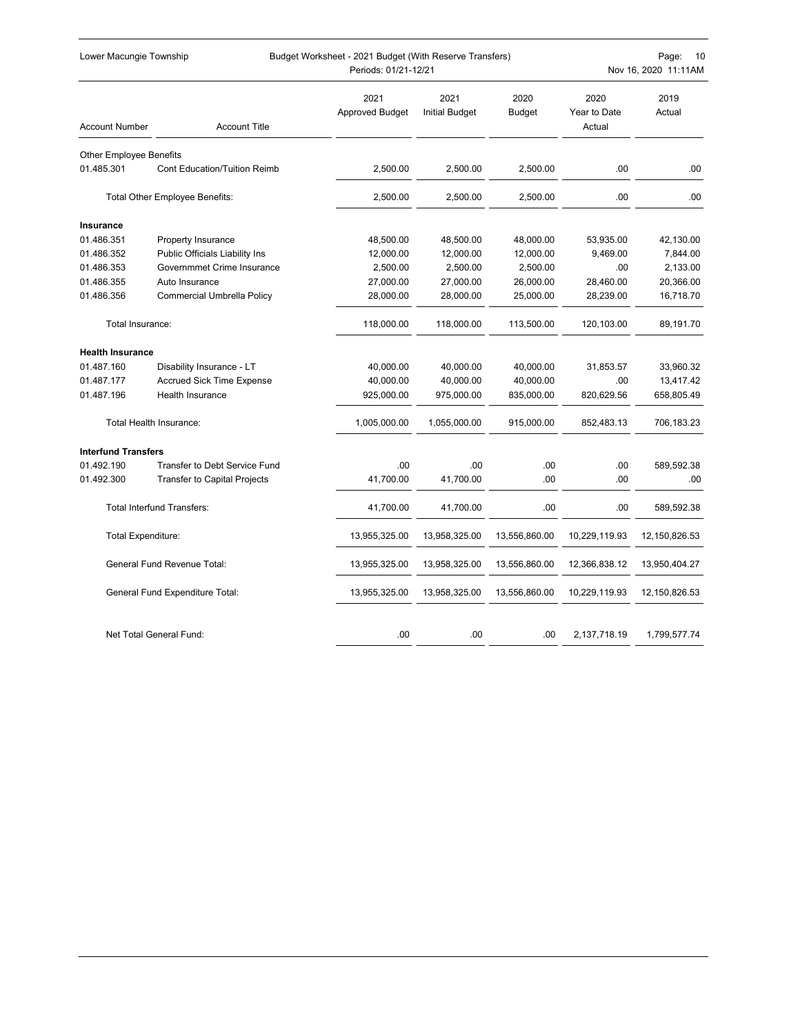| Account Number | Account Title | 2021 Approved Budget | 2021 Initial Budget | 2020 Budget | 2020 Year to Date Actual | 2019 Actual |
|---|---|---|---|---|---|---|
| Other Employee Benefits | | | | | | |
| 01.485.301 | Cont Education/Tuition Reimb | 2,500.00 | 2,500.00 | 2,500.00 | .00 | .00 |
| | Total Other Employee Benefits: | 2,500.00 | 2,500.00 | 2,500.00 | .00 | .00 |
| **Insurance** | | | | | | |
| 01.486.351 | Property Insurance | 48,500.00 | 48,500.00 | 48,000.00 | 53,935.00 | 42,130.00 |
| 01.486.352 | Public Officials Liability Ins | 12,000.00 | 12,000.00 | 12,000.00 | 9,469.00 | 7,844.00 |
| 01.486.353 | Governmmet Crime Insurance | 2,500.00 | 2,500.00 | 2,500.00 | .00 | 2,133.00 |
| 01.486.355 | Auto Insurance | 27,000.00 | 27,000.00 | 26,000.00 | 28,460.00 | 20,366.00 |
| 01.486.356 | Commercial Umbrella Policy | 28,000.00 | 28,000.00 | 25,000.00 | 28,239.00 | 16,718.70 |
| | Total Insurance: | 118,000.00 | 118,000.00 | 113,500.00 | 120,103.00 | 89,191.70 |
| **Health Insurance** | | | | | | |
| 01.487.160 | Disability Insurance - LT | 40,000.00 | 40,000.00 | 40,000.00 | 31,853.57 | 33,960.32 |
| 01.487.177 | Accrued Sick Time Expense | 40,000.00 | 40,000.00 | 40,000.00 | .00 | 13,417.42 |
| 01.487.196 | Health Insurance | 925,000.00 | 975,000.00 | 835,000.00 | 820,629.56 | 658,805.49 |
| | Total Health Insurance: | 1,005,000.00 | 1,055,000.00 | 915,000.00 | 852,483.13 | 706,183.23 |
| **Interfund Transfers** | | | | | | |
| 01.492.190 | Transfer to Debt Service Fund | .00 | .00 | .00 | .00 | 589,592.38 |
| 01.492.300 | Transfer to Capital Projects | 41,700.00 | 41,700.00 | .00 | .00 | .00 |
| | Total Interfund Transfers: | 41,700.00 | 41,700.00 | .00 | .00 | 589,592.38 |
| | Total Expenditure: | 13,955,325.00 | 13,958,325.00 | 13,556,860.00 | 10,229,119.93 | 12,150,826.53 |
| | General Fund Revenue Total: | 13,955,325.00 | 13,958,325.00 | 13,556,860.00 | 12,366,838.12 | 13,950,404.27 |
| | General Fund Expenditure Total: | 13,955,325.00 | 13,958,325.00 | 13,556,860.00 | 10,229,119.93 | 12,150,826.53 |
| | Net Total General Fund: | .00 | .00 | .00 | 2,137,718.19 | 1,799,577.74 |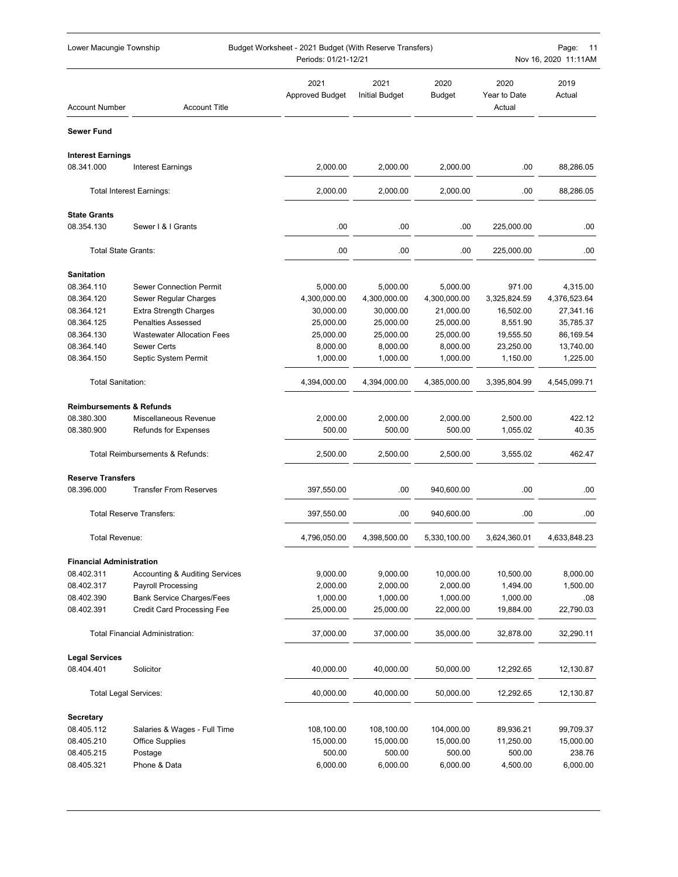| Account Number | Account Title | 2021 Approved Budget | 2021 Initial Budget | 2020 Budget | 2020 Year to Date Actual | 2019 Actual |
|---|---|---|---|---|---|---|
| **Sewer Fund** | | | | | | |
| **Interest Earnings** | | | | | | |
| 08.341.000 | Interest Earnings | 2,000.00 | 2,000.00 | 2,000.00 | .00 | 88,286.05 |
| | Total Interest Earnings: | 2,000.00 | 2,000.00 | 2,000.00 | .00 | 88,286.05 |
| **State Grants** | | | | | | |
| 08.354.130 | Sewer I & I Grants | .00 | .00 | .00 | 225,000.00 | .00 |
| | Total State Grants: | .00 | .00 | .00 | 225,000.00 | .00 |
| **Sanitation** | | | | | | |
| 08.364.110 | Sewer Connection Permit | 5,000.00 | 5,000.00 | 5,000.00 | 971.00 | 4,315.00 |
| 08.364.120 | Sewer Regular Charges | 4,300,000.00 | 4,300,000.00 | 4,300,000.00 | 3,325,824.59 | 4,376,523.64 |
| 08.364.121 | Extra Strength Charges | 30,000.00 | 30,000.00 | 21,000.00 | 16,502.00 | 27,341.16 |
| 08.364.125 | Penalties Assessed | 25,000.00 | 25,000.00 | 25,000.00 | 8,551.90 | 35,785.37 |
| 08.364.130 | Wastewater Allocation Fees | 25,000.00 | 25,000.00 | 25,000.00 | 19,555.50 | 86,169.54 |
| 08.364.140 | Sewer Certs | 8,000.00 | 8,000.00 | 8,000.00 | 23,250.00 | 13,740.00 |
| 08.364.150 | Septic System Permit | 1,000.00 | 1,000.00 | 1,000.00 | 1,150.00 | 1,225.00 |
| | Total Sanitation: | 4,394,000.00 | 4,394,000.00 | 4,385,000.00 | 3,395,804.99 | 4,545,099.71 |
| **Reimbursements & Refunds** | | | | | | |
| 08.380.300 | Miscellaneous Revenue | 2,000.00 | 2,000.00 | 2,000.00 | 2,500.00 | 422.12 |
| 08.380.900 | Refunds for Expenses | 500.00 | 500.00 | 500.00 | 1,055.02 | 40.35 |
| | Total Reimbursements & Refunds: | 2,500.00 | 2,500.00 | 2,500.00 | 3,555.02 | 462.47 |
| **Reserve Transfers** | | | | | | |
| 08.396.000 | Transfer From Reserves | 397,550.00 | .00 | 940,600.00 | .00 | .00 |
| | Total Reserve Transfers: | 397,550.00 | .00 | 940,600.00 | .00 | .00 |
| | Total Revenue: | 4,796,050.00 | 4,398,500.00 | 5,330,100.00 | 3,624,360.01 | 4,633,848.23 |
| **Financial Administration** | | | | | | |
| 08.402.311 | Accounting & Auditing Services | 9,000.00 | 9,000.00 | 10,000.00 | 10,500.00 | 8,000.00 |
| 08.402.317 | Payroll Processing | 2,000.00 | 2,000.00 | 2,000.00 | 1,494.00 | 1,500.00 |
| 08.402.390 | Bank Service Charges/Fees | 1,000.00 | 1,000.00 | 1,000.00 | 1,000.00 | .08 |
| 08.402.391 | Credit Card Processing Fee | 25,000.00 | 25,000.00 | 22,000.00 | 19,884.00 | 22,790.03 |
| | Total Financial Administration: | 37,000.00 | 37,000.00 | 35,000.00 | 32,878.00 | 32,290.11 |
| **Legal Services** | | | | | | |
| 08.404.401 | Solicitor | 40,000.00 | 40,000.00 | 50,000.00 | 12,292.65 | 12,130.87 |
| | Total Legal Services: | 40,000.00 | 40,000.00 | 50,000.00 | 12,292.65 | 12,130.87 |
| **Secretary** | | | | | | |
| 08.405.112 | Salaries & Wages - Full Time | 108,100.00 | 108,100.00 | 104,000.00 | 89,936.21 | 99,709.37 |
| 08.405.210 | Office Supplies | 15,000.00 | 15,000.00 | 15,000.00 | 11,250.00 | 15,000.00 |
| 08.405.215 | Postage | 500.00 | 500.00 | 500.00 | 500.00 | 238.76 |
| 08.405.321 | Phone & Data | 6,000.00 | 6,000.00 | 6,000.00 | 4,500.00 | 6,000.00 |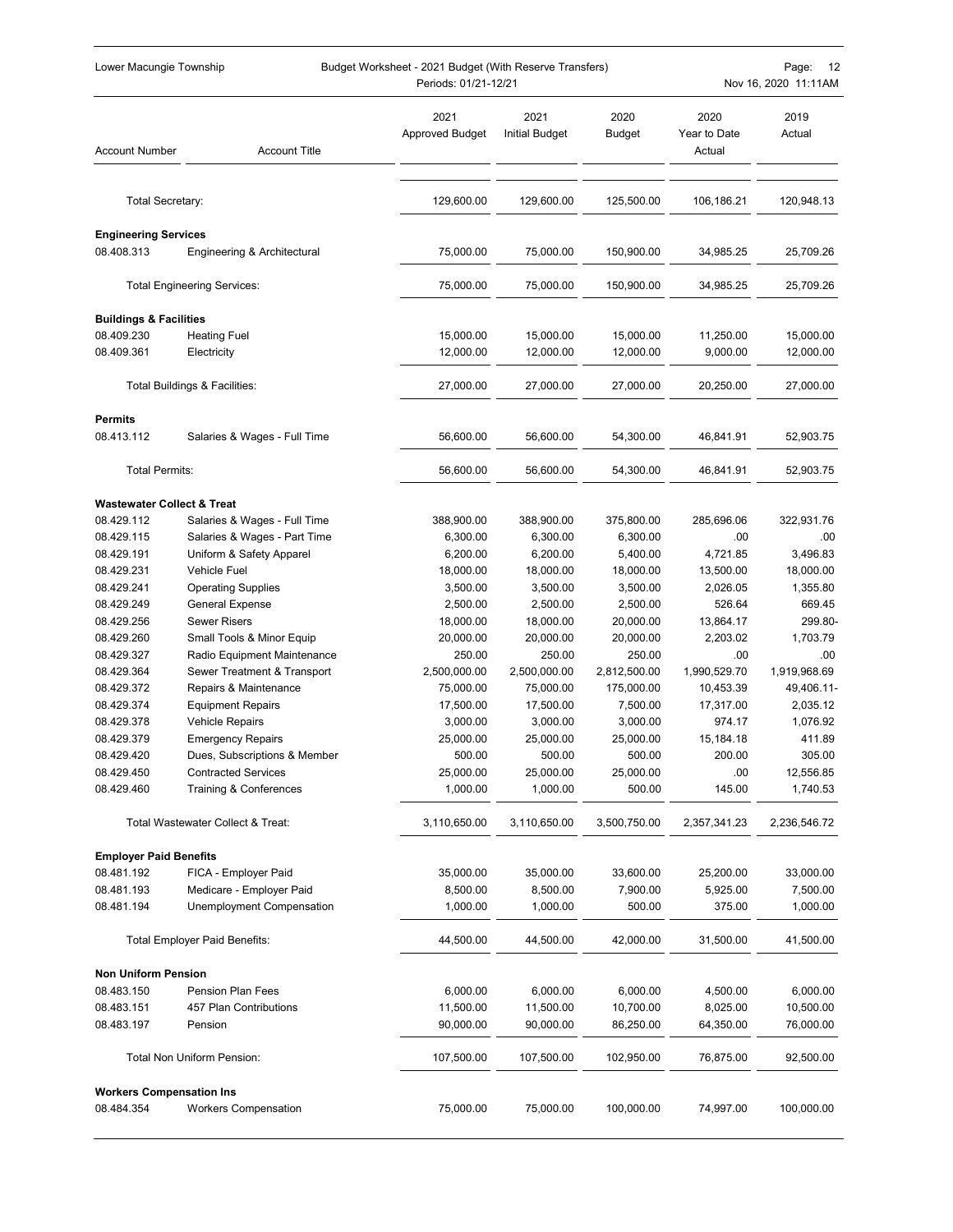| Account Number | Account Title | 2021 Approved Budget | 2021 Initial Budget | 2020 Budget | 2020 Year to Date Actual | 2019 Actual |
|---|---|---|---|---|---|---|
| Total Secretary: | | 129,600.00 | 129,600.00 | 125,500.00 | 106,186.21 | 120,948.13 |
| **Engineering Services** | | | | | | |
| 08.408.313 | Engineering & Architectural | 75,000.00 | 75,000.00 | 150,900.00 | 34,985.25 | 25,709.26 |
| | Total Engineering Services: | 75,000.00 | 75,000.00 | 150,900.00 | 34,985.25 | 25,709.26 |
| **Buildings & Facilities** | | | | | | |
| 08.409.230 | Heating Fuel | 15,000.00 | 15,000.00 | 15,000.00 | 11,250.00 | 15,000.00 |
| 08.409.361 | Electricity | 12,000.00 | 12,000.00 | 12,000.00 | 9,000.00 | 12,000.00 |
| | Total Buildings & Facilities: | 27,000.00 | 27,000.00 | 27,000.00 | 20,250.00 | 27,000.00 |
| **Permits** | | | | | | |
| 08.413.112 | Salaries & Wages - Full Time | 56,600.00 | 56,600.00 | 54,300.00 | 46,841.91 | 52,903.75 |
| Total Permits: | | 56,600.00 | 56,600.00 | 54,300.00 | 46,841.91 | 52,903.75 |
| **Wastewater Collect & Treat** | | | | | | |
| 08.429.112 | Salaries & Wages - Full Time | 388,900.00 | 388,900.00 | 375,800.00 | 285,696.06 | 322,931.76 |
| 08.429.115 | Salaries & Wages - Part Time | 6,300.00 | 6,300.00 | 6,300.00 | .00 | .00 |
| 08.429.191 | Uniform & Safety Apparel | 6,200.00 | 6,200.00 | 5,400.00 | 4,721.85 | 3,496.83 |
| 08.429.231 | Vehicle Fuel | 18,000.00 | 18,000.00 | 18,000.00 | 13,500.00 | 18,000.00 |
| 08.429.241 | Operating Supplies | 3,500.00 | 3,500.00 | 3,500.00 | 2,026.05 | 1,355.80 |
| 08.429.249 | General Expense | 2,500.00 | 2,500.00 | 2,500.00 | 526.64 | 669.45 |
| 08.429.256 | Sewer Risers | 18,000.00 | 18,000.00 | 20,000.00 | 13,864.17 | 299.80- |
| 08.429.260 | Small Tools & Minor Equip | 20,000.00 | 20,000.00 | 20,000.00 | 2,203.02 | 1,703.79 |
| 08.429.327 | Radio Equipment Maintenance | 250.00 | 250.00 | 250.00 | .00 | .00 |
| 08.429.364 | Sewer Treatment & Transport | 2,500,000.00 | 2,500,000.00 | 2,812,500.00 | 1,990,529.70 | 1,919,968.69 |
| 08.429.372 | Repairs & Maintenance | 75,000.00 | 75,000.00 | 175,000.00 | 10,453.39 | 49,406.11- |
| 08.429.374 | Equipment Repairs | 17,500.00 | 17,500.00 | 7,500.00 | 17,317.00 | 2,035.12 |
| 08.429.378 | Vehicle Repairs | 3,000.00 | 3,000.00 | 3,000.00 | 974.17 | 1,076.92 |
| 08.429.379 | Emergency Repairs | 25,000.00 | 25,000.00 | 25,000.00 | 15,184.18 | 411.89 |
| 08.429.420 | Dues, Subscriptions & Member | 500.00 | 500.00 | 500.00 | 200.00 | 305.00 |
| 08.429.450 | Contracted Services | 25,000.00 | 25,000.00 | 25,000.00 | .00 | 12,556.85 |
| 08.429.460 | Training & Conferences | 1,000.00 | 1,000.00 | 500.00 | 145.00 | 1,740.53 |
| | Total Wastewater Collect & Treat: | 3,110,650.00 | 3,110,650.00 | 3,500,750.00 | 2,357,341.23 | 2,236,546.72 |
| **Employer Paid Benefits** | | | | | | |
| 08.481.192 | FICA - Employer Paid | 35,000.00 | 35,000.00 | 33,600.00 | 25,200.00 | 33,000.00 |
| 08.481.193 | Medicare - Employer Paid | 8,500.00 | 8,500.00 | 7,900.00 | 5,925.00 | 7,500.00 |
| 08.481.194 | Unemployment Compensation | 1,000.00 | 1,000.00 | 500.00 | 375.00 | 1,000.00 |
| | Total Employer Paid Benefits: | 44,500.00 | 44,500.00 | 42,000.00 | 31,500.00 | 41,500.00 |
| **Non Uniform Pension** | | | | | | |
| 08.483.150 | Pension Plan Fees | 6,000.00 | 6,000.00 | 6,000.00 | 4,500.00 | 6,000.00 |
| 08.483.151 | 457 Plan Contributions | 11,500.00 | 11,500.00 | 10,700.00 | 8,025.00 | 10,500.00 |
| 08.483.197 | Pension | 90,000.00 | 90,000.00 | 86,250.00 | 64,350.00 | 76,000.00 |
| | Total Non Uniform Pension: | 107,500.00 | 107,500.00 | 102,950.00 | 76,875.00 | 92,500.00 |
| **Workers Compensation Ins** | | | | | | |
| 08.484.354 | Workers Compensation | 75,000.00 | 75,000.00 | 100,000.00 | 74,997.00 | 100,000.00 |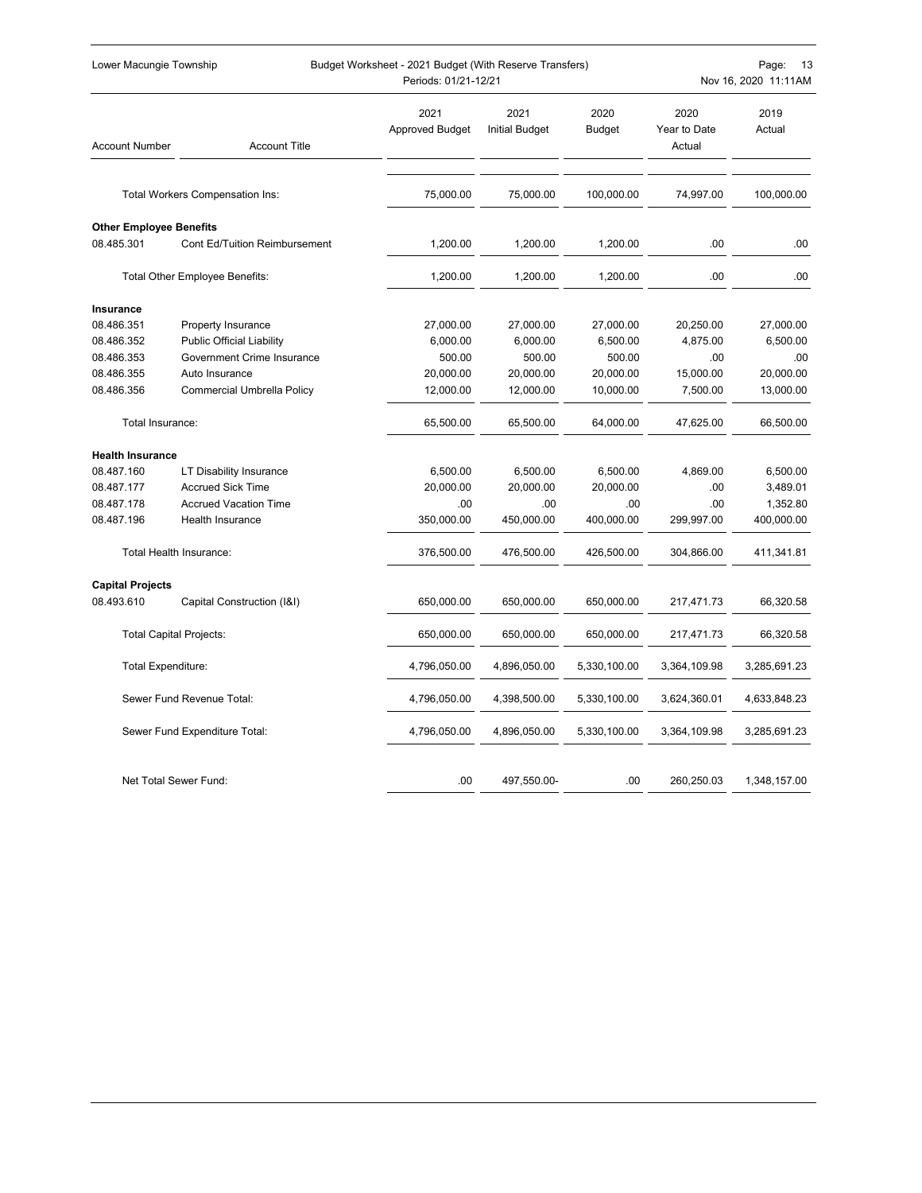| Account Number | Account Title | 2021 Approved Budget | 2021 Initial Budget | 2020 Budget | 2020 Year to Date Actual | 2019 Actual |
|---|---|---|---|---|---|---|
| | Total Workers Compensation Ins: | 75,000.00 | 75,000.00 | 100,000.00 | 74,997.00 | 100,000.00 |
| **Other Employee Benefits** | | | | | | |
| 08.485.301 | Cont Ed/Tuition Reimbursement | 1,200.00 | 1,200.00 | 1,200.00 | .00 | .00 |
| | Total Other Employee Benefits: | 1,200.00 | 1,200.00 | 1,200.00 | .00 | .00 |
| **Insurance** | | | | | | |
| 08.486.351 | Property Insurance | 27,000.00 | 27,000.00 | 27,000.00 | 20,250.00 | 27,000.00 |
| 08.486.352 | Public Official Liability | 6,000.00 | 6,000.00 | 6,500.00 | 4,875.00 | 6,500.00 |
| 08.486.353 | Government Crime Insurance | 500.00 | 500.00 | 500.00 | .00 | .00 |
| 08.486.355 | Auto Insurance | 20,000.00 | 20,000.00 | 20,000.00 | 15,000.00 | 20,000.00 |
| 08.486.356 | Commercial Umbrella Policy | 12,000.00 | 12,000.00 | 10,000.00 | 7,500.00 | 13,000.00 |
| | Total Insurance: | 65,500.00 | 65,500.00 | 64,000.00 | 47,625.00 | 66,500.00 |
| **Health Insurance** | | | | | | |
| 08.487.160 | LT Disability Insurance | 6,500.00 | 6,500.00 | 6,500.00 | 4,869.00 | 6,500.00 |
| 08.487.177 | Accrued Sick Time | 20,000.00 | 20,000.00 | 20,000.00 | .00 | 3,489.01 |
| 08.487.178 | Accrued Vacation Time | .00 | .00 | .00 | .00 | 1,352.80 |
| 08.487.196 | Health Insurance | 350,000.00 | 450,000.00 | 400,000.00 | 299,997.00 | 400,000.00 |
| | Total Health Insurance: | 376,500.00 | 476,500.00 | 426,500.00 | 304,866.00 | 411,341.81 |
| **Capital Projects** | | | | | | |
| 08.493.610 | Capital Construction (I&I) | 650,000.00 | 650,000.00 | 650,000.00 | 217,471.73 | 66,320.58 |
| | Total Capital Projects: | 650,000.00 | 650,000.00 | 650,000.00 | 217,471.73 | 66,320.58 |
| | Total Expenditure: | 4,796,050.00 | 4,896,050.00 | 5,330,100.00 | 3,364,109.98 | 3,285,691.23 |
| | Sewer Fund Revenue Total: | 4,796,050.00 | 4,398,500.00 | 5,330,100.00 | 3,624,360.01 | 4,633,848.23 |
| | Sewer Fund Expenditure Total: | 4,796,050.00 | 4,896,050.00 | 5,330,100.00 | 3,364,109.98 | 3,285,691.23 |
| | Net Total Sewer Fund: | .00 | 497,550.00- | .00 | 260,250.03 | 1,348,157.00 |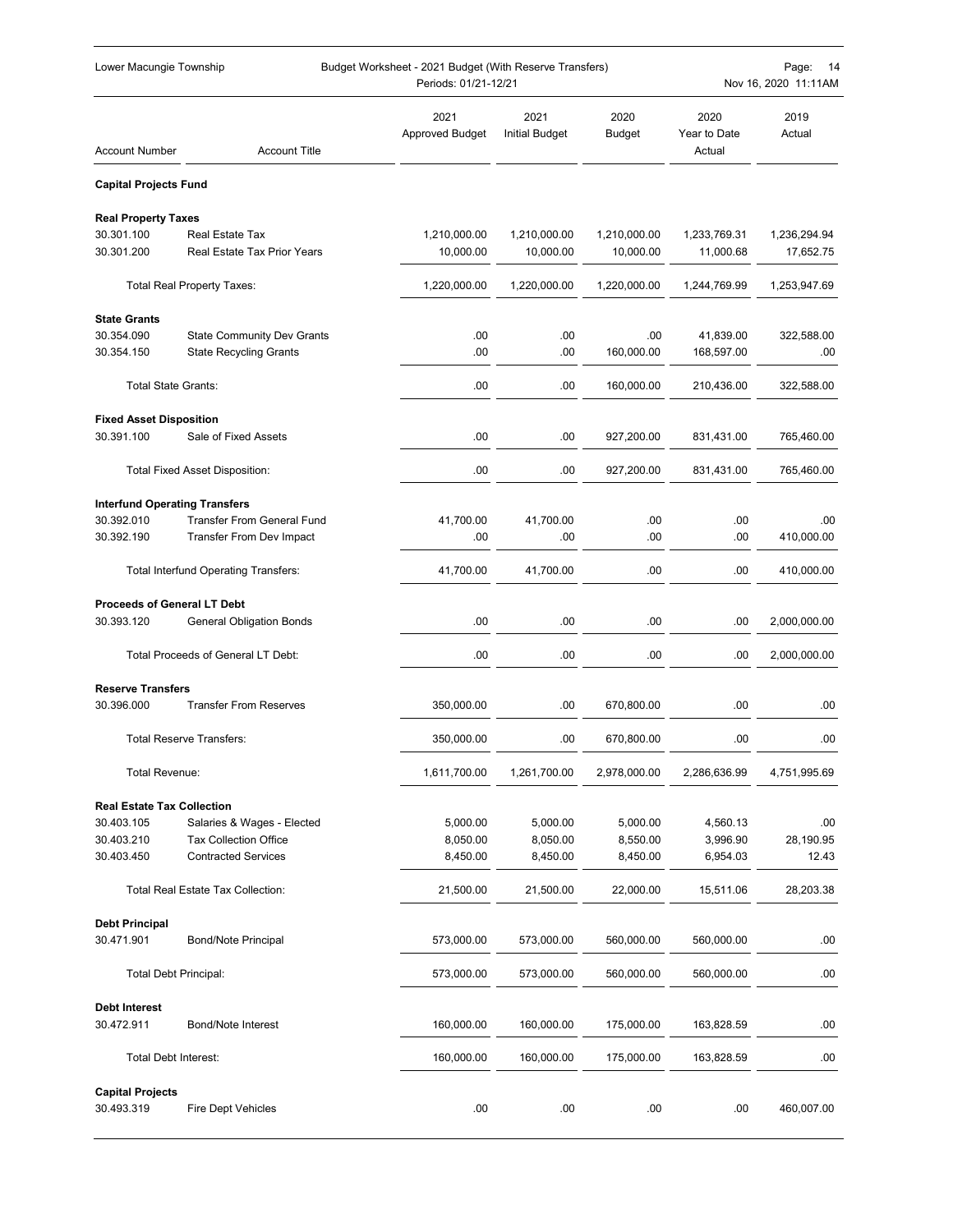Lower Macungie Township — Budget Worksheet - 2021 Budget (With Reserve Transfers) — Periods: 01/21-12/21

| Account Number | Account Title | 2021 Approved Budget | 2021 Initial Budget | 2020 Budget | 2020 Year to Date Actual | 2019 Actual |
|---|---|---|---|---|---|---|
| **Capital Projects Fund** | | | | | | |
| **Real Property Taxes** | | | | | | |
| 30.301.100 | Real Estate Tax | 1,210,000.00 | 1,210,000.00 | 1,210,000.00 | 1,233,769.31 | 1,236,294.94 |
| 30.301.200 | Real Estate Tax Prior Years | 10,000.00 | 10,000.00 | 10,000.00 | 11,000.68 | 17,652.75 |
| | Total Real Property Taxes: | 1,220,000.00 | 1,220,000.00 | 1,220,000.00 | 1,244,769.99 | 1,253,947.69 |
| **State Grants** | | | | | | |
| 30.354.090 | State Community Dev Grants | .00 | .00 | .00 | 41,839.00 | 322,588.00 |
| 30.354.150 | State Recycling Grants | .00 | .00 | 160,000.00 | 168,597.00 | .00 |
| | Total State Grants: | .00 | .00 | 160,000.00 | 210,436.00 | 322,588.00 |
| **Fixed Asset Disposition** | | | | | | |
| 30.391.100 | Sale of Fixed Assets | .00 | .00 | 927,200.00 | 831,431.00 | 765,460.00 |
| | Total Fixed Asset Disposition: | .00 | .00 | 927,200.00 | 831,431.00 | 765,460.00 |
| **Interfund Operating Transfers** | | | | | | |
| 30.392.010 | Transfer From General Fund | 41,700.00 | 41,700.00 | .00 | .00 | .00 |
| 30.392.190 | Transfer From Dev Impact | .00 | .00 | .00 | .00 | 410,000.00 |
| | Total Interfund Operating Transfers: | 41,700.00 | 41,700.00 | .00 | .00 | 410,000.00 |
| **Proceeds of General LT Debt** | | | | | | |
| 30.393.120 | General Obligation Bonds | .00 | .00 | .00 | .00 | 2,000,000.00 |
| | Total Proceeds of General LT Debt: | .00 | .00 | .00 | .00 | 2,000,000.00 |
| **Reserve Transfers** | | | | | | |
| 30.396.000 | Transfer From Reserves | 350,000.00 | .00 | 670,800.00 | .00 | .00 |
| | Total Reserve Transfers: | 350,000.00 | .00 | 670,800.00 | .00 | .00 |
| | Total Revenue: | 1,611,700.00 | 1,261,700.00 | 2,978,000.00 | 2,286,636.99 | 4,751,995.69 |
| **Real Estate Tax Collection** | | | | | | |
| 30.403.105 | Salaries & Wages - Elected | 5,000.00 | 5,000.00 | 5,000.00 | 4,560.13 | .00 |
| 30.403.210 | Tax Collection Office | 8,050.00 | 8,050.00 | 8,550.00 | 3,996.90 | 28,190.95 |
| 30.403.450 | Contracted Services | 8,450.00 | 8,450.00 | 8,450.00 | 6,954.03 | 12.43 |
| | Total Real Estate Tax Collection: | 21,500.00 | 21,500.00 | 22,000.00 | 15,511.06 | 28,203.38 |
| **Debt Principal** | | | | | | |
| 30.471.901 | Bond/Note Principal | 573,000.00 | 573,000.00 | 560,000.00 | 560,000.00 | .00 |
| | Total Debt Principal: | 573,000.00 | 573,000.00 | 560,000.00 | 560,000.00 | .00 |
| **Debt Interest** | | | | | | |
| 30.472.911 | Bond/Note Interest | 160,000.00 | 160,000.00 | 175,000.00 | 163,828.59 | .00 |
| | Total Debt Interest: | 160,000.00 | 160,000.00 | 175,000.00 | 163,828.59 | .00 |
| **Capital Projects** | | | | | | |
| 30.493.319 | Fire Dept Vehicles | .00 | .00 | .00 | .00 | 460,007.00 |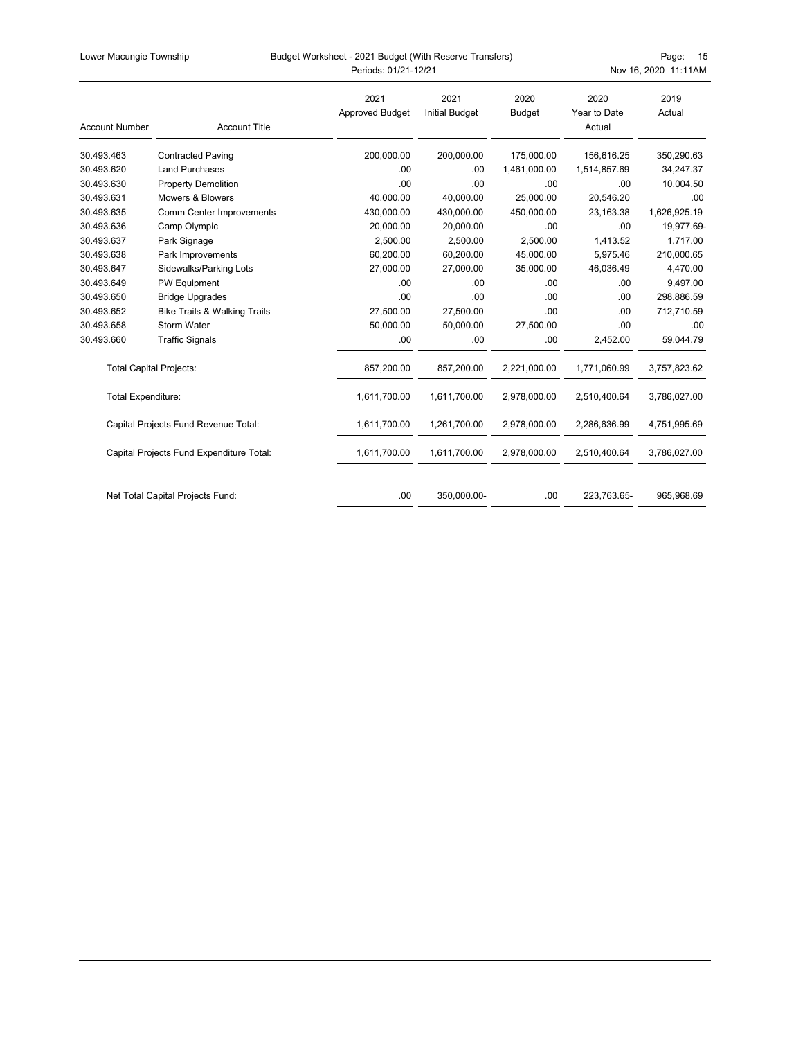| Account Number | Account Title | 2021 Approved Budget | 2021 Initial Budget | 2020 Budget | 2020 Year to Date Actual | 2019 Actual |
|---|---|---|---|---|---|---|
| 30.493.463 | Contracted Paving | 200,000.00 | 200,000.00 | 175,000.00 | 156,616.25 | 350,290.63 |
| 30.493.620 | Land Purchases | .00 | .00 | 1,461,000.00 | 1,514,857.69 | 34,247.37 |
| 30.493.630 | Property Demolition | .00 | .00 | .00 | .00 | 10,004.50 |
| 30.493.631 | Mowers & Blowers | 40,000.00 | 40,000.00 | 25,000.00 | 20,546.20 | .00 |
| 30.493.635 | Comm Center Improvements | 430,000.00 | 430,000.00 | 450,000.00 | 23,163.38 | 1,626,925.19 |
| 30.493.636 | Camp Olympic | 20,000.00 | 20,000.00 | .00 | .00 | 19,977.69- |
| 30.493.637 | Park Signage | 2,500.00 | 2,500.00 | 2,500.00 | 1,413.52 | 1,717.00 |
| 30.493.638 | Park Improvements | 60,200.00 | 60,200.00 | 45,000.00 | 5,975.46 | 210,000.65 |
| 30.493.647 | Sidewalks/Parking Lots | 27,000.00 | 27,000.00 | 35,000.00 | 46,036.49 | 4,470.00 |
| 30.493.649 | PW Equipment | .00 | .00 | .00 | .00 | 9,497.00 |
| 30.493.650 | Bridge Upgrades | .00 | .00 | .00 | .00 | 298,886.59 |
| 30.493.652 | Bike Trails & Walking Trails | 27,500.00 | 27,500.00 | .00 | .00 | 712,710.59 |
| 30.493.658 | Storm Water | 50,000.00 | 50,000.00 | 27,500.00 | .00 | .00 |
| 30.493.660 | Traffic Signals | .00 | .00 | .00 | 2,452.00 | 59,044.79 |
| Total Capital Projects: | | 857,200.00 | 857,200.00 | 2,221,000.00 | 1,771,060.99 | 3,757,823.62 |
| Total Expenditure: | | 1,611,700.00 | 1,611,700.00 | 2,978,000.00 | 2,510,400.64 | 3,786,027.00 |
| Capital Projects Fund Revenue Total: | | 1,611,700.00 | 1,261,700.00 | 2,978,000.00 | 2,286,636.99 | 4,751,995.69 |
| Capital Projects Fund Expenditure Total: | | 1,611,700.00 | 1,611,700.00 | 2,978,000.00 | 2,510,400.64 | 3,786,027.00 |
| Net Total Capital Projects Fund: | | .00 | 350,000.00- | .00 | 223,763.65- | 965,968.69 |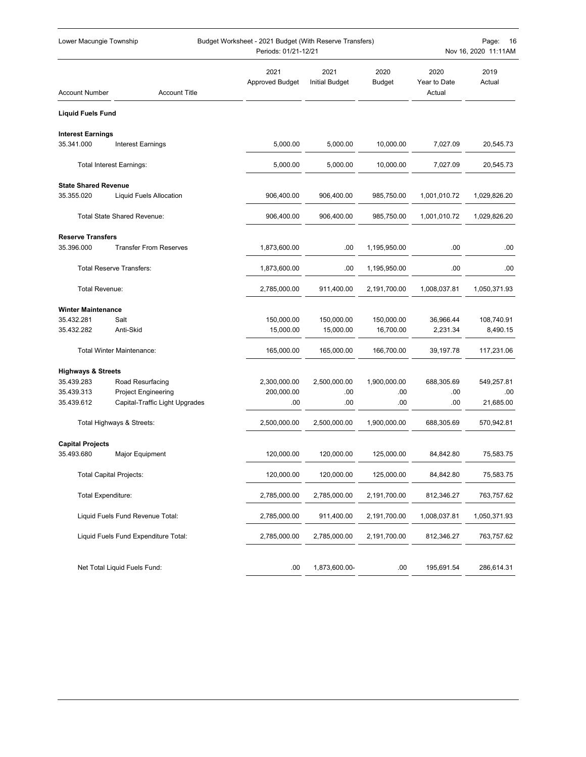Lower Macungie Township

Budget Worksheet - 2021 Budget (With Reserve Transfers)
Periods: 01/21-12/21

| Account Number | Account Title | 2021 Approved Budget | 2021 Initial Budget | 2020 Budget | 2020 Year to Date Actual | 2019 Actual |
|---|---|---|---|---|---|---|
| **Liquid Fuels Fund** | | | | | | |
| **Interest Earnings** | | | | | | |
| 35.341.000 | Interest Earnings | 5,000.00 | 5,000.00 | 10,000.00 | 7,027.09 | 20,545.73 |
| | Total Interest Earnings: | 5,000.00 | 5,000.00 | 10,000.00 | 7,027.09 | 20,545.73 |
| **State Shared Revenue** | | | | | | |
| 35.355.020 | Liquid Fuels Allocation | 906,400.00 | 906,400.00 | 985,750.00 | 1,001,010.72 | 1,029,826.20 |
| | Total State Shared Revenue: | 906,400.00 | 906,400.00 | 985,750.00 | 1,001,010.72 | 1,029,826.20 |
| **Reserve Transfers** | | | | | | |
| 35.396.000 | Transfer From Reserves | 1,873,600.00 | .00 | 1,195,950.00 | .00 | .00 |
| | Total Reserve Transfers: | 1,873,600.00 | .00 | 1,195,950.00 | .00 | .00 |
| | Total Revenue: | 2,785,000.00 | 911,400.00 | 2,191,700.00 | 1,008,037.81 | 1,050,371.93 |
| **Winter Maintenance** | | | | | | |
| 35.432.281 | Salt | 150,000.00 | 150,000.00 | 150,000.00 | 36,966.44 | 108,740.91 |
| 35.432.282 | Anti-Skid | 15,000.00 | 15,000.00 | 16,700.00 | 2,231.34 | 8,490.15 |
| | Total Winter Maintenance: | 165,000.00 | 165,000.00 | 166,700.00 | 39,197.78 | 117,231.06 |
| **Highways & Streets** | | | | | | |
| 35.439.283 | Road Resurfacing | 2,300,000.00 | 2,500,000.00 | 1,900,000.00 | 688,305.69 | 549,257.81 |
| 35.439.313 | Project Engineering | 200,000.00 | .00 | .00 | .00 | .00 |
| 35.439.612 | Capital-Traffic Light Upgrades | .00 | .00 | .00 | .00 | 21,685.00 |
| | Total Highways & Streets: | 2,500,000.00 | 2,500,000.00 | 1,900,000.00 | 688,305.69 | 570,942.81 |
| **Capital Projects** | | | | | | |
| 35.493.680 | Major Equipment | 120,000.00 | 120,000.00 | 125,000.00 | 84,842.80 | 75,583.75 |
| | Total Capital Projects: | 120,000.00 | 120,000.00 | 125,000.00 | 84,842.80 | 75,583.75 |
| | Total Expenditure: | 2,785,000.00 | 2,785,000.00 | 2,191,700.00 | 812,346.27 | 763,757.62 |
| | Liquid Fuels Fund Revenue Total: | 2,785,000.00 | 911,400.00 | 2,191,700.00 | 1,008,037.81 | 1,050,371.93 |
| | Liquid Fuels Fund Expenditure Total: | 2,785,000.00 | 2,785,000.00 | 2,191,700.00 | 812,346.27 | 763,757.62 |
| | Net Total Liquid Fuels Fund: | .00 | 1,873,600.00- | .00 | 195,691.54 | 286,614.31 |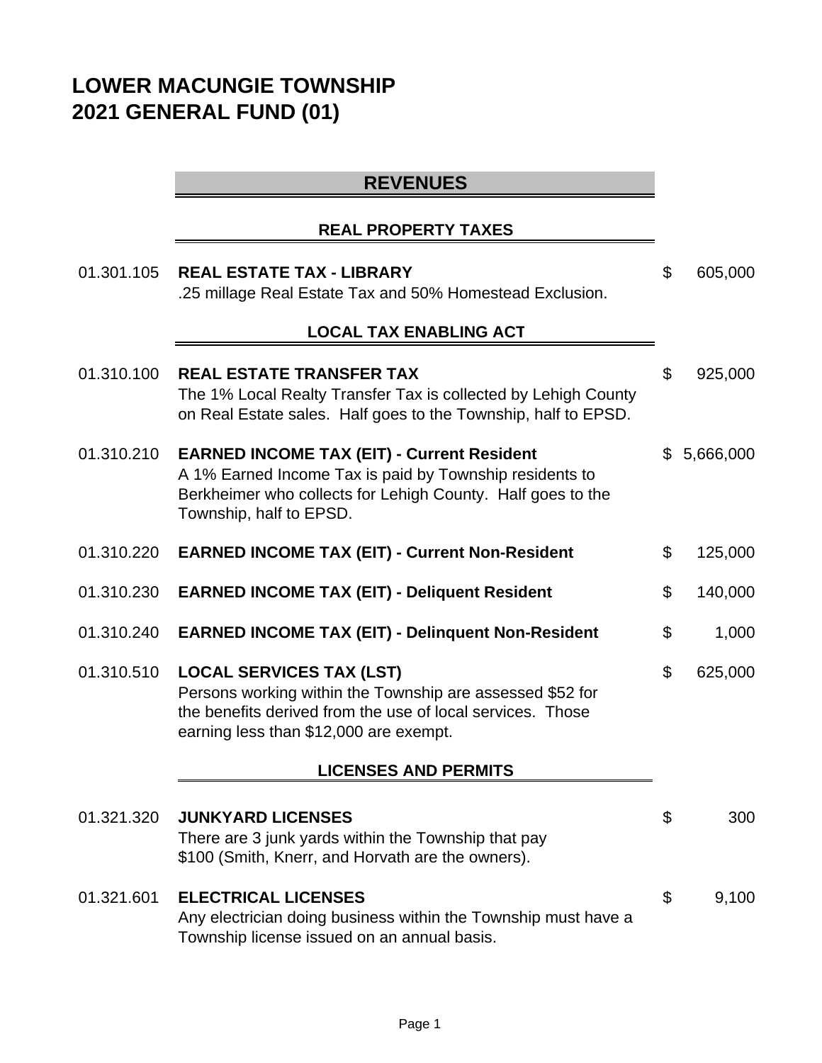# LOWER MACUNGIE TOWNSHIP
# 2021 GENERAL FUND (01)

## REVENUES

### REAL PROPERTY TAXES

| Account | Description | Amount |
|---|---|---|
| 01.301.105 | **REAL ESTATE TAX - LIBRARY**<br>.25 millage Real Estate Tax and 50% Homestead Exclusion. | $ 605,000 |

### LOCAL TAX ENABLING ACT

| Account | Description | Amount |
|---|---|---|
| 01.310.100 | **REAL ESTATE TRANSFER TAX**<br>The 1% Local Realty Transfer Tax is collected by Lehigh County on Real Estate sales. Half goes to the Township, half to EPSD. | $ 925,000 |
| 01.310.210 | **EARNED INCOME TAX (EIT) - Current Resident**<br>A 1% Earned Income Tax is paid by Township residents to Berkheimer who collects for Lehigh County. Half goes to the Township, half to EPSD. | $ 5,666,000 |
| 01.310.220 | **EARNED INCOME TAX (EIT) - Current Non-Resident** | $ 125,000 |
| 01.310.230 | **EARNED INCOME TAX (EIT) - Deliquent Resident** | $ 140,000 |
| 01.310.240 | **EARNED INCOME TAX (EIT) - Delinquent Non-Resident** | $ 1,000 |
| 01.310.510 | **LOCAL SERVICES TAX (LST)**<br>Persons working within the Township are assessed $52 for the benefits derived from the use of local services. Those earning less than $12,000 are exempt. | $ 625,000 |

### LICENSES AND PERMITS

| Account | Description | Amount |
|---|---|---|
| 01.321.320 | **JUNKYARD LICENSES**<br>There are 3 junk yards within the Township that pay $100 (Smith, Knerr, and Horvath are the owners). | $ 300 |
| 01.321.601 | **ELECTRICAL LICENSES**<br>Any electrician doing business within the Township must have a Township license issued on an annual basis. | $ 9,100 |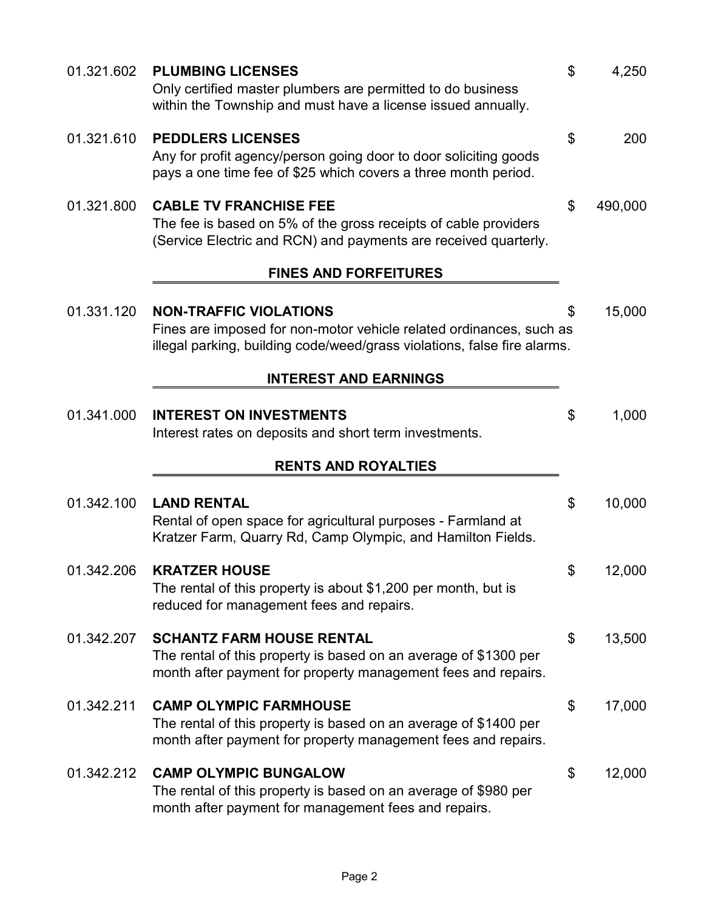01.321.602 **PLUMBING LICENSES** $ 4,250
Only certified master plumbers are permitted to do business within the Township and must have a license issued annually.

01.321.610 **PEDDLERS LICENSES** $ 200
Any for profit agency/person going door to door soliciting goods pays a one time fee of $25 which covers a three month period.

01.321.800 **CABLE TV FRANCHISE FEE** $ 490,000
The fee is based on 5% of the gross receipts of cable providers (Service Electric and RCN) and payments are received quarterly.

## FINES AND FORFEITURES

01.331.120 **NON-TRAFFIC VIOLATIONS** $ 15,000
Fines are imposed for non-motor vehicle related ordinances, such as illegal parking, building code/weed/grass violations, false fire alarms.

## INTEREST AND EARNINGS

01.341.000 **INTEREST ON INVESTMENTS** $ 1,000
Interest rates on deposits and short term investments.

## RENTS AND ROYALTIES

01.342.100 **LAND RENTAL** $ 10,000
Rental of open space for agricultural purposes - Farmland at Kratzer Farm, Quarry Rd, Camp Olympic, and Hamilton Fields.

01.342.206 **KRATZER HOUSE** $ 12,000
The rental of this property is about $1,200 per month, but is reduced for management fees and repairs.

01.342.207 **SCHANTZ FARM HOUSE RENTAL** $ 13,500
The rental of this property is based on an average of $1300 per month after payment for property management fees and repairs.

01.342.211 **CAMP OLYMPIC FARMHOUSE** $ 17,000
The rental of this property is based on an average of $1400 per month after payment for property management fees and repairs.

01.342.212 **CAMP OLYMPIC BUNGALOW** $ 12,000
The rental of this property is based on an average of $980 per month after payment for management fees and repairs.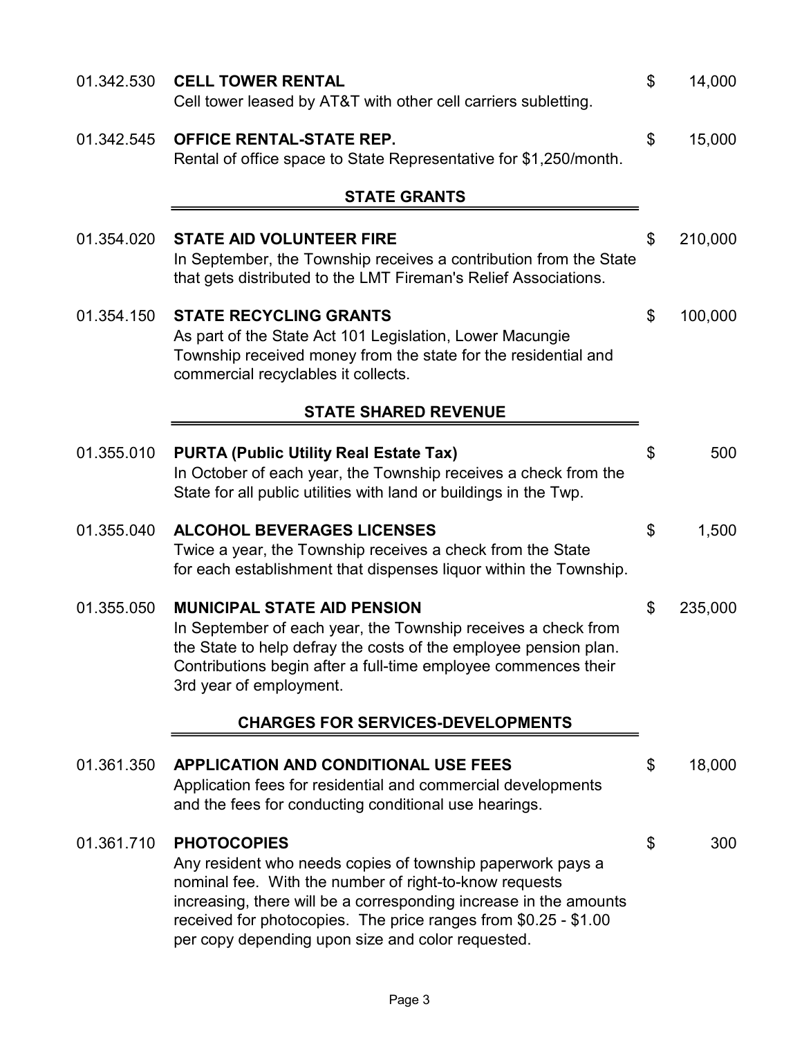01.342.530 **CELL TOWER RENTAL** $ 14,000
Cell tower leased by AT&T with other cell carriers subletting.

01.342.545 **OFFICE RENTAL-STATE REP.** $ 15,000
Rental of office space to State Representative for $1,250/month.

## STATE GRANTS

01.354.020 **STATE AID VOLUNTEER FIRE** $ 210,000
In September, the Township receives a contribution from the State that gets distributed to the LMT Fireman's Relief Associations.

01.354.150 **STATE RECYCLING GRANTS** $ 100,000
As part of the State Act 101 Legislation, Lower Macungie Township received money from the state for the residential and commercial recyclables it collects.

## STATE SHARED REVENUE

01.355.010 **PURTA (Public Utility Real Estate Tax)** $ 500
In October of each year, the Township receives a check from the State for all public utilities with land or buildings in the Twp.

01.355.040 **ALCOHOL BEVERAGES LICENSES** $ 1,500
Twice a year, the Township receives a check from the State for each establishment that dispenses liquor within the Township.

01.355.050 **MUNICIPAL STATE AID PENSION** $ 235,000
In September of each year, the Township receives a check from the State to help defray the costs of the employee pension plan. Contributions begin after a full-time employee commences their 3rd year of employment.

## CHARGES FOR SERVICES-DEVELOPMENTS

01.361.350 **APPLICATION AND CONDITIONAL USE FEES** $ 18,000
Application fees for residential and commercial developments and the fees for conducting conditional use hearings.

01.361.710 **PHOTOCOPIES** $ 300
Any resident who needs copies of township paperwork pays a nominal fee. With the number of right-to-know requests increasing, there will be a corresponding increase in the amounts received for photocopies. The price ranges from $0.25 - $1.00 per copy depending upon size and color requested.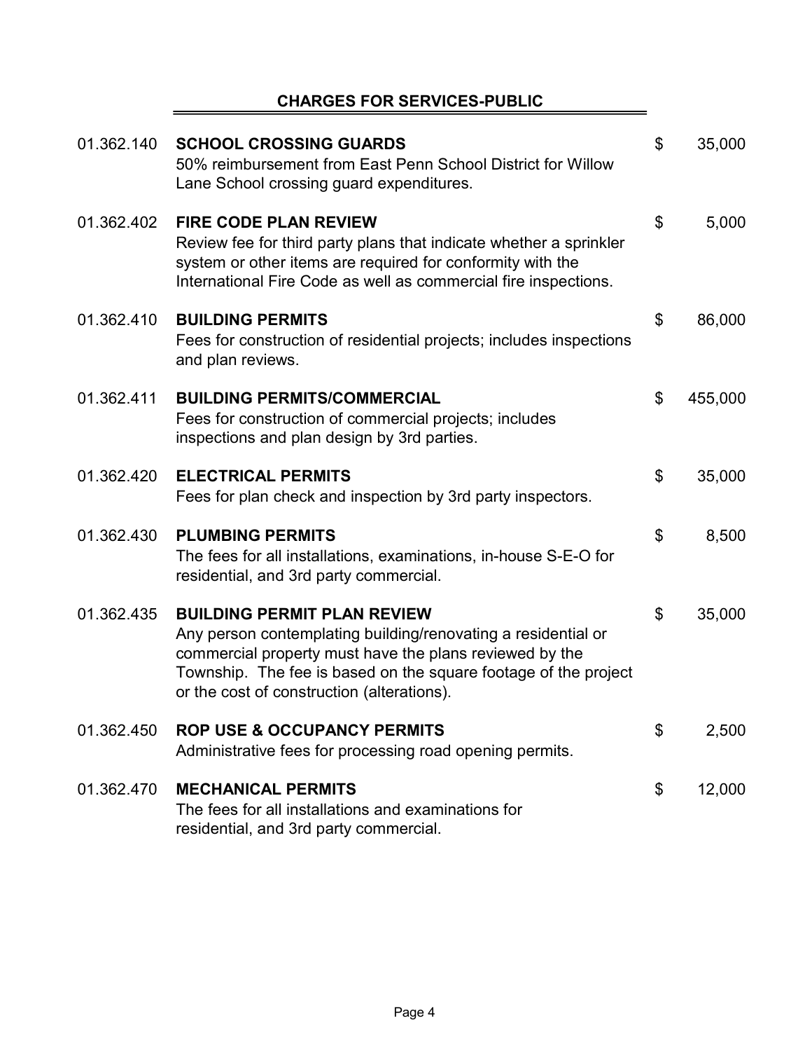## CHARGES FOR SERVICES-PUBLIC

| Account | Description | Amount |
|---|---|---|
| 01.362.140 | **SCHOOL CROSSING GUARDS**<br>50% reimbursement from East Penn School District for Willow Lane School crossing guard expenditures. | $ 35,000 |
| 01.362.402 | **FIRE CODE PLAN REVIEW**<br>Review fee for third party plans that indicate whether a sprinkler system or other items are required for conformity with the International Fire Code as well as commercial fire inspections. | $ 5,000 |
| 01.362.410 | **BUILDING PERMITS**<br>Fees for construction of residential projects; includes inspections and plan reviews. | $ 86,000 |
| 01.362.411 | **BUILDING PERMITS/COMMERCIAL**<br>Fees for construction of commercial projects; includes inspections and plan design by 3rd parties. | $ 455,000 |
| 01.362.420 | **ELECTRICAL PERMITS**<br>Fees for plan check and inspection by 3rd party inspectors. | $ 35,000 |
| 01.362.430 | **PLUMBING PERMITS**<br>The fees for all installations, examinations, in-house S-E-O for residential, and 3rd party commercial. | $ 8,500 |
| 01.362.435 | **BUILDING PERMIT PLAN REVIEW**<br>Any person contemplating building/renovating a residential or commercial property must have the plans reviewed by the Township. The fee is based on the square footage of the project or the cost of construction (alterations). | $ 35,000 |
| 01.362.450 | **ROP USE & OCCUPANCY PERMITS**<br>Administrative fees for processing road opening permits. | $ 2,500 |
| 01.362.470 | **MECHANICAL PERMITS**<br>The fees for all installations and examinations for residential, and 3rd party commercial. | $ 12,000 |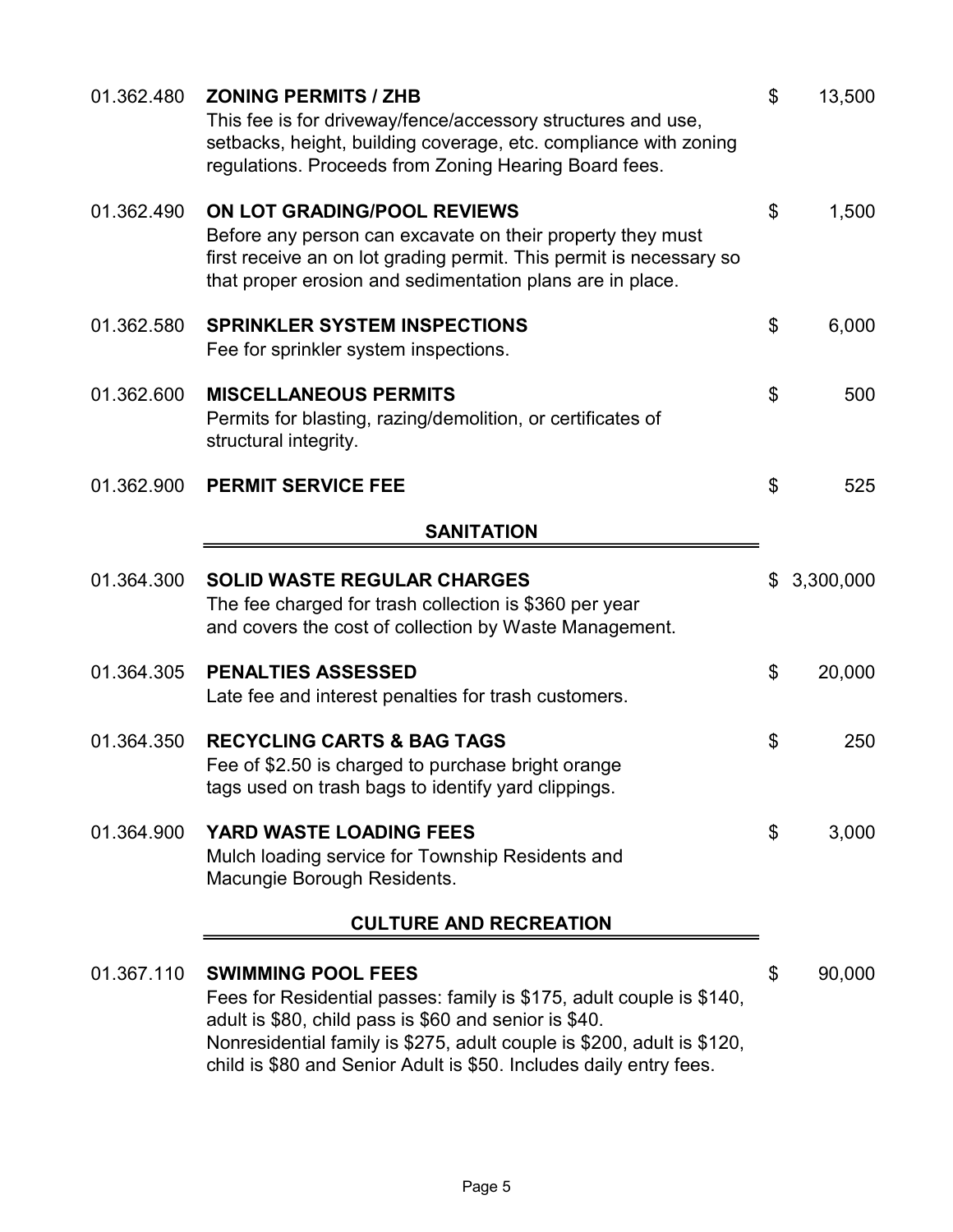| Account | Description | Amount |
|---|---|---|
| 01.362.480 | **ZONING PERMITS / ZHB**<br>This fee is for driveway/fence/accessory structures and use, setbacks, height, building coverage, etc. compliance with zoning regulations. Proceeds from Zoning Hearing Board fees. | $ 13,500 |
| 01.362.490 | **ON LOT GRADING/POOL REVIEWS**<br>Before any person can excavate on their property they must first receive an on lot grading permit. This permit is necessary so that proper erosion and sedimentation plans are in place. | $ 1,500 |
| 01.362.580 | **SPRINKLER SYSTEM INSPECTIONS**<br>Fee for sprinkler system inspections. | $ 6,000 |
| 01.362.600 | **MISCELLANEOUS PERMITS**<br>Permits for blasting, razing/demolition, or certificates of structural integrity. | $ 500 |
| 01.362.900 | **PERMIT SERVICE FEE** | $ 525 |

## SANITATION

| Account | Description | Amount |
|---|---|---|
| 01.364.300 | **SOLID WASTE REGULAR CHARGES**<br>The fee charged for trash collection is $360 per year and covers the cost of collection by Waste Management. | $ 3,300,000 |
| 01.364.305 | **PENALTIES ASSESSED**<br>Late fee and interest penalties for trash customers. | $ 20,000 |
| 01.364.350 | **RECYCLING CARTS & BAG TAGS**<br>Fee of $2.50 is charged to purchase bright orange tags used on trash bags to identify yard clippings. | $ 250 |
| 01.364.900 | **YARD WASTE LOADING FEES**<br>Mulch loading service for Township Residents and Macungie Borough Residents. | $ 3,000 |

## CULTURE AND RECREATION

| Account | Description | Amount |
|---|---|---|
| 01.367.110 | **SWIMMING POOL FEES**<br>Fees for Residential passes: family is $175, adult couple is $140, adult is $80, child pass is $60 and senior is $40. Nonresidential family is $275, adult couple is $200, adult is $120, child is $80 and Senior Adult is $50. Includes daily entry fees. | $ 90,000 |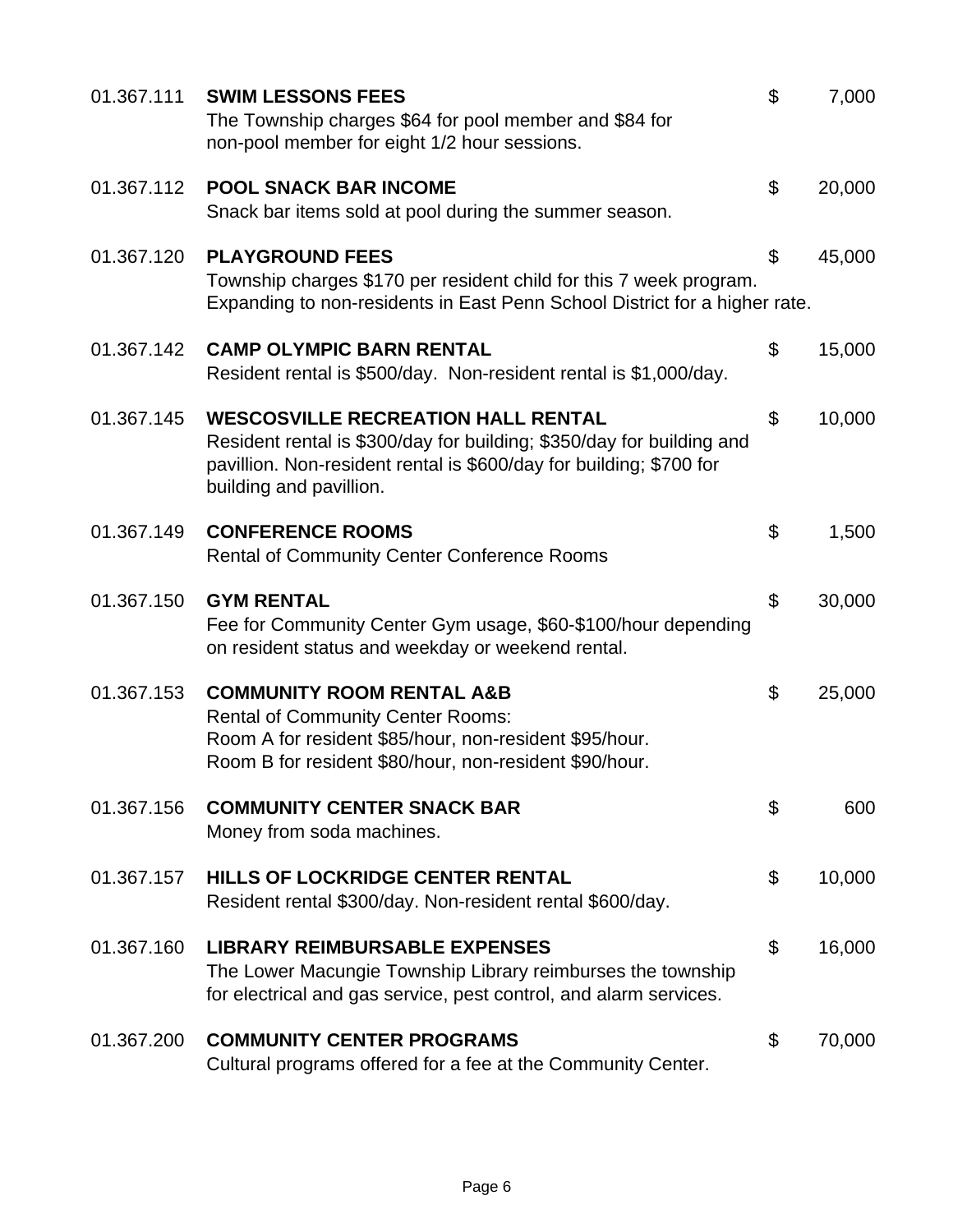| Account | Description | | Amount |
|---|---|---|---|
| 01.367.111 | **SWIM LESSONS FEES**<br>The Township charges \$64 for pool member and \$84 for non-pool member for eight 1/2 hour sessions. | \$ | 7,000 |
| 01.367.112 | **POOL SNACK BAR INCOME**<br>Snack bar items sold at pool during the summer season. | \$ | 20,000 |
| 01.367.120 | **PLAYGROUND FEES**<br>Township charges \$170 per resident child for this 7 week program. Expanding to non-residents in East Penn School District for a higher rate. | \$ | 45,000 |
| 01.367.142 | **CAMP OLYMPIC BARN RENTAL**<br>Resident rental is \$500/day. Non-resident rental is \$1,000/day. | \$ | 15,000 |
| 01.367.145 | **WESCOSVILLE RECREATION HALL RENTAL**<br>Resident rental is \$300/day for building; \$350/day for building and pavillion. Non-resident rental is \$600/day for building; \$700 for building and pavillion. | \$ | 10,000 |
| 01.367.149 | **CONFERENCE ROOMS**<br>Rental of Community Center Conference Rooms | \$ | 1,500 |
| 01.367.150 | **GYM RENTAL**<br>Fee for Community Center Gym usage, \$60-\$100/hour depending on resident status and weekday or weekend rental. | \$ | 30,000 |
| 01.367.153 | **COMMUNITY ROOM RENTAL A&B**<br>Rental of Community Center Rooms:<br>Room A for resident \$85/hour, non-resident \$95/hour.<br>Room B for resident \$80/hour, non-resident \$90/hour. | \$ | 25,000 |
| 01.367.156 | **COMMUNITY CENTER SNACK BAR**<br>Money from soda machines. | \$ | 600 |
| 01.367.157 | **HILLS OF LOCKRIDGE CENTER RENTAL**<br>Resident rental \$300/day. Non-resident rental \$600/day. | \$ | 10,000 |
| 01.367.160 | **LIBRARY REIMBURSABLE EXPENSES**<br>The Lower Macungie Township Library reimburses the township for electrical and gas service, pest control, and alarm services. | \$ | 16,000 |
| 01.367.200 | **COMMUNITY CENTER PROGRAMS**<br>Cultural programs offered for a fee at the Community Center. | \$ | 70,000 |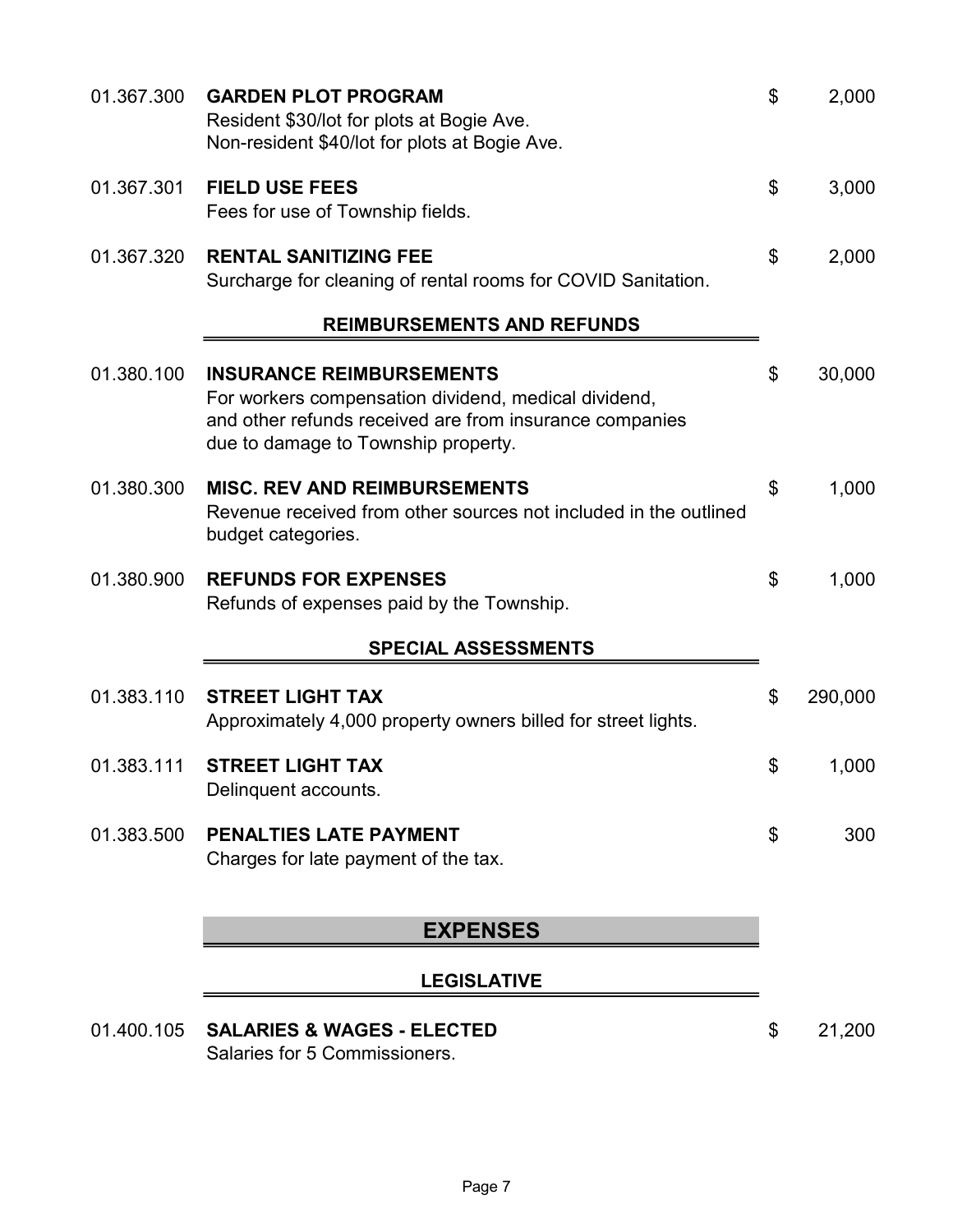| | | | |
|---|---|---|---|
| 01.367.300 | **GARDEN PLOT PROGRAM**<br>Resident $30/lot for plots at Bogie Ave.<br>Non-resident $40/lot for plots at Bogie Ave. | $ | 2,000 |
| 01.367.301 | **FIELD USE FEES**<br>Fees for use of Township fields. | $ | 3,000 |
| 01.367.320 | **RENTAL SANITIZING FEE**<br>Surcharge for cleaning of rental rooms for COVID Sanitation. | $ | 2,000 |

### REIMBURSEMENTS AND REFUNDS

| | | | |
|---|---|---|---|
| 01.380.100 | **INSURANCE REIMBURSEMENTS**<br>For workers compensation dividend, medical dividend, and other refunds received are from insurance companies due to damage to Township property. | $ | 30,000 |
| 01.380.300 | **MISC. REV AND REIMBURSEMENTS**<br>Revenue received from other sources not included in the outlined budget categories. | $ | 1,000 |
| 01.380.900 | **REFUNDS FOR EXPENSES**<br>Refunds of expenses paid by the Township. | $ | 1,000 |

### SPECIAL ASSESSMENTS

| | | | |
|---|---|---|---|
| 01.383.110 | **STREET LIGHT TAX**<br>Approximately 4,000 property owners billed for street lights. | $ | 290,000 |
| 01.383.111 | **STREET LIGHT TAX**<br>Delinquent accounts. | $ | 1,000 |
| 01.383.500 | **PENALTIES LATE PAYMENT**<br>Charges for late payment of the tax. | $ | 300 |

## EXPENSES

### LEGISLATIVE

| | | | |
|---|---|---|---|
| 01.400.105 | **SALARIES & WAGES - ELECTED**<br>Salaries for 5 Commissioners. | $ | 21,200 |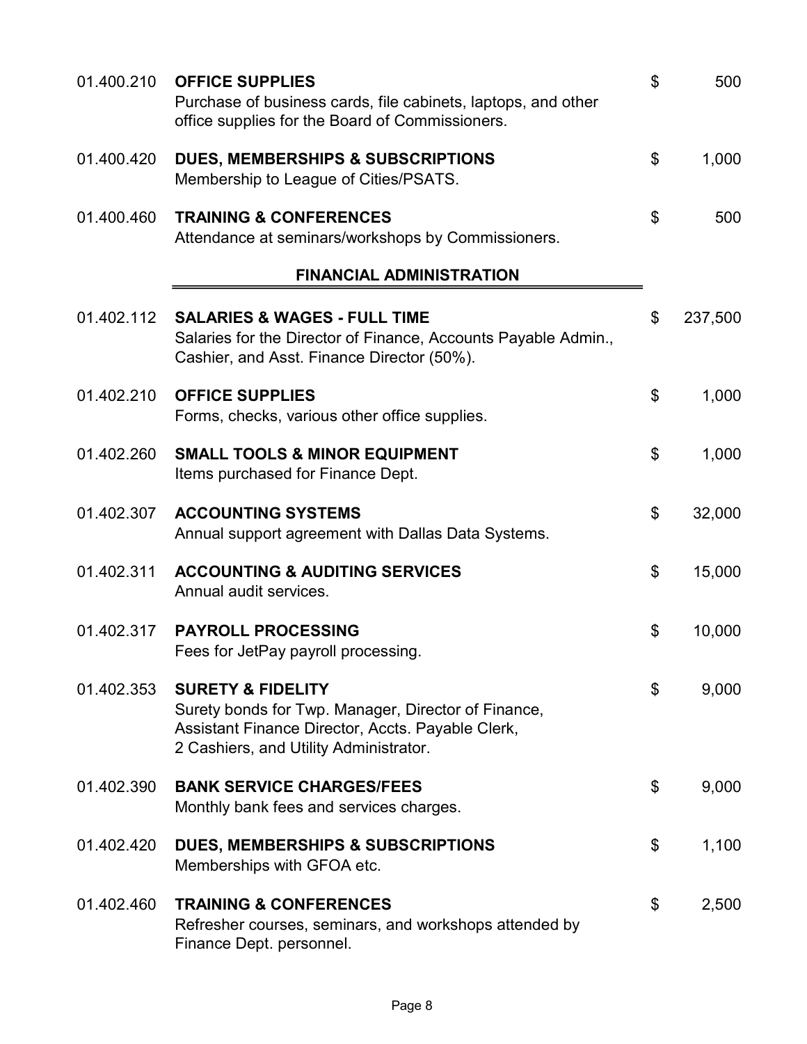| Account | Description | Amount |
|---|---|---|
| 01.400.210 | **OFFICE SUPPLIES**<br>Purchase of business cards, file cabinets, laptops, and other office supplies for the Board of Commissioners. | $ 500 |
| 01.400.420 | **DUES, MEMBERSHIPS & SUBSCRIPTIONS**<br>Membership to League of Cities/PSATS. | $ 1,000 |
| 01.400.460 | **TRAINING & CONFERENCES**<br>Attendance at seminars/workshops by Commissioners. | $ 500 |

## FINANCIAL ADMINISTRATION

| Account | Description | Amount |
|---|---|---|
| 01.402.112 | **SALARIES & WAGES - FULL TIME**<br>Salaries for the Director of Finance, Accounts Payable Admin., Cashier, and Asst. Finance Director (50%). | $ 237,500 |
| 01.402.210 | **OFFICE SUPPLIES**<br>Forms, checks, various other office supplies. | $ 1,000 |
| 01.402.260 | **SMALL TOOLS & MINOR EQUIPMENT**<br>Items purchased for Finance Dept. | $ 1,000 |
| 01.402.307 | **ACCOUNTING SYSTEMS**<br>Annual support agreement with Dallas Data Systems. | $ 32,000 |
| 01.402.311 | **ACCOUNTING & AUDITING SERVICES**<br>Annual audit services. | $ 15,000 |
| 01.402.317 | **PAYROLL PROCESSING**<br>Fees for JetPay payroll processing. | $ 10,000 |
| 01.402.353 | **SURETY & FIDELITY**<br>Surety bonds for Twp. Manager, Director of Finance, Assistant Finance Director, Accts. Payable Clerk, 2 Cashiers, and Utility Administrator. | $ 9,000 |
| 01.402.390 | **BANK SERVICE CHARGES/FEES**<br>Monthly bank fees and services charges. | $ 9,000 |
| 01.402.420 | **DUES, MEMBERSHIPS & SUBSCRIPTIONS**<br>Memberships with GFOA etc. | $ 1,100 |
| 01.402.460 | **TRAINING & CONFERENCES**<br>Refresher courses, seminars, and workshops attended by Finance Dept. personnel. | $ 2,500 |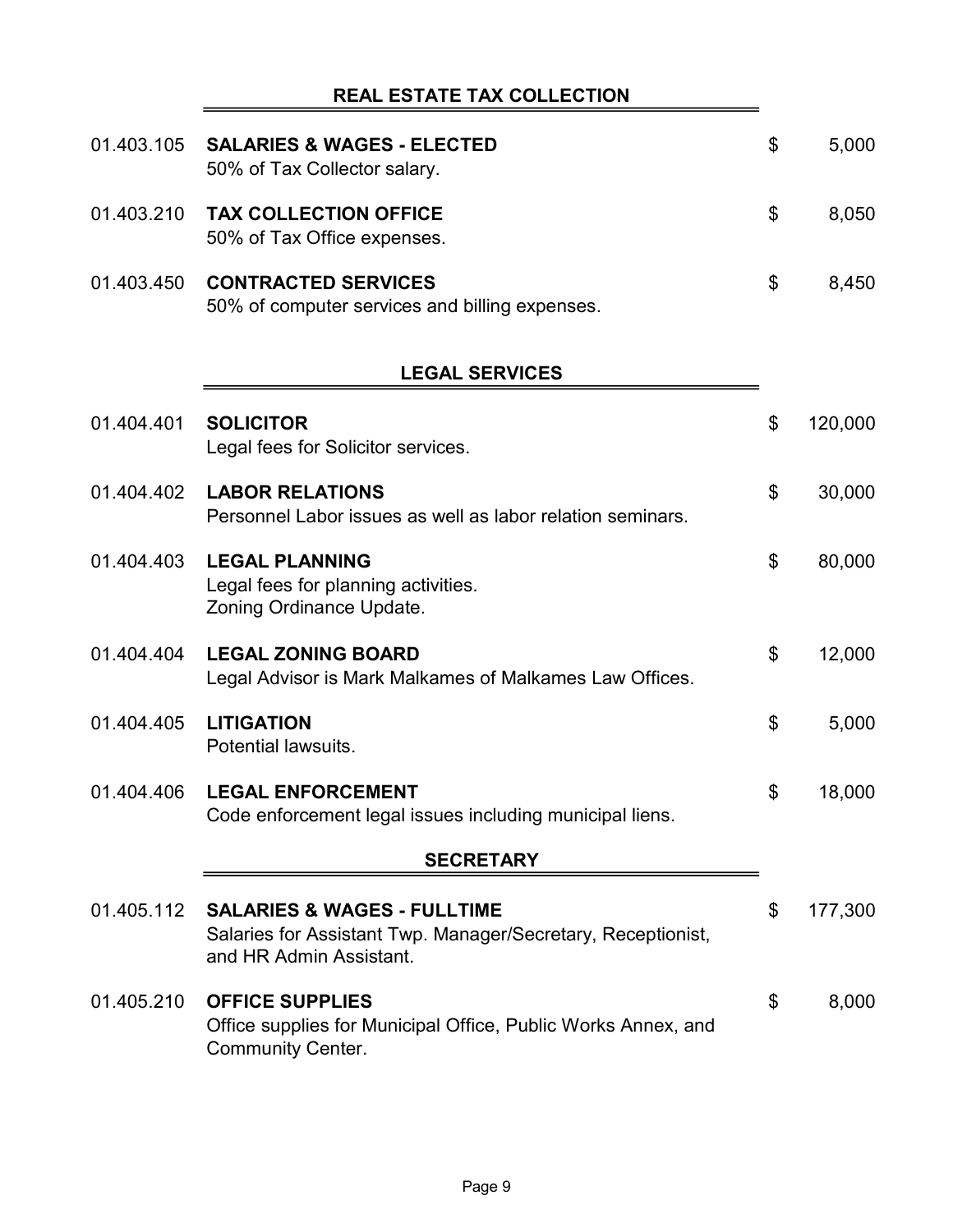## REAL ESTATE TAX COLLECTION

| Account | Description | Amount |
|---|---|---|
| 01.403.105 | **SALARIES & WAGES - ELECTED**<br>50% of Tax Collector salary. | $ 5,000 |
| 01.403.210 | **TAX COLLECTION OFFICE**<br>50% of Tax Office expenses. | $ 8,050 |
| 01.403.450 | **CONTRACTED SERVICES**<br>50% of computer services and billing expenses. | $ 8,450 |

## LEGAL SERVICES

| Account | Description | Amount |
|---|---|---|
| 01.404.401 | **SOLICITOR**<br>Legal fees for Solicitor services. | $ 120,000 |
| 01.404.402 | **LABOR RELATIONS**<br>Personnel Labor issues as well as labor relation seminars. | $ 30,000 |
| 01.404.403 | **LEGAL PLANNING**<br>Legal fees for planning activities.<br>Zoning Ordinance Update. | $ 80,000 |
| 01.404.404 | **LEGAL ZONING BOARD**<br>Legal Advisor is Mark Malkames of Malkames Law Offices. | $ 12,000 |
| 01.404.405 | **LITIGATION**<br>Potential lawsuits. | $ 5,000 |
| 01.404.406 | **LEGAL ENFORCEMENT**<br>Code enforcement legal issues including municipal liens. | $ 18,000 |

## SECRETARY

| Account | Description | Amount |
|---|---|---|
| 01.405.112 | **SALARIES & WAGES - FULLTIME**<br>Salaries for Assistant Twp. Manager/Secretary, Receptionist, and HR Admin Assistant. | $ 177,300 |
| 01.405.210 | **OFFICE SUPPLIES**<br>Office supplies for Municipal Office, Public Works Annex, and Community Center. | $ 8,000 |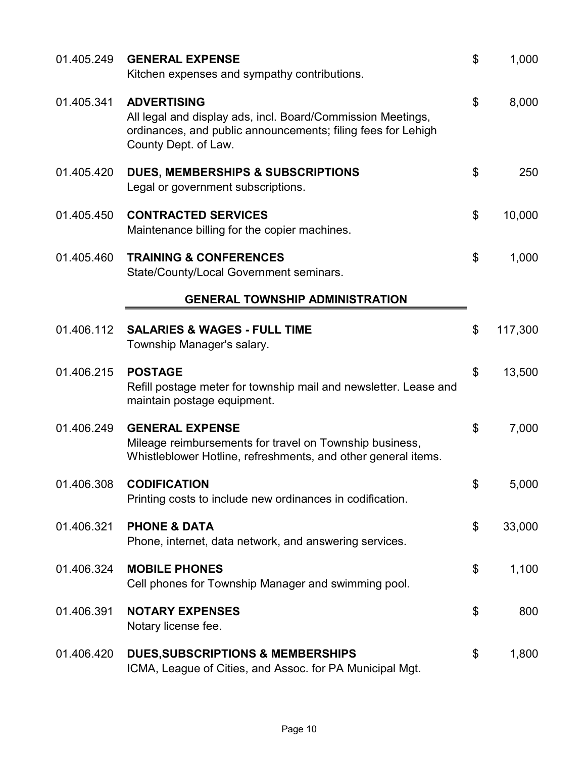01.405.249 **GENERAL EXPENSE** $ 1,000
Kitchen expenses and sympathy contributions.

01.405.341 **ADVERTISING** $ 8,000
All legal and display ads, incl. Board/Commission Meetings, ordinances, and public announcements; filing fees for Lehigh County Dept. of Law.

01.405.420 **DUES, MEMBERSHIPS & SUBSCRIPTIONS** $ 250
Legal or government subscriptions.

01.405.450 **CONTRACTED SERVICES** $ 10,000
Maintenance billing for the copier machines.

01.405.460 **TRAINING & CONFERENCES** $ 1,000
State/County/Local Government seminars.

## GENERAL TOWNSHIP ADMINISTRATION

01.406.112 **SALARIES & WAGES - FULL TIME** $ 117,300
Township Manager's salary.

01.406.215 **POSTAGE** $ 13,500
Refill postage meter for township mail and newsletter. Lease and maintain postage equipment.

01.406.249 **GENERAL EXPENSE** $ 7,000
Mileage reimbursements for travel on Township business, Whistleblower Hotline, refreshments, and other general items.

01.406.308 **CODIFICATION** $ 5,000
Printing costs to include new ordinances in codification.

01.406.321 **PHONE & DATA** $ 33,000
Phone, internet, data network, and answering services.

01.406.324 **MOBILE PHONES** $ 1,100
Cell phones for Township Manager and swimming pool.

01.406.391 **NOTARY EXPENSES** $ 800
Notary license fee.

01.406.420 **DUES,SUBSCRIPTIONS & MEMBERSHIPS** $ 1,800
ICMA, League of Cities, and Assoc. for PA Municipal Mgt.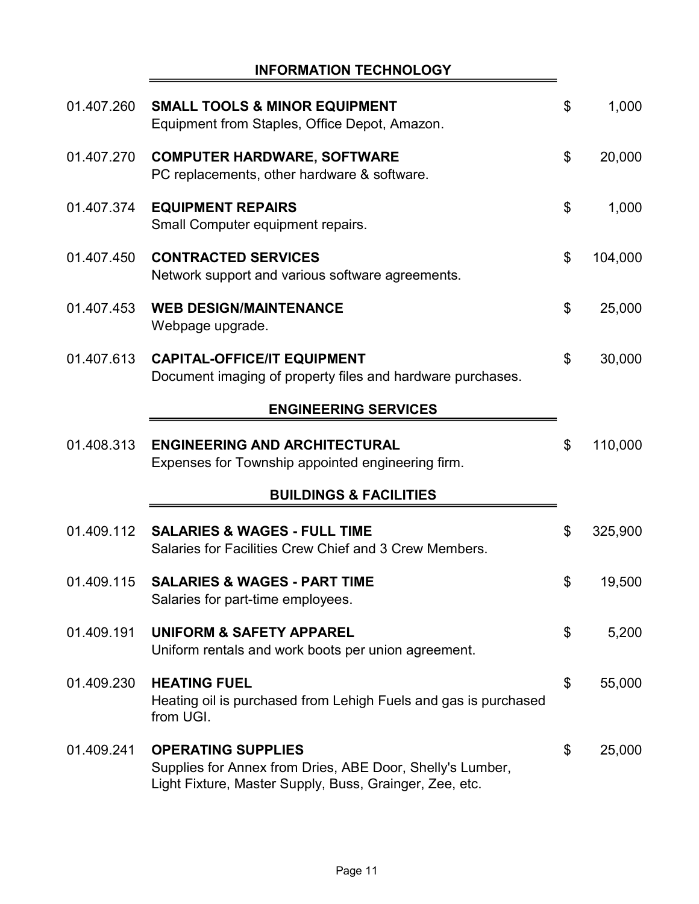## INFORMATION TECHNOLOGY

| Account | Description | Amount |
|---|---|---|
| 01.407.260 | **SMALL TOOLS & MINOR EQUIPMENT**<br>Equipment from Staples, Office Depot, Amazon. | $ 1,000 |
| 01.407.270 | **COMPUTER HARDWARE, SOFTWARE**<br>PC replacements, other hardware & software. | $ 20,000 |
| 01.407.374 | **EQUIPMENT REPAIRS**<br>Small Computer equipment repairs. | $ 1,000 |
| 01.407.450 | **CONTRACTED SERVICES**<br>Network support and various software agreements. | $ 104,000 |
| 01.407.453 | **WEB DESIGN/MAINTENANCE**<br>Webpage upgrade. | $ 25,000 |
| 01.407.613 | **CAPITAL-OFFICE/IT EQUIPMENT**<br>Document imaging of property files and hardware purchases. | $ 30,000 |

## ENGINEERING SERVICES

| Account | Description | Amount |
|---|---|---|
| 01.408.313 | **ENGINEERING AND ARCHITECTURAL**<br>Expenses for Township appointed engineering firm. | $ 110,000 |

## BUILDINGS & FACILITIES

| Account | Description | Amount |
|---|---|---|
| 01.409.112 | **SALARIES & WAGES - FULL TIME**<br>Salaries for Facilities Crew Chief and 3 Crew Members. | $ 325,900 |
| 01.409.115 | **SALARIES & WAGES - PART TIME**<br>Salaries for part-time employees. | $ 19,500 |
| 01.409.191 | **UNIFORM & SAFETY APPAREL**<br>Uniform rentals and work boots per union agreement. | $ 5,200 |
| 01.409.230 | **HEATING FUEL**<br>Heating oil is purchased from Lehigh Fuels and gas is purchased from UGI. | $ 55,000 |
| 01.409.241 | **OPERATING SUPPLIES**<br>Supplies for Annex from Dries, ABE Door, Shelly's Lumber, Light Fixture, Master Supply, Buss, Grainger, Zee, etc. | $ 25,000 |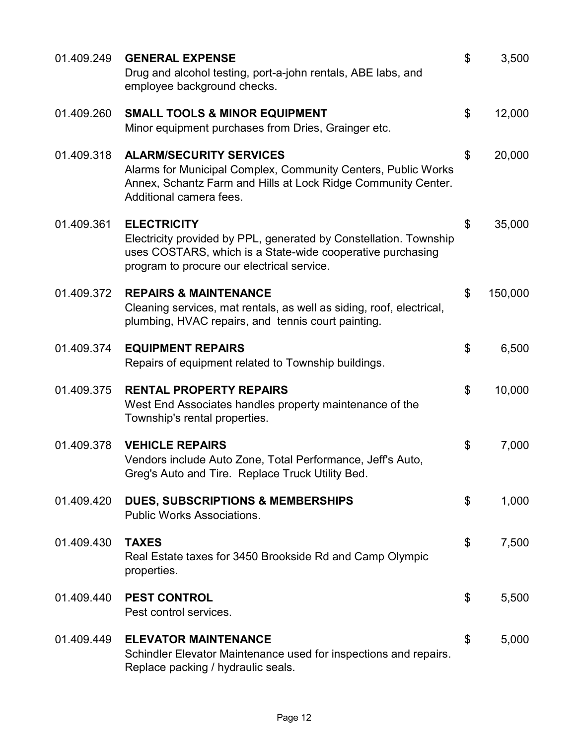| Account | Description | | Amount |
|---|---|---|---|
| 01.409.249 | **GENERAL EXPENSE**<br>Drug and alcohol testing, port-a-john rentals, ABE labs, and employee background checks. | $ | 3,500 |
| 01.409.260 | **SMALL TOOLS & MINOR EQUIPMENT**<br>Minor equipment purchases from Dries, Grainger etc. | $ | 12,000 |
| 01.409.318 | **ALARM/SECURITY SERVICES**<br>Alarms for Municipal Complex, Community Centers, Public Works Annex, Schantz Farm and Hills at Lock Ridge Community Center. Additional camera fees. | $ | 20,000 |
| 01.409.361 | **ELECTRICITY**<br>Electricity provided by PPL, generated by Constellation. Township uses COSTARS, which is a State-wide cooperative purchasing program to procure our electrical service. | $ | 35,000 |
| 01.409.372 | **REPAIRS & MAINTENANCE**<br>Cleaning services, mat rentals, as well as siding, roof, electrical, plumbing, HVAC repairs, and tennis court painting. | $ | 150,000 |
| 01.409.374 | **EQUIPMENT REPAIRS**<br>Repairs of equipment related to Township buildings. | $ | 6,500 |
| 01.409.375 | **RENTAL PROPERTY REPAIRS**<br>West End Associates handles property maintenance of the Township's rental properties. | $ | 10,000 |
| 01.409.378 | **VEHICLE REPAIRS**<br>Vendors include Auto Zone, Total Performance, Jeff's Auto, Greg's Auto and Tire. Replace Truck Utility Bed. | $ | 7,000 |
| 01.409.420 | **DUES, SUBSCRIPTIONS & MEMBERSHIPS**<br>Public Works Associations. | $ | 1,000 |
| 01.409.430 | **TAXES**<br>Real Estate taxes for 3450 Brookside Rd and Camp Olympic properties. | $ | 7,500 |
| 01.409.440 | **PEST CONTROL**<br>Pest control services. | $ | 5,500 |
| 01.409.449 | **ELEVATOR MAINTENANCE**<br>Schindler Elevator Maintenance used for inspections and repairs. Replace packing / hydraulic seals. | $ | 5,000 |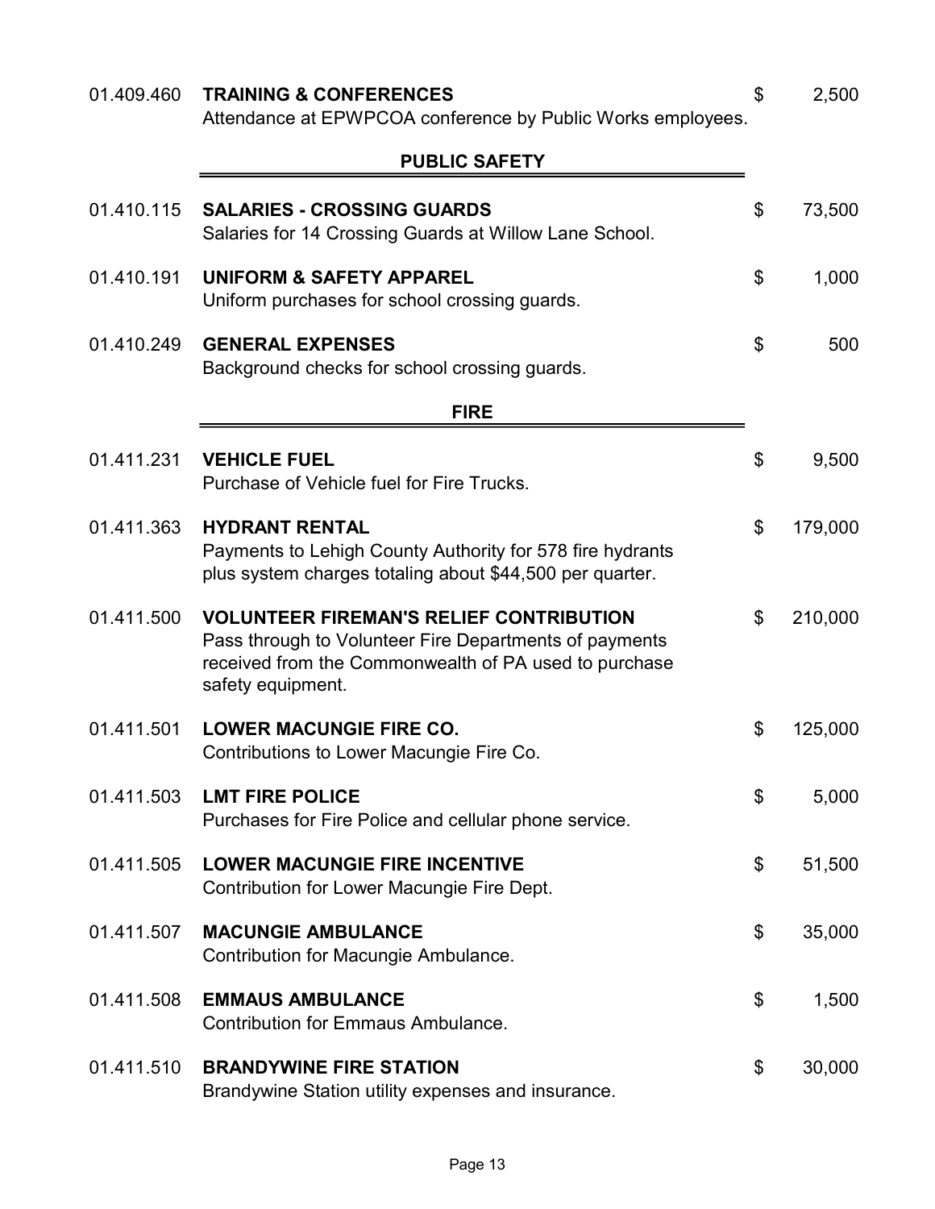01.409.460 **TRAINING & CONFERENCES** $ 2,500
Attendance at EPWPCOA conference by Public Works employees.

## PUBLIC SAFETY

01.410.115 **SALARIES - CROSSING GUARDS** $ 73,500
Salaries for 14 Crossing Guards at Willow Lane School.

01.410.191 **UNIFORM & SAFETY APPAREL** $ 1,000
Uniform purchases for school crossing guards.

01.410.249 **GENERAL EXPENSES** $ 500
Background checks for school crossing guards.

## FIRE

01.411.231 **VEHICLE FUEL** $ 9,500
Purchase of Vehicle fuel for Fire Trucks.

01.411.363 **HYDRANT RENTAL** $ 179,000
Payments to Lehigh County Authority for 578 fire hydrants plus system charges totaling about $44,500 per quarter.

01.411.500 **VOLUNTEER FIREMAN'S RELIEF CONTRIBUTION** $ 210,000
Pass through to Volunteer Fire Departments of payments received from the Commonwealth of PA used to purchase safety equipment.

01.411.501 **LOWER MACUNGIE FIRE CO.** $ 125,000
Contributions to Lower Macungie Fire Co.

01.411.503 **LMT FIRE POLICE** $ 5,000
Purchases for Fire Police and cellular phone service.

01.411.505 **LOWER MACUNGIE FIRE INCENTIVE** $ 51,500
Contribution for Lower Macungie Fire Dept.

01.411.507 **MACUNGIE AMBULANCE** $ 35,000
Contribution for Macungie Ambulance.

01.411.508 **EMMAUS AMBULANCE** $ 1,500
Contribution for Emmaus Ambulance.

01.411.510 **BRANDYWINE FIRE STATION** $ 30,000
Brandywine Station utility expenses and insurance.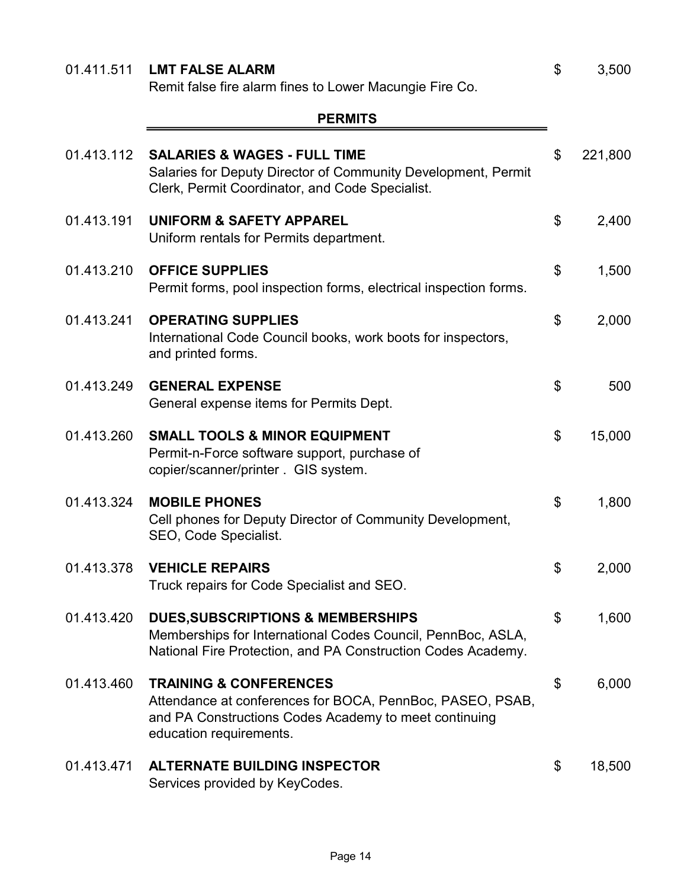| Account | Description | Amount |
|---|---|---|
| 01.411.511 | **LMT FALSE ALARM**<br>Remit false fire alarm fines to Lower Macungie Fire Co. | $ 3,500 |

## PERMITS

| Account | Description | Amount |
|---|---|---|
| 01.413.112 | **SALARIES & WAGES - FULL TIME**<br>Salaries for Deputy Director of Community Development, Permit Clerk, Permit Coordinator, and Code Specialist. | $ 221,800 |
| 01.413.191 | **UNIFORM & SAFETY APPAREL**<br>Uniform rentals for Permits department. | $ 2,400 |
| 01.413.210 | **OFFICE SUPPLIES**<br>Permit forms, pool inspection forms, electrical inspection forms. | $ 1,500 |
| 01.413.241 | **OPERATING SUPPLIES**<br>International Code Council books, work boots for inspectors, and printed forms. | $ 2,000 |
| 01.413.249 | **GENERAL EXPENSE**<br>General expense items for Permits Dept. | $ 500 |
| 01.413.260 | **SMALL TOOLS & MINOR EQUIPMENT**<br>Permit-n-Force software support, purchase of copier/scanner/printer . GIS system. | $ 15,000 |
| 01.413.324 | **MOBILE PHONES**<br>Cell phones for Deputy Director of Community Development, SEO, Code Specialist. | $ 1,800 |
| 01.413.378 | **VEHICLE REPAIRS**<br>Truck repairs for Code Specialist and SEO. | $ 2,000 |
| 01.413.420 | **DUES,SUBSCRIPTIONS & MEMBERSHIPS**<br>Memberships for International Codes Council, PennBoc, ASLA, National Fire Protection, and PA Construction Codes Academy. | $ 1,600 |
| 01.413.460 | **TRAINING & CONFERENCES**<br>Attendance at conferences for BOCA, PennBoc, PASEO, PSAB, and PA Constructions Codes Academy to meet continuing education requirements. | $ 6,000 |
| 01.413.471 | **ALTERNATE BUILDING INSPECTOR**<br>Services provided by KeyCodes. | $ 18,500 |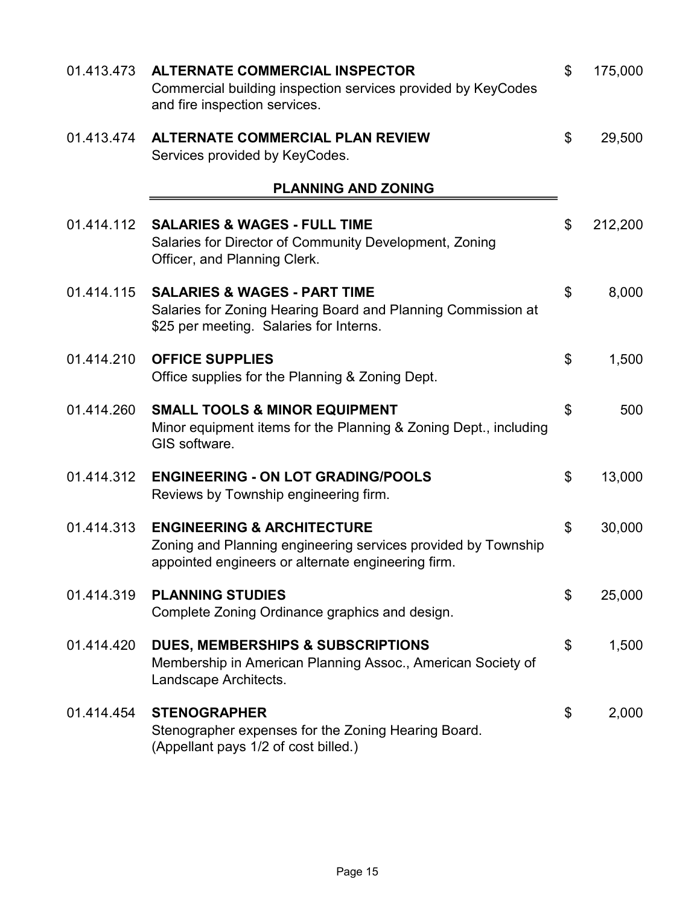| Account | Description | Amount |
|---|---|---|
| 01.413.473 | **ALTERNATE COMMERCIAL INSPECTOR**<br>Commercial building inspection services provided by KeyCodes and fire inspection services. | $ 175,000 |
| 01.413.474 | **ALTERNATE COMMERCIAL PLAN REVIEW**<br>Services provided by KeyCodes. | $ 29,500 |

## PLANNING AND ZONING

| Account | Description | Amount |
|---|---|---|
| 01.414.112 | **SALARIES & WAGES - FULL TIME**<br>Salaries for Director of Community Development, Zoning Officer, and Planning Clerk. | $ 212,200 |
| 01.414.115 | **SALARIES & WAGES - PART TIME**<br>Salaries for Zoning Hearing Board and Planning Commission at $25 per meeting. Salaries for Interns. | $ 8,000 |
| 01.414.210 | **OFFICE SUPPLIES**<br>Office supplies for the Planning & Zoning Dept. | $ 1,500 |
| 01.414.260 | **SMALL TOOLS & MINOR EQUIPMENT**<br>Minor equipment items for the Planning & Zoning Dept., including GIS software. | $ 500 |
| 01.414.312 | **ENGINEERING - ON LOT GRADING/POOLS**<br>Reviews by Township engineering firm. | $ 13,000 |
| 01.414.313 | **ENGINEERING & ARCHITECTURE**<br>Zoning and Planning engineering services provided by Township appointed engineers or alternate engineering firm. | $ 30,000 |
| 01.414.319 | **PLANNING STUDIES**<br>Complete Zoning Ordinance graphics and design. | $ 25,000 |
| 01.414.420 | **DUES, MEMBERSHIPS & SUBSCRIPTIONS**<br>Membership in American Planning Assoc., American Society of Landscape Architects. | $ 1,500 |
| 01.414.454 | **STENOGRAPHER**<br>Stenographer expenses for the Zoning Hearing Board. (Appellant pays 1/2 of cost billed.) | $ 2,000 |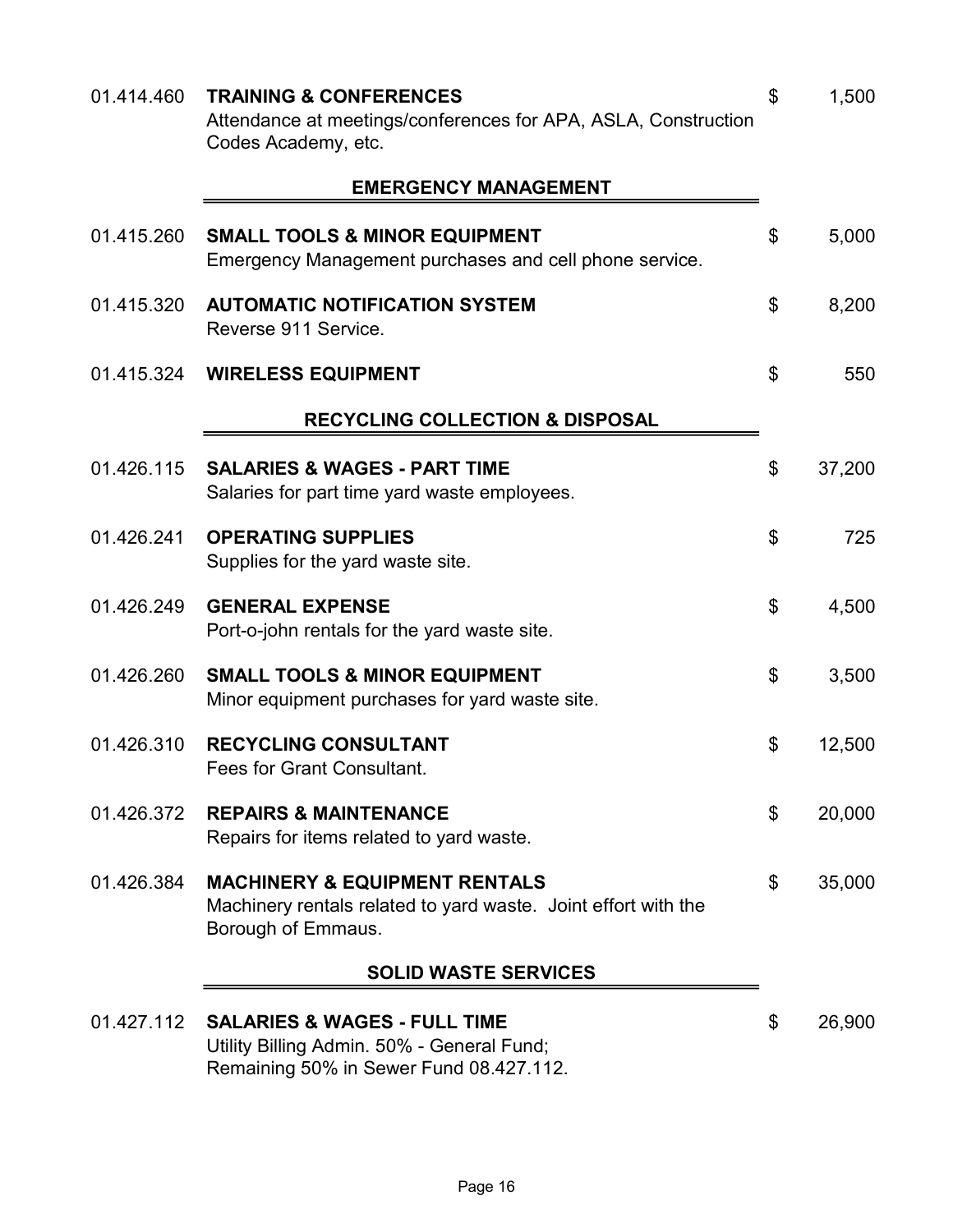01.414.460 **TRAINING & CONFERENCES** $ 1,500
Attendance at meetings/conferences for APA, ASLA, Construction Codes Academy, etc.

## EMERGENCY MANAGEMENT

01.415.260 **SMALL TOOLS & MINOR EQUIPMENT** $ 5,000
Emergency Management purchases and cell phone service.

01.415.320 **AUTOMATIC NOTIFICATION SYSTEM** $ 8,200
Reverse 911 Service.

01.415.324 **WIRELESS EQUIPMENT** $ 550

## RECYCLING COLLECTION & DISPOSAL

01.426.115 **SALARIES & WAGES - PART TIME** $ 37,200
Salaries for part time yard waste employees.

01.426.241 **OPERATING SUPPLIES** $ 725
Supplies for the yard waste site.

01.426.249 **GENERAL EXPENSE** $ 4,500
Port-o-john rentals for the yard waste site.

01.426.260 **SMALL TOOLS & MINOR EQUIPMENT** $ 3,500
Minor equipment purchases for yard waste site.

01.426.310 **RECYCLING CONSULTANT** $ 12,500
Fees for Grant Consultant.

01.426.372 **REPAIRS & MAINTENANCE** $ 20,000
Repairs for items related to yard waste.

01.426.384 **MACHINERY & EQUIPMENT RENTALS** $ 35,000
Machinery rentals related to yard waste. Joint effort with the Borough of Emmaus.

## SOLID WASTE SERVICES

01.427.112 **SALARIES & WAGES - FULL TIME** $ 26,900
Utility Billing Admin. 50% - General Fund;
Remaining 50% in Sewer Fund 08.427.112.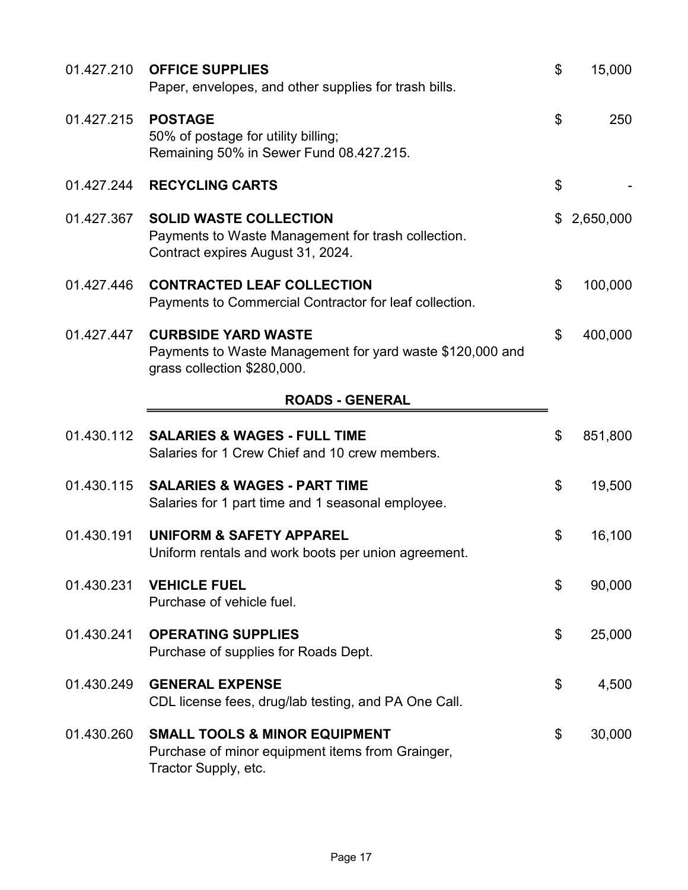| Account | Description | Amount |
|---|---|---|
| 01.427.210 | **OFFICE SUPPLIES**<br>Paper, envelopes, and other supplies for trash bills. | $ 15,000 |
| 01.427.215 | **POSTAGE**<br>50% of postage for utility billing;<br>Remaining 50% in Sewer Fund 08.427.215. | $ 250 |
| 01.427.244 | **RECYCLING CARTS** | $ - |
| 01.427.367 | **SOLID WASTE COLLECTION**<br>Payments to Waste Management for trash collection.<br>Contract expires August 31, 2024. | $ 2,650,000 |
| 01.427.446 | **CONTRACTED LEAF COLLECTION**<br>Payments to Commercial Contractor for leaf collection. | $ 100,000 |
| 01.427.447 | **CURBSIDE YARD WASTE**<br>Payments to Waste Management for yard waste $120,000 and grass collection $280,000. | $ 400,000 |

## ROADS - GENERAL

| Account | Description | Amount |
|---|---|---|
| 01.430.112 | **SALARIES & WAGES - FULL TIME**<br>Salaries for 1 Crew Chief and 10 crew members. | $ 851,800 |
| 01.430.115 | **SALARIES & WAGES - PART TIME**<br>Salaries for 1 part time and 1 seasonal employee. | $ 19,500 |
| 01.430.191 | **UNIFORM & SAFETY APPAREL**<br>Uniform rentals and work boots per union agreement. | $ 16,100 |
| 01.430.231 | **VEHICLE FUEL**<br>Purchase of vehicle fuel. | $ 90,000 |
| 01.430.241 | **OPERATING SUPPLIES**<br>Purchase of supplies for Roads Dept. | $ 25,000 |
| 01.430.249 | **GENERAL EXPENSE**<br>CDL license fees, drug/lab testing, and PA One Call. | $ 4,500 |
| 01.430.260 | **SMALL TOOLS & MINOR EQUIPMENT**<br>Purchase of minor equipment items from Grainger, Tractor Supply, etc. | $ 30,000 |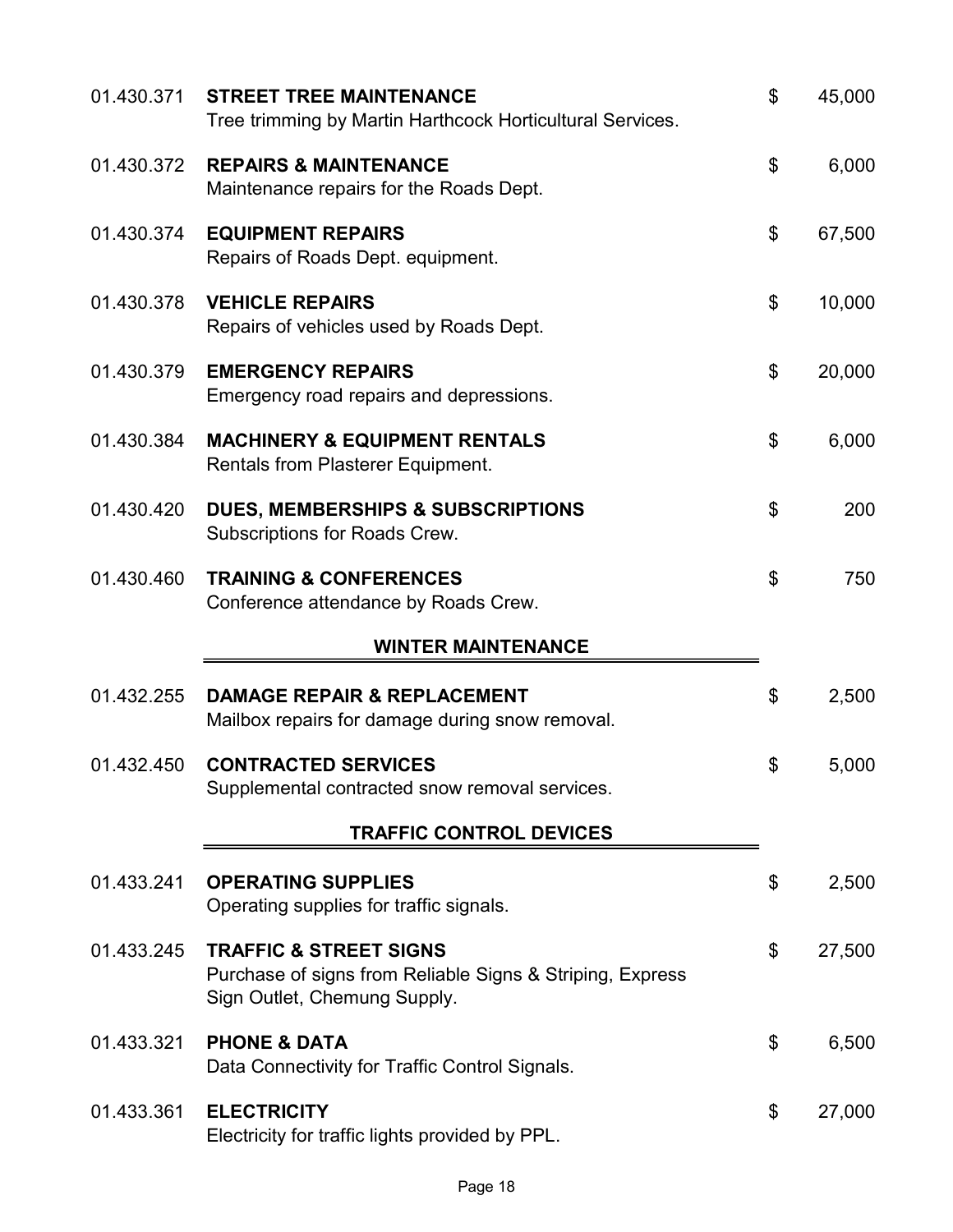| | | | |
|---|---|---|---|
| 01.430.371 | **STREET TREE MAINTENANCE**<br>Tree trimming by Martin Harthcock Horticultural Services. | $ | 45,000 |
| 01.430.372 | **REPAIRS & MAINTENANCE**<br>Maintenance repairs for the Roads Dept. | $ | 6,000 |
| 01.430.374 | **EQUIPMENT REPAIRS**<br>Repairs of Roads Dept. equipment. | $ | 67,500 |
| 01.430.378 | **VEHICLE REPAIRS**<br>Repairs of vehicles used by Roads Dept. | $ | 10,000 |
| 01.430.379 | **EMERGENCY REPAIRS**<br>Emergency road repairs and depressions. | $ | 20,000 |
| 01.430.384 | **MACHINERY & EQUIPMENT RENTALS**<br>Rentals from Plasterer Equipment. | $ | 6,000 |
| 01.430.420 | **DUES, MEMBERSHIPS & SUBSCRIPTIONS**<br>Subscriptions for Roads Crew. | $ | 200 |
| 01.430.460 | **TRAINING & CONFERENCES**<br>Conference attendance by Roads Crew. | $ | 750 |

## WINTER MAINTENANCE

| | | | |
|---|---|---|---|
| 01.432.255 | **DAMAGE REPAIR & REPLACEMENT**<br>Mailbox repairs for damage during snow removal. | $ | 2,500 |
| 01.432.450 | **CONTRACTED SERVICES**<br>Supplemental contracted snow removal services. | $ | 5,000 |

## TRAFFIC CONTROL DEVICES

| | | | |
|---|---|---|---|
| 01.433.241 | **OPERATING SUPPLIES**<br>Operating supplies for traffic signals. | $ | 2,500 |
| 01.433.245 | **TRAFFIC & STREET SIGNS**<br>Purchase of signs from Reliable Signs & Striping, Express Sign Outlet, Chemung Supply. | $ | 27,500 |
| 01.433.321 | **PHONE & DATA**<br>Data Connectivity for Traffic Control Signals. | $ | 6,500 |
| 01.433.361 | **ELECTRICITY**<br>Electricity for traffic lights provided by PPL. | $ | 27,000 |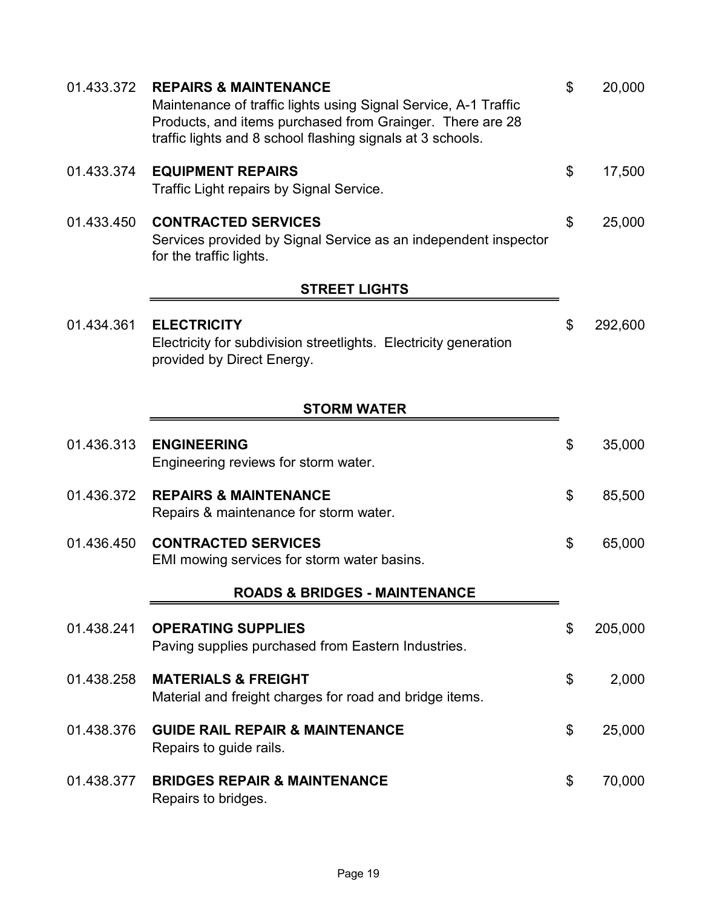01.433.372 **REPAIRS & MAINTENANCE** $ 20,000
Maintenance of traffic lights using Signal Service, A-1 Traffic Products, and items purchased from Grainger. There are 28 traffic lights and 8 school flashing signals at 3 schools.

01.433.374 **EQUIPMENT REPAIRS** $ 17,500
Traffic Light repairs by Signal Service.

01.433.450 **CONTRACTED SERVICES** $ 25,000
Services provided by Signal Service as an independent inspector for the traffic lights.

## STREET LIGHTS

01.434.361 **ELECTRICITY** $ 292,600
Electricity for subdivision streetlights. Electricity generation provided by Direct Energy.

## STORM WATER

01.436.313 **ENGINEERING** $ 35,000
Engineering reviews for storm water.

01.436.372 **REPAIRS & MAINTENANCE** $ 85,500
Repairs & maintenance for storm water.

01.436.450 **CONTRACTED SERVICES** $ 65,000
EMI mowing services for storm water basins.

## ROADS & BRIDGES - MAINTENANCE

01.438.241 **OPERATING SUPPLIES** $ 205,000
Paving supplies purchased from Eastern Industries.

01.438.258 **MATERIALS & FREIGHT** $ 2,000
Material and freight charges for road and bridge items.

01.438.376 **GUIDE RAIL REPAIR & MAINTENANCE** $ 25,000
Repairs to guide rails.

01.438.377 **BRIDGES REPAIR & MAINTENANCE** $ 70,000
Repairs to bridges.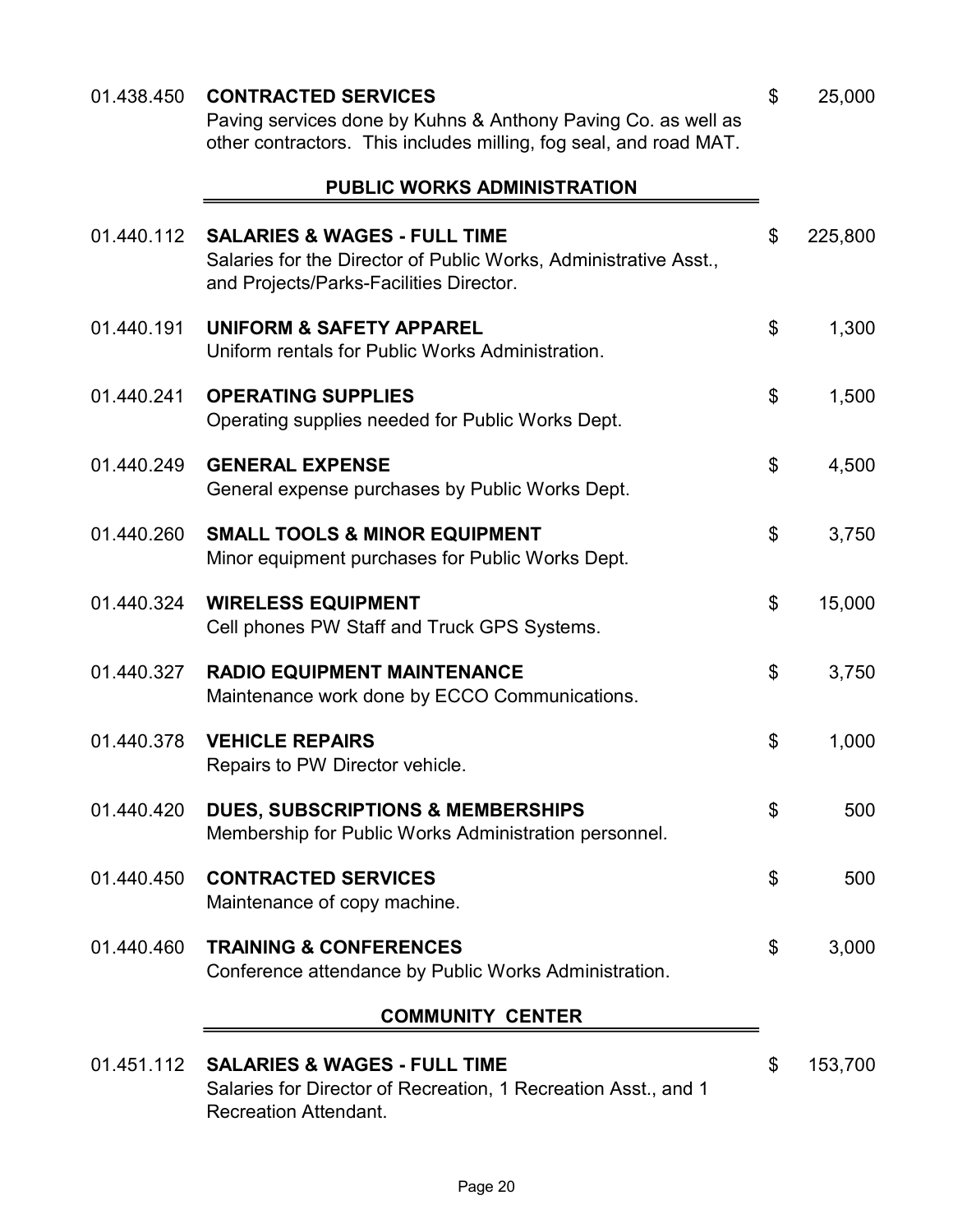| Account | Description | Amount |
|---|---|---|
| 01.438.450 | **CONTRACTED SERVICES**<br>Paving services done by Kuhns & Anthony Paving Co. as well as other contractors. This includes milling, fog seal, and road MAT. | $ 25,000 |

## PUBLIC WORKS ADMINISTRATION

| Account | Description | Amount |
|---|---|---|
| 01.440.112 | **SALARIES & WAGES - FULL TIME**<br>Salaries for the Director of Public Works, Administrative Asst., and Projects/Parks-Facilities Director. | $ 225,800 |
| 01.440.191 | **UNIFORM & SAFETY APPAREL**<br>Uniform rentals for Public Works Administration. | $ 1,300 |
| 01.440.241 | **OPERATING SUPPLIES**<br>Operating supplies needed for Public Works Dept. | $ 1,500 |
| 01.440.249 | **GENERAL EXPENSE**<br>General expense purchases by Public Works Dept. | $ 4,500 |
| 01.440.260 | **SMALL TOOLS & MINOR EQUIPMENT**<br>Minor equipment purchases for Public Works Dept. | $ 3,750 |
| 01.440.324 | **WIRELESS EQUIPMENT**<br>Cell phones PW Staff and Truck GPS Systems. | $ 15,000 |
| 01.440.327 | **RADIO EQUIPMENT MAINTENANCE**<br>Maintenance work done by ECCO Communications. | $ 3,750 |
| 01.440.378 | **VEHICLE REPAIRS**<br>Repairs to PW Director vehicle. | $ 1,000 |
| 01.440.420 | **DUES, SUBSCRIPTIONS & MEMBERSHIPS**<br>Membership for Public Works Administration personnel. | $ 500 |
| 01.440.450 | **CONTRACTED SERVICES**<br>Maintenance of copy machine. | $ 500 |
| 01.440.460 | **TRAINING & CONFERENCES**<br>Conference attendance by Public Works Administration. | $ 3,000 |

## COMMUNITY CENTER

| Account | Description | Amount |
|---|---|---|
| 01.451.112 | **SALARIES & WAGES - FULL TIME**<br>Salaries for Director of Recreation, 1 Recreation Asst., and 1 Recreation Attendant. | $ 153,700 |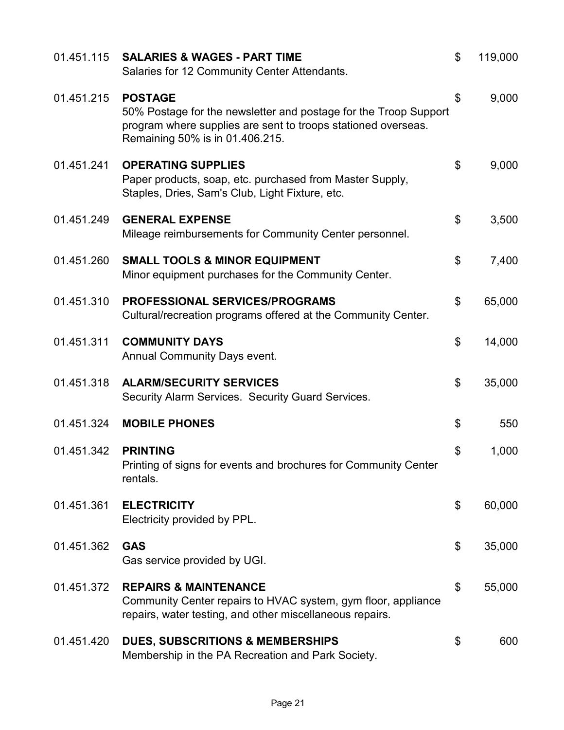| Account | Description | Amount |
|---|---|---|
| 01.451.115 | **SALARIES & WAGES - PART TIME**<br>Salaries for 12 Community Center Attendants. | $ 119,000 |
| 01.451.215 | **POSTAGE**<br>50% Postage for the newsletter and postage for the Troop Support program where supplies are sent to troops stationed overseas. Remaining 50% is in 01.406.215. | $ 9,000 |
| 01.451.241 | **OPERATING SUPPLIES**<br>Paper products, soap, etc. purchased from Master Supply, Staples, Dries, Sam's Club, Light Fixture, etc. | $ 9,000 |
| 01.451.249 | **GENERAL EXPENSE**<br>Mileage reimbursements for Community Center personnel. | $ 3,500 |
| 01.451.260 | **SMALL TOOLS & MINOR EQUIPMENT**<br>Minor equipment purchases for the Community Center. | $ 7,400 |
| 01.451.310 | **PROFESSIONAL SERVICES/PROGRAMS**<br>Cultural/recreation programs offered at the Community Center. | $ 65,000 |
| 01.451.311 | **COMMUNITY DAYS**<br>Annual Community Days event. | $ 14,000 |
| 01.451.318 | **ALARM/SECURITY SERVICES**<br>Security Alarm Services. Security Guard Services. | $ 35,000 |
| 01.451.324 | **MOBILE PHONES** | $ 550 |
| 01.451.342 | **PRINTING**<br>Printing of signs for events and brochures for Community Center rentals. | $ 1,000 |
| 01.451.361 | **ELECTRICITY**<br>Electricity provided by PPL. | $ 60,000 |
| 01.451.362 | **GAS**<br>Gas service provided by UGI. | $ 35,000 |
| 01.451.372 | **REPAIRS & MAINTENANCE**<br>Community Center repairs to HVAC system, gym floor, appliance repairs, water testing, and other miscellaneous repairs. | $ 55,000 |
| 01.451.420 | **DUES, SUBSCRITIONS & MEMBERSHIPS**<br>Membership in the PA Recreation and Park Society. | $ 600 |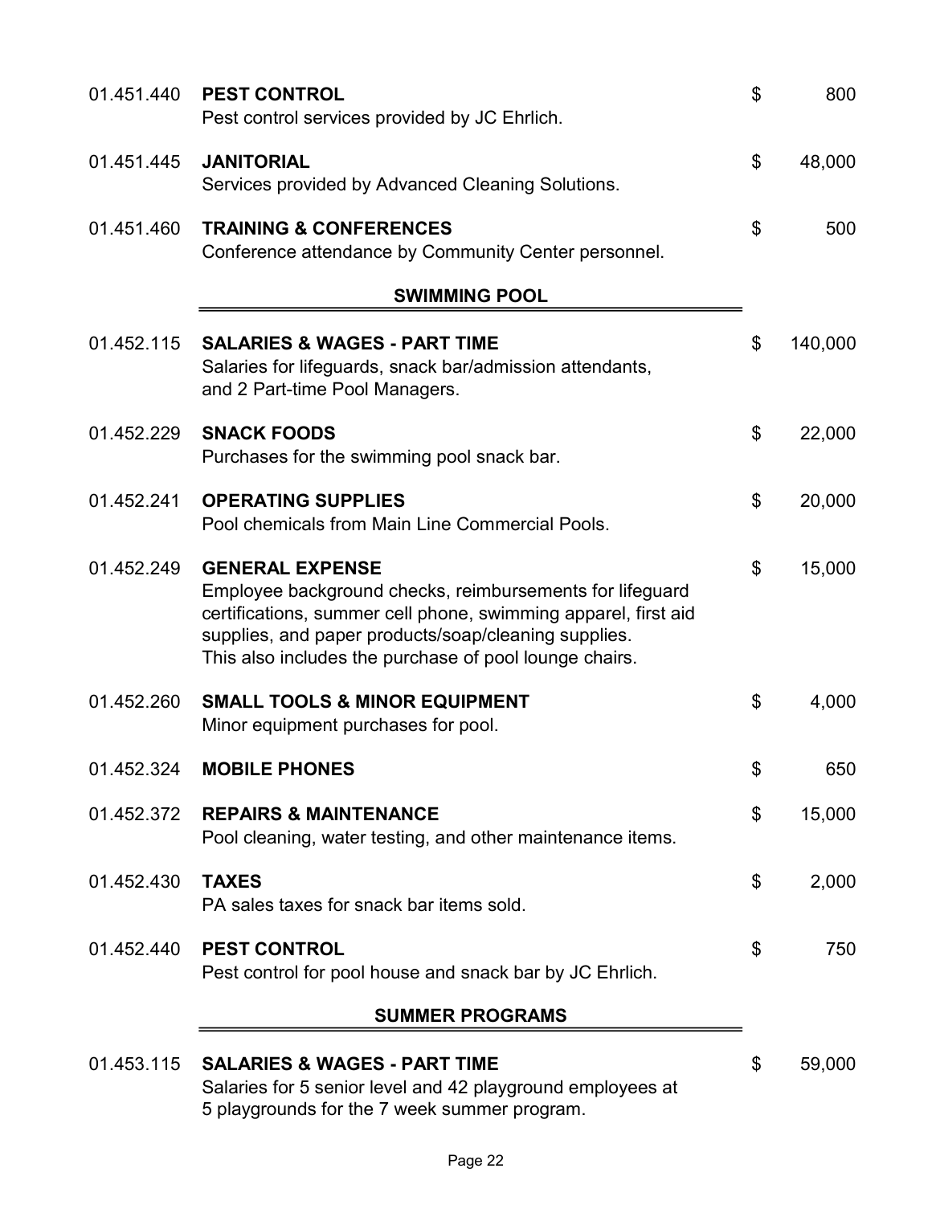| Account | Description | | Amount |
|---|---|---|---|
| 01.451.440 | **PEST CONTROL**<br>Pest control services provided by JC Ehrlich. | $ | 800 |
| 01.451.445 | **JANITORIAL**<br>Services provided by Advanced Cleaning Solutions. | $ | 48,000 |
| 01.451.460 | **TRAINING & CONFERENCES**<br>Conference attendance by Community Center personnel. | $ | 500 |

## SWIMMING POOL

| Account | Description | | Amount |
|---|---|---|---|
| 01.452.115 | **SALARIES & WAGES - PART TIME**<br>Salaries for lifeguards, snack bar/admission attendants, and 2 Part-time Pool Managers. | $ | 140,000 |
| 01.452.229 | **SNACK FOODS**<br>Purchases for the swimming pool snack bar. | $ | 22,000 |
| 01.452.241 | **OPERATING SUPPLIES**<br>Pool chemicals from Main Line Commercial Pools. | $ | 20,000 |
| 01.452.249 | **GENERAL EXPENSE**<br>Employee background checks, reimbursements for lifeguard certifications, summer cell phone, swimming apparel, first aid supplies, and paper products/soap/cleaning supplies. This also includes the purchase of pool lounge chairs. | $ | 15,000 |
| 01.452.260 | **SMALL TOOLS & MINOR EQUIPMENT**<br>Minor equipment purchases for pool. | $ | 4,000 |
| 01.452.324 | **MOBILE PHONES** | $ | 650 |
| 01.452.372 | **REPAIRS & MAINTENANCE**<br>Pool cleaning, water testing, and other maintenance items. | $ | 15,000 |
| 01.452.430 | **TAXES**<br>PA sales taxes for snack bar items sold. | $ | 2,000 |
| 01.452.440 | **PEST CONTROL**<br>Pest control for pool house and snack bar by JC Ehrlich. | $ | 750 |

## SUMMER PROGRAMS

| Account | Description | | Amount |
|---|---|---|---|
| 01.453.115 | **SALARIES & WAGES - PART TIME**<br>Salaries for 5 senior level and 42 playground employees at 5 playgrounds for the 7 week summer program. | $ | 59,000 |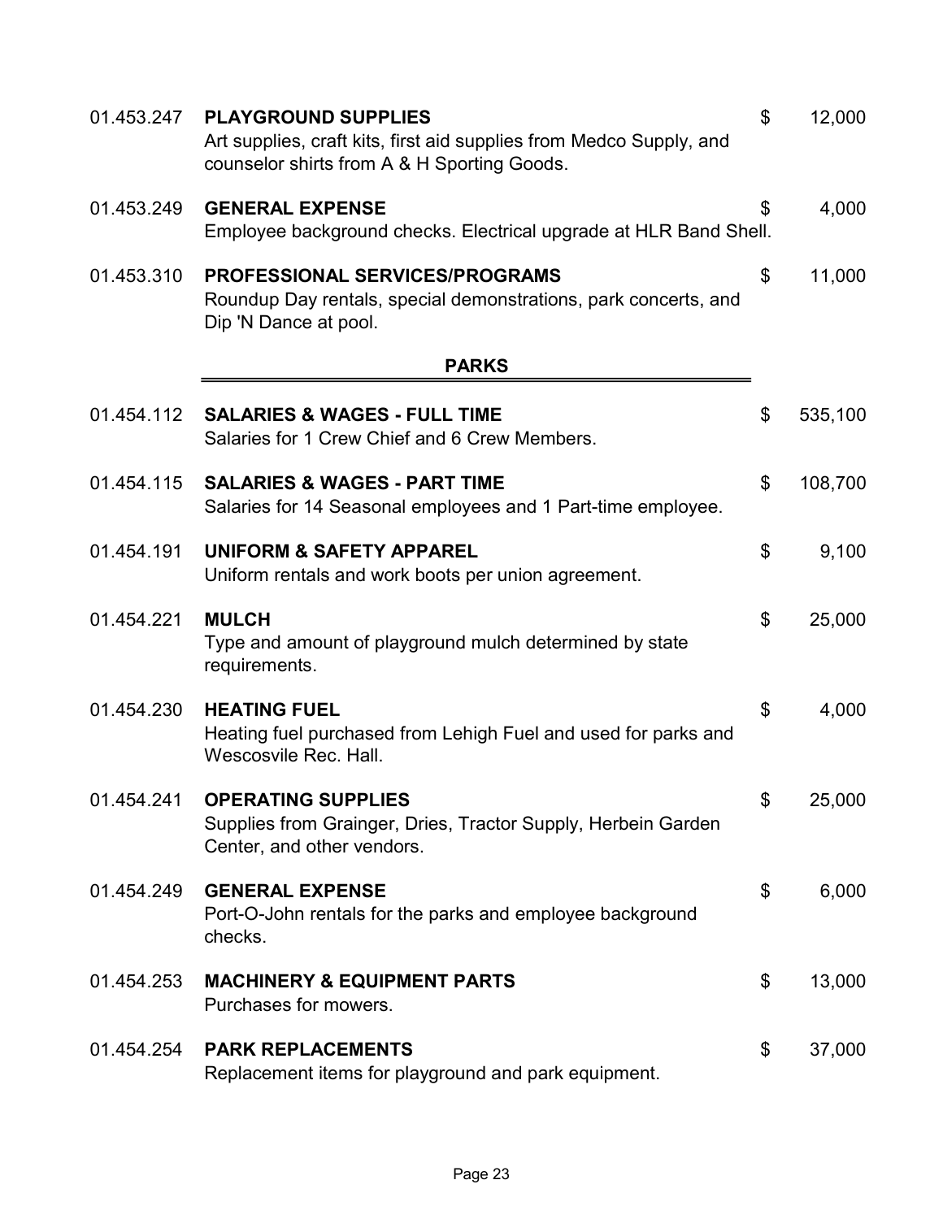01.453.247 **PLAYGROUND SUPPLIES** $ 12,000
Art supplies, craft kits, first aid supplies from Medco Supply, and counselor shirts from A & H Sporting Goods.

01.453.249 **GENERAL EXPENSE** $ 4,000
Employee background checks. Electrical upgrade at HLR Band Shell.

01.453.310 **PROFESSIONAL SERVICES/PROGRAMS** $ 11,000
Roundup Day rentals, special demonstrations, park concerts, and Dip 'N Dance at pool.

## PARKS

01.454.112 **SALARIES & WAGES - FULL TIME** $ 535,100
Salaries for 1 Crew Chief and 6 Crew Members.

01.454.115 **SALARIES & WAGES - PART TIME** $ 108,700
Salaries for 14 Seasonal employees and 1 Part-time employee.

01.454.191 **UNIFORM & SAFETY APPAREL** $ 9,100
Uniform rentals and work boots per union agreement.

01.454.221 **MULCH** $ 25,000
Type and amount of playground mulch determined by state requirements.

01.454.230 **HEATING FUEL** $ 4,000
Heating fuel purchased from Lehigh Fuel and used for parks and Wescosvile Rec. Hall.

01.454.241 **OPERATING SUPPLIES** $ 25,000
Supplies from Grainger, Dries, Tractor Supply, Herbein Garden Center, and other vendors.

01.454.249 **GENERAL EXPENSE** $ 6,000
Port-O-John rentals for the parks and employee background checks.

01.454.253 **MACHINERY & EQUIPMENT PARTS** $ 13,000
Purchases for mowers.

01.454.254 **PARK REPLACEMENTS** $ 37,000
Replacement items for playground and park equipment.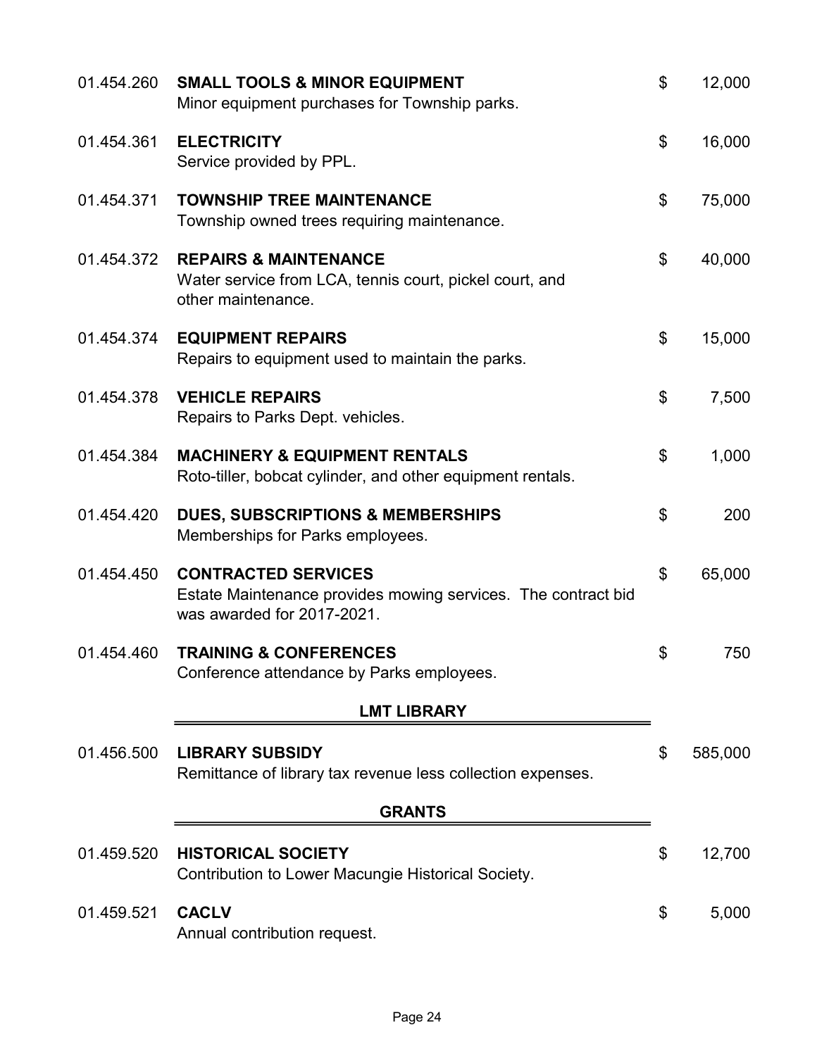| | | | |
|---|---|---|---|
| 01.454.260 | **SMALL TOOLS & MINOR EQUIPMENT**<br>Minor equipment purchases for Township parks. | $ | 12,000 |
| 01.454.361 | **ELECTRICITY**<br>Service provided by PPL. | $ | 16,000 |
| 01.454.371 | **TOWNSHIP TREE MAINTENANCE**<br>Township owned trees requiring maintenance. | $ | 75,000 |
| 01.454.372 | **REPAIRS & MAINTENANCE**<br>Water service from LCA, tennis court, pickel court, and other maintenance. | $ | 40,000 |
| 01.454.374 | **EQUIPMENT REPAIRS**<br>Repairs to equipment used to maintain the parks. | $ | 15,000 |
| 01.454.378 | **VEHICLE REPAIRS**<br>Repairs to Parks Dept. vehicles. | $ | 7,500 |
| 01.454.384 | **MACHINERY & EQUIPMENT RENTALS**<br>Roto-tiller, bobcat cylinder, and other equipment rentals. | $ | 1,000 |
| 01.454.420 | **DUES, SUBSCRIPTIONS & MEMBERSHIPS**<br>Memberships for Parks employees. | $ | 200 |
| 01.454.450 | **CONTRACTED SERVICES**<br>Estate Maintenance provides mowing services. The contract bid was awarded for 2017-2021. | $ | 65,000 |
| 01.454.460 | **TRAINING & CONFERENCES**<br>Conference attendance by Parks employees. | $ | 750 |

## LMT LIBRARY

| | | | |
|---|---|---|---|
| 01.456.500 | **LIBRARY SUBSIDY**<br>Remittance of library tax revenue less collection expenses. | $ | 585,000 |

## GRANTS

| | | | |
|---|---|---|---|
| 01.459.520 | **HISTORICAL SOCIETY**<br>Contribution to Lower Macungie Historical Society. | $ | 12,700 |
| 01.459.521 | **CACLV**<br>Annual contribution request. | $ | 5,000 |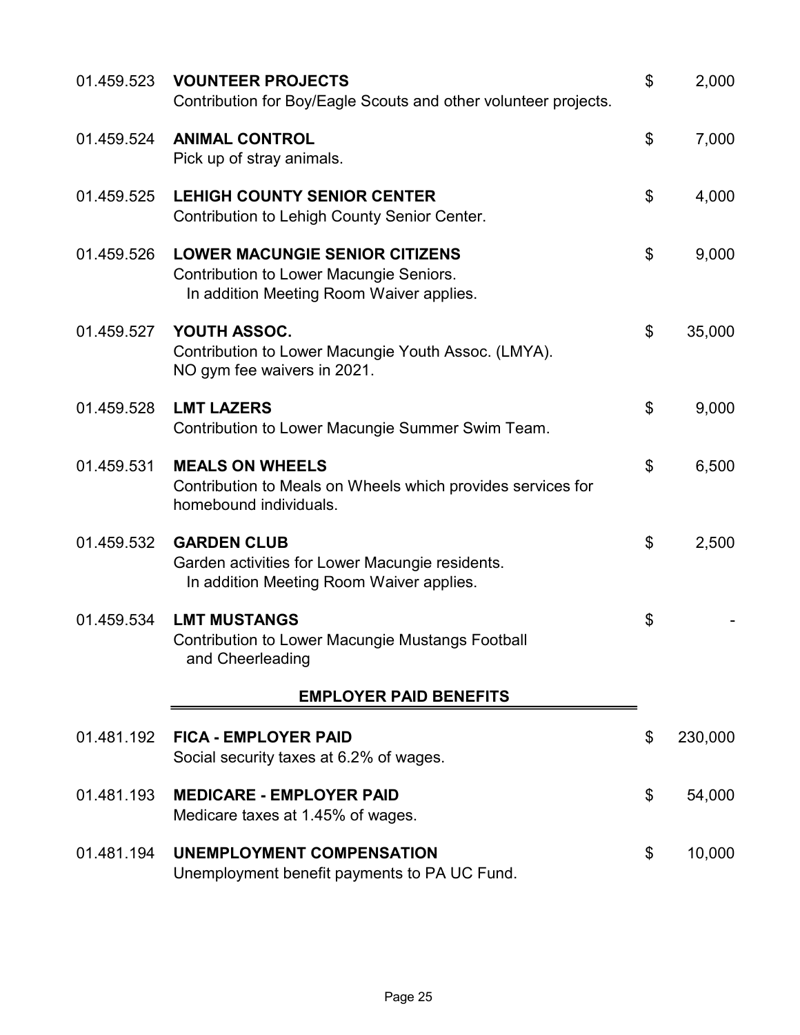| Account | Description | | Amount |
|---|---|---|---|
| 01.459.523 | **VOUNTEER PROJECTS**<br>Contribution for Boy/Eagle Scouts and other volunteer projects. | $ | 2,000 |
| 01.459.524 | **ANIMAL CONTROL**<br>Pick up of stray animals. | $ | 7,000 |
| 01.459.525 | **LEHIGH COUNTY SENIOR CENTER**<br>Contribution to Lehigh County Senior Center. | $ | 4,000 |
| 01.459.526 | **LOWER MACUNGIE SENIOR CITIZENS**<br>Contribution to Lower Macungie Seniors.<br>In addition Meeting Room Waiver applies. | $ | 9,000 |
| 01.459.527 | **YOUTH ASSOC.**<br>Contribution to Lower Macungie Youth Assoc. (LMYA).<br>NO gym fee waivers in 2021. | $ | 35,000 |
| 01.459.528 | **LMT LAZERS**<br>Contribution to Lower Macungie Summer Swim Team. | $ | 9,000 |
| 01.459.531 | **MEALS ON WHEELS**<br>Contribution to Meals on Wheels which provides services for homebound individuals. | $ | 6,500 |
| 01.459.532 | **GARDEN CLUB**<br>Garden activities for Lower Macungie residents.<br>In addition Meeting Room Waiver applies. | $ | 2,500 |
| 01.459.534 | **LMT MUSTANGS**<br>Contribution to Lower Macungie Mustangs Football and Cheerleading | $ | - |

## EMPLOYER PAID BENEFITS

| Account | Description | | Amount |
|---|---|---|---|
| 01.481.192 | **FICA - EMPLOYER PAID**<br>Social security taxes at 6.2% of wages. | $ | 230,000 |
| 01.481.193 | **MEDICARE - EMPLOYER PAID**<br>Medicare taxes at 1.45% of wages. | $ | 54,000 |
| 01.481.194 | **UNEMPLOYMENT COMPENSATION**<br>Unemployment benefit payments to PA UC Fund. | $ | 10,000 |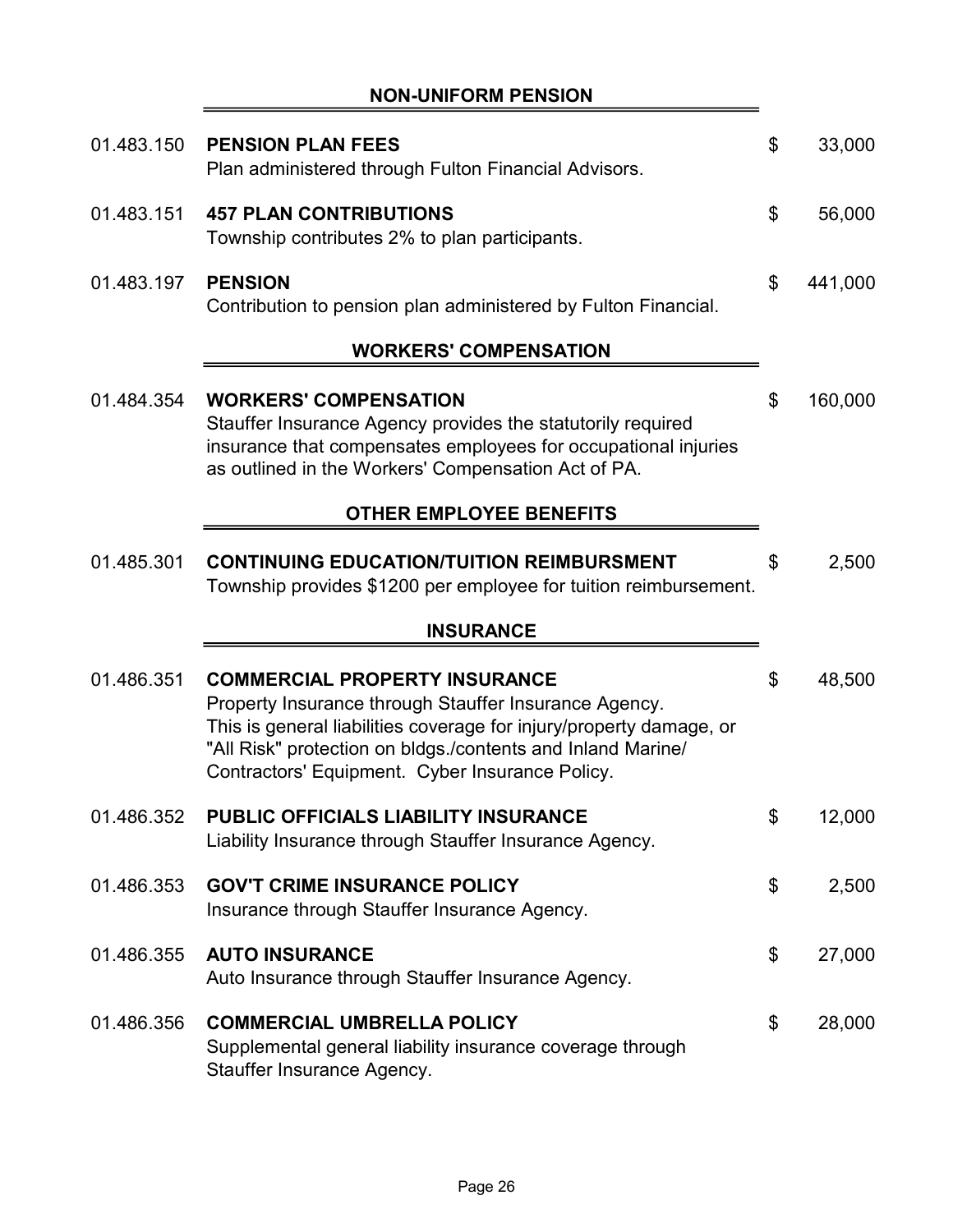## NON-UNIFORM PENSION

| Account | Description | Amount |
|---|---|---|
| 01.483.150 | **PENSION PLAN FEES**<br>Plan administered through Fulton Financial Advisors. | $ 33,000 |
| 01.483.151 | **457 PLAN CONTRIBUTIONS**<br>Township contributes 2% to plan participants. | $ 56,000 |
| 01.483.197 | **PENSION**<br>Contribution to pension plan administered by Fulton Financial. | $ 441,000 |

## WORKERS' COMPENSATION

| Account | Description | Amount |
|---|---|---|
| 01.484.354 | **WORKERS' COMPENSATION**<br>Stauffer Insurance Agency provides the statutorily required insurance that compensates employees for occupational injuries as outlined in the Workers' Compensation Act of PA. | $ 160,000 |

## OTHER EMPLOYEE BENEFITS

| Account | Description | Amount |
|---|---|---|
| 01.485.301 | **CONTINUING EDUCATION/TUITION REIMBURSMENT**<br>Township provides $1200 per employee for tuition reimbursement. | $ 2,500 |

## INSURANCE

| Account | Description | Amount |
|---|---|---|
| 01.486.351 | **COMMERCIAL PROPERTY INSURANCE**<br>Property Insurance through Stauffer Insurance Agency.<br>This is general liabilities coverage for injury/property damage, or "All Risk" protection on bldgs./contents and Inland Marine/ Contractors' Equipment. Cyber Insurance Policy. | $ 48,500 |
| 01.486.352 | **PUBLIC OFFICIALS LIABILITY INSURANCE**<br>Liability Insurance through Stauffer Insurance Agency. | $ 12,000 |
| 01.486.353 | **GOV'T CRIME INSURANCE POLICY**<br>Insurance through Stauffer Insurance Agency. | $ 2,500 |
| 01.486.355 | **AUTO INSURANCE**<br>Auto Insurance through Stauffer Insurance Agency. | $ 27,000 |
| 01.486.356 | **COMMERCIAL UMBRELLA POLICY**<br>Supplemental general liability insurance coverage through Stauffer Insurance Agency. | $ 28,000 |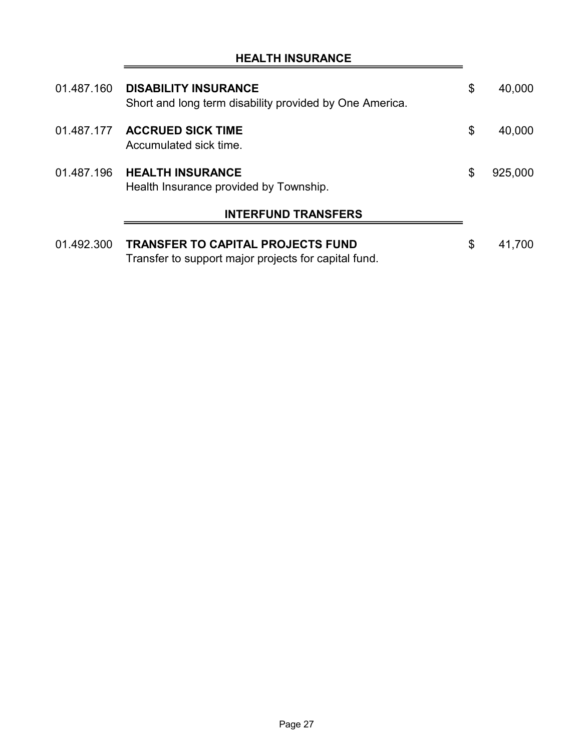## HEALTH INSURANCE

| | | |
|---|---|---|
| 01.487.160 | **DISABILITY INSURANCE**<br>Short and long term disability provided by One America. | $ 40,000 |
| 01.487.177 | **ACCRUED SICK TIME**<br>Accumulated sick time. | $ 40,000 |
| 01.487.196 | **HEALTH INSURANCE**<br>Health Insurance provided by Township. | $ 925,000 |

## INTERFUND TRANSFERS

| | | |
|---|---|---|
| 01.492.300 | **TRANSFER TO CAPITAL PROJECTS FUND**<br>Transfer to support major projects for capital fund. | $ 41,700 |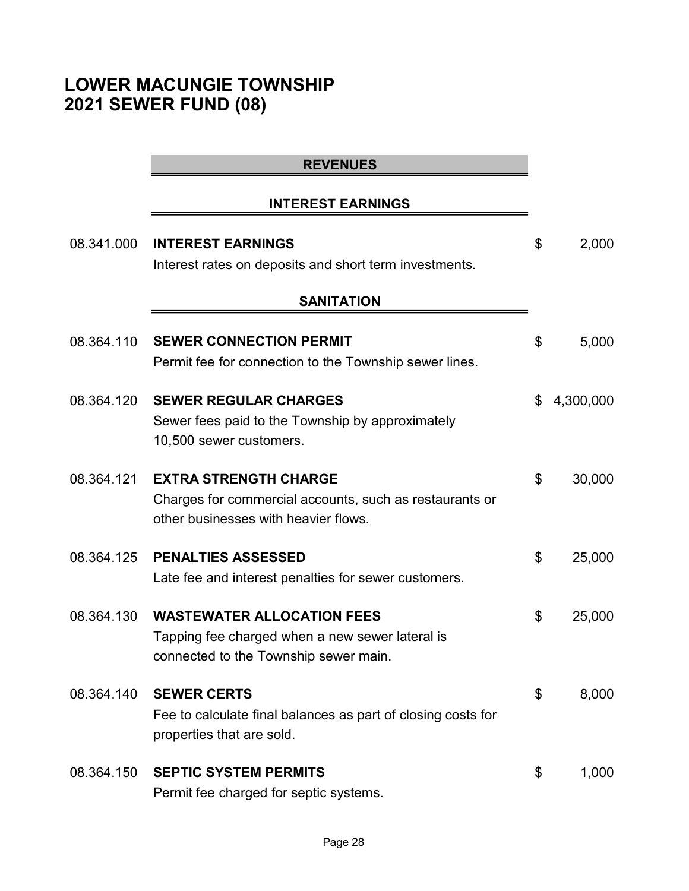# LOWER MACUNGIE TOWNSHIP
# 2021 SEWER FUND (08)

## REVENUES

### INTEREST EARNINGS

| | | |
|---|---|---|
| 08.341.000 | **INTEREST EARNINGS**<br>Interest rates on deposits and short term investments. | $ 2,000 |

### SANITATION

| | | |
|---|---|---|
| 08.364.110 | **SEWER CONNECTION PERMIT**<br>Permit fee for connection to the Township sewer lines. | $ 5,000 |
| 08.364.120 | **SEWER REGULAR CHARGES**<br>Sewer fees paid to the Township by approximately 10,500 sewer customers. | $ 4,300,000 |
| 08.364.121 | **EXTRA STRENGTH CHARGE**<br>Charges for commercial accounts, such as restaurants or other businesses with heavier flows. | $ 30,000 |
| 08.364.125 | **PENALTIES ASSESSED**<br>Late fee and interest penalties for sewer customers. | $ 25,000 |
| 08.364.130 | **WASTEWATER ALLOCATION FEES**<br>Tapping fee charged when a new sewer lateral is connected to the Township sewer main. | $ 25,000 |
| 08.364.140 | **SEWER CERTS**<br>Fee to calculate final balances as part of closing costs for properties that are sold. | $ 8,000 |
| 08.364.150 | **SEPTIC SYSTEM PERMITS**<br>Permit fee charged for septic systems. | $ 1,000 |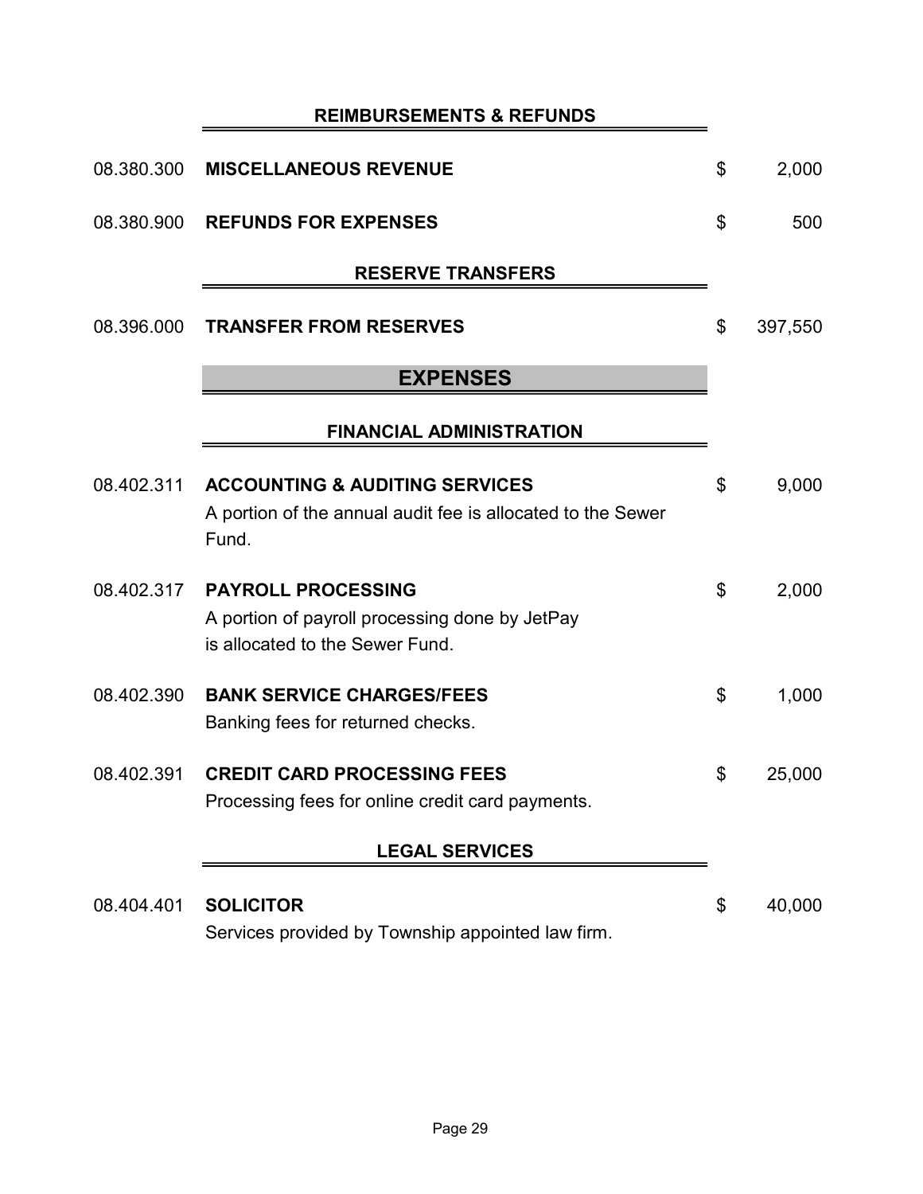### REIMBURSEMENTS & REFUNDS

| | | | |
|---|---|---|---|
| 08.380.300 | **MISCELLANEOUS REVENUE** | $ | 2,000 |
| 08.380.900 | **REFUNDS FOR EXPENSES** | $ | 500 |

### RESERVE TRANSFERS

| | | | |
|---|---|---|---|
| 08.396.000 | **TRANSFER FROM RESERVES** | $ | 397,550 |

## EXPENSES

### FINANCIAL ADMINISTRATION

| | | | |
|---|---|---|---|
| 08.402.311 | **ACCOUNTING & AUDITING SERVICES**<br>A portion of the annual audit fee is allocated to the Sewer Fund. | $ | 9,000 |
| 08.402.317 | **PAYROLL PROCESSING**<br>A portion of payroll processing done by JetPay is allocated to the Sewer Fund. | $ | 2,000 |
| 08.402.390 | **BANK SERVICE CHARGES/FEES**<br>Banking fees for returned checks. | $ | 1,000 |
| 08.402.391 | **CREDIT CARD PROCESSING FEES**<br>Processing fees for online credit card payments. | $ | 25,000 |

### LEGAL SERVICES

| | | | |
|---|---|---|---|
| 08.404.401 | **SOLICITOR**<br>Services provided by Township appointed law firm. | $ | 40,000 |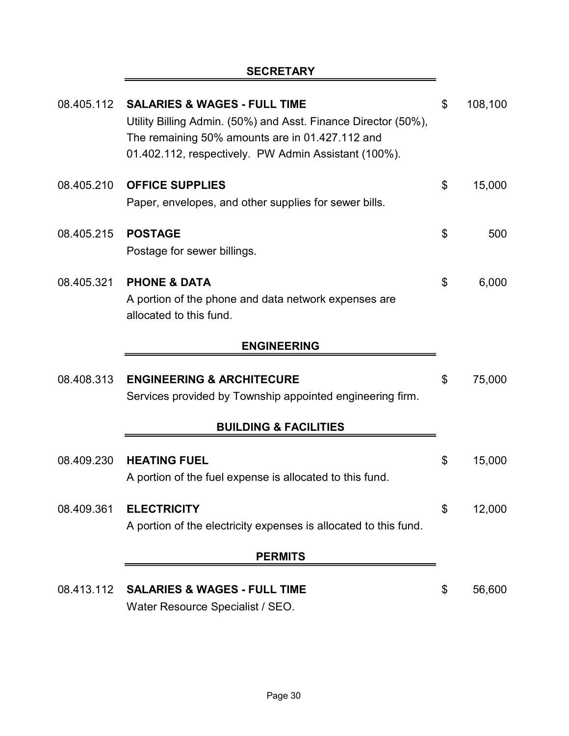## SECRETARY

**08.405.112 SALARIES & WAGES - FULL TIME** — $ 108,100

Utility Billing Admin. (50%) and Asst. Finance Director (50%), The remaining 50% amounts are in 01.427.112 and 01.402.112, respectively. PW Admin Assistant (100%).

**08.405.210 OFFICE SUPPLIES** — $ 15,000

Paper, envelopes, and other supplies for sewer bills.

**08.405.215 POSTAGE** — $ 500

Postage for sewer billings.

**08.405.321 PHONE & DATA** — $ 6,000

A portion of the phone and data network expenses are allocated to this fund.

## ENGINEERING

**08.408.313 ENGINEERING & ARCHITECURE** — $ 75,000

Services provided by Township appointed engineering firm.

## BUILDING & FACILITIES

**08.409.230 HEATING FUEL** — $ 15,000

A portion of the fuel expense is allocated to this fund.

**08.409.361 ELECTRICITY** — $ 12,000

A portion of the electricity expenses is allocated to this fund.

## PERMITS

**08.413.112 SALARIES & WAGES - FULL TIME** — $ 56,600

Water Resource Specialist / SEO.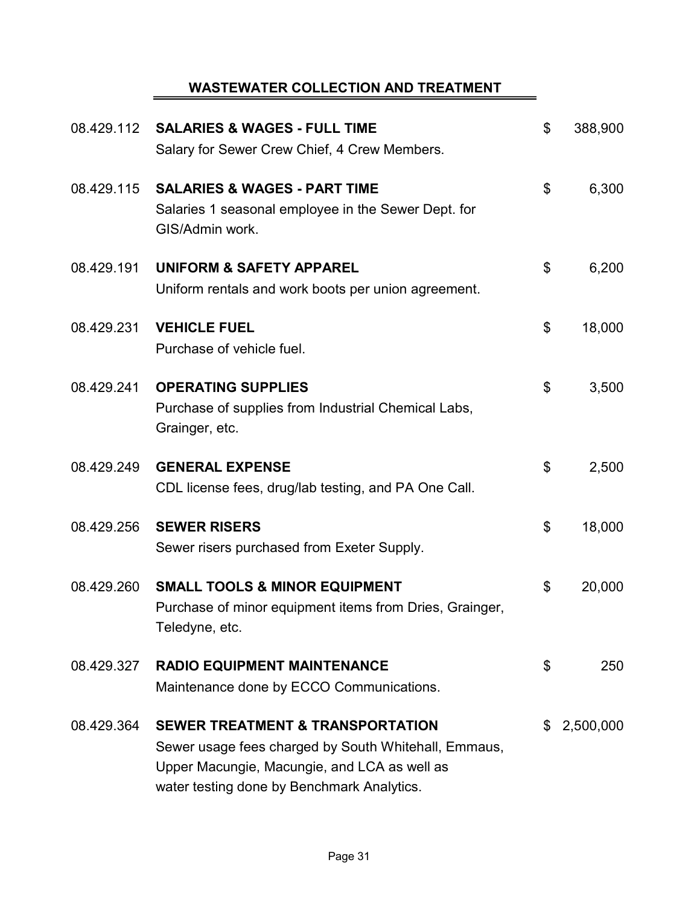## WASTEWATER COLLECTION AND TREATMENT

| Account | Description | Amount |
|---|---|---|
| 08.429.112 | **SALARIES & WAGES - FULL TIME**<br>Salary for Sewer Crew Chief, 4 Crew Members. | $ 388,900 |
| 08.429.115 | **SALARIES & WAGES - PART TIME**<br>Salaries 1 seasonal employee in the Sewer Dept. for GIS/Admin work. | $ 6,300 |
| 08.429.191 | **UNIFORM & SAFETY APPAREL**<br>Uniform rentals and work boots per union agreement. | $ 6,200 |
| 08.429.231 | **VEHICLE FUEL**<br>Purchase of vehicle fuel. | $ 18,000 |
| 08.429.241 | **OPERATING SUPPLIES**<br>Purchase of supplies from Industrial Chemical Labs, Grainger, etc. | $ 3,500 |
| 08.429.249 | **GENERAL EXPENSE**<br>CDL license fees, drug/lab testing, and PA One Call. | $ 2,500 |
| 08.429.256 | **SEWER RISERS**<br>Sewer risers purchased from Exeter Supply. | $ 18,000 |
| 08.429.260 | **SMALL TOOLS & MINOR EQUIPMENT**<br>Purchase of minor equipment items from Dries, Grainger, Teledyne, etc. | $ 20,000 |
| 08.429.327 | **RADIO EQUIPMENT MAINTENANCE**<br>Maintenance done by ECCO Communications. | $ 250 |
| 08.429.364 | **SEWER TREATMENT & TRANSPORTATION**<br>Sewer usage fees charged by South Whitehall, Emmaus, Upper Macungie, Macungie, and LCA as well as water testing done by Benchmark Analytics. | $ 2,500,000 |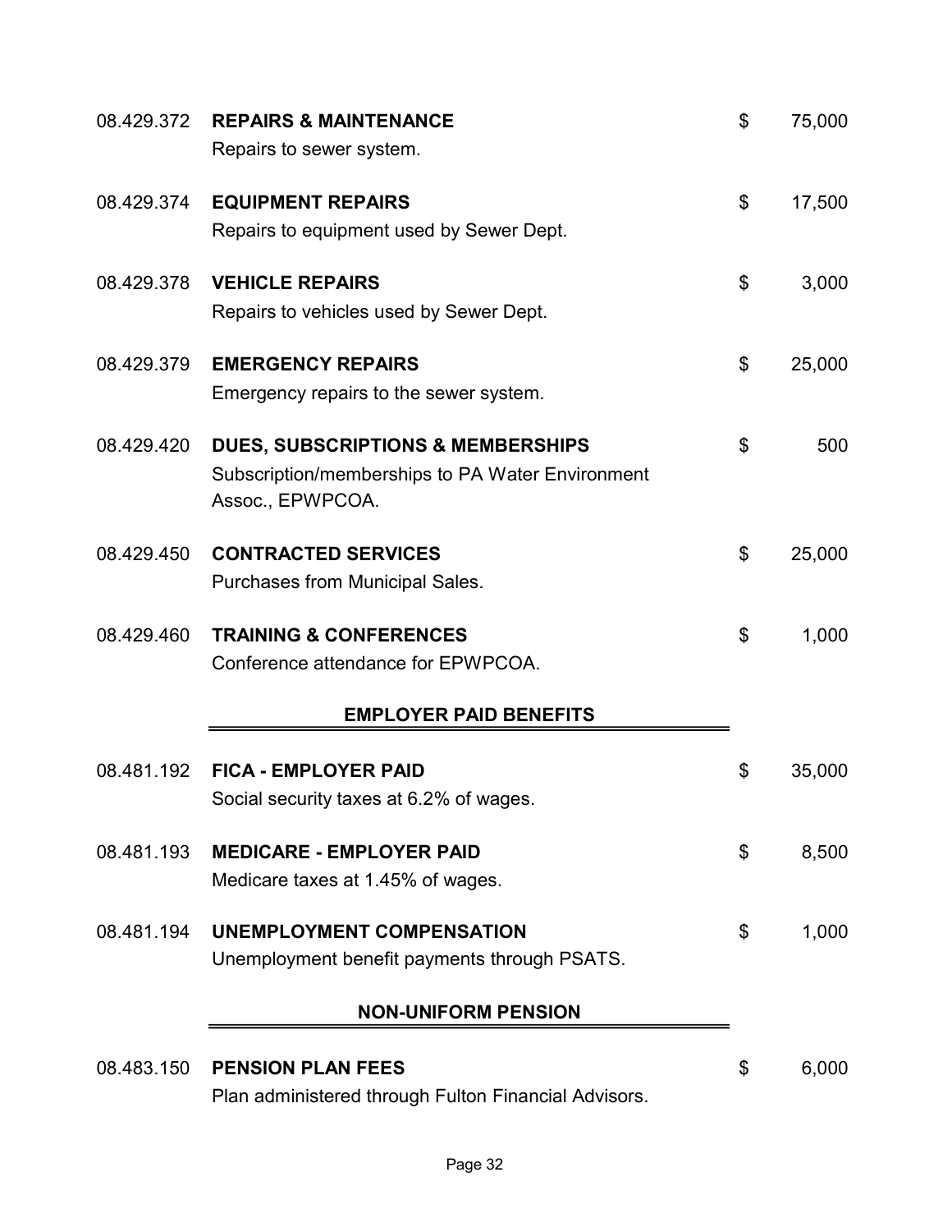08.429.372 **REPAIRS & MAINTENANCE** $ 75,000
Repairs to sewer system.

08.429.374 **EQUIPMENT REPAIRS** $ 17,500
Repairs to equipment used by Sewer Dept.

08.429.378 **VEHICLE REPAIRS** $ 3,000
Repairs to vehicles used by Sewer Dept.

08.429.379 **EMERGENCY REPAIRS** $ 25,000
Emergency repairs to the sewer system.

08.429.420 **DUES, SUBSCRIPTIONS & MEMBERSHIPS** $ 500
Subscription/memberships to PA Water Environment Assoc., EPWPCOA.

08.429.450 **CONTRACTED SERVICES** $ 25,000
Purchases from Municipal Sales.

08.429.460 **TRAINING & CONFERENCES** $ 1,000
Conference attendance for EPWPCOA.

## EMPLOYER PAID BENEFITS

08.481.192 **FICA - EMPLOYER PAID** $ 35,000
Social security taxes at 6.2% of wages.

08.481.193 **MEDICARE - EMPLOYER PAID** $ 8,500
Medicare taxes at 1.45% of wages.

08.481.194 **UNEMPLOYMENT COMPENSATION** $ 1,000
Unemployment benefit payments through PSATS.

## NON-UNIFORM PENSION

08.483.150 **PENSION PLAN FEES** $ 6,000
Plan administered through Fulton Financial Advisors.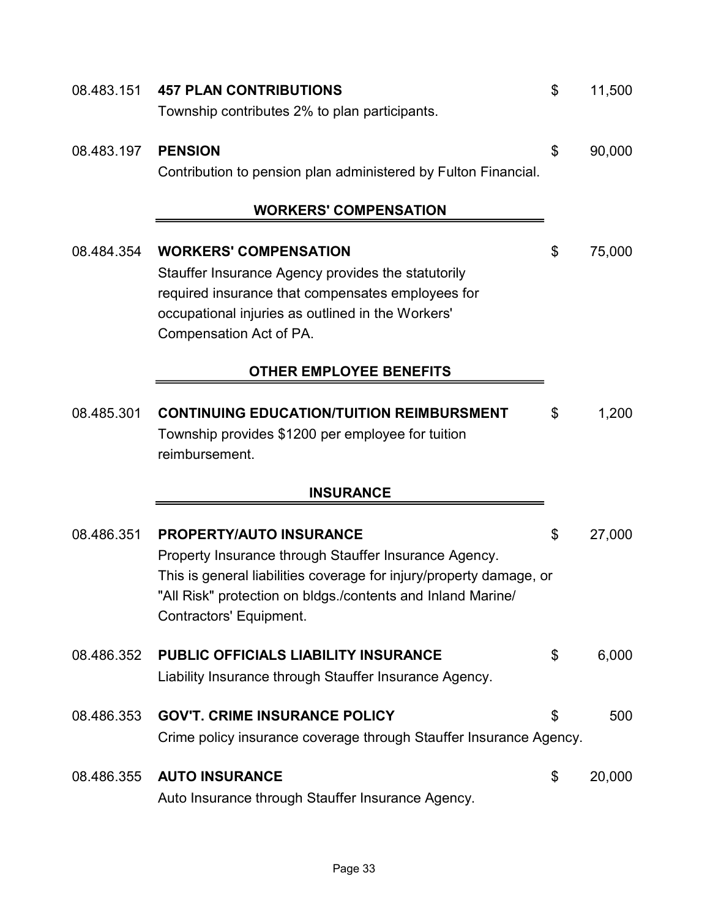08.483.151 **457 PLAN CONTRIBUTIONS** $ 11,500
Township contributes 2% to plan participants.

08.483.197 **PENSION** $ 90,000
Contribution to pension plan administered by Fulton Financial.

## WORKERS' COMPENSATION

08.484.354 **WORKERS' COMPENSATION** $ 75,000
Stauffer Insurance Agency provides the statutorily required insurance that compensates employees for occupational injuries as outlined in the Workers' Compensation Act of PA.

## OTHER EMPLOYEE BENEFITS

08.485.301 **CONTINUING EDUCATION/TUITION REIMBURSMENT** $ 1,200
Township provides $1200 per employee for tuition reimbursement.

## INSURANCE

08.486.351 **PROPERTY/AUTO INSURANCE** $ 27,000
Property Insurance through Stauffer Insurance Agency. This is general liabilities coverage for injury/property damage, or "All Risk" protection on bldgs./contents and Inland Marine/ Contractors' Equipment.

08.486.352 **PUBLIC OFFICIALS LIABILITY INSURANCE** $ 6,000
Liability Insurance through Stauffer Insurance Agency.

08.486.353 **GOV'T. CRIME INSURANCE POLICY** $ 500
Crime policy insurance coverage through Stauffer Insurance Agency.

08.486.355 **AUTO INSURANCE** $ 20,000
Auto Insurance through Stauffer Insurance Agency.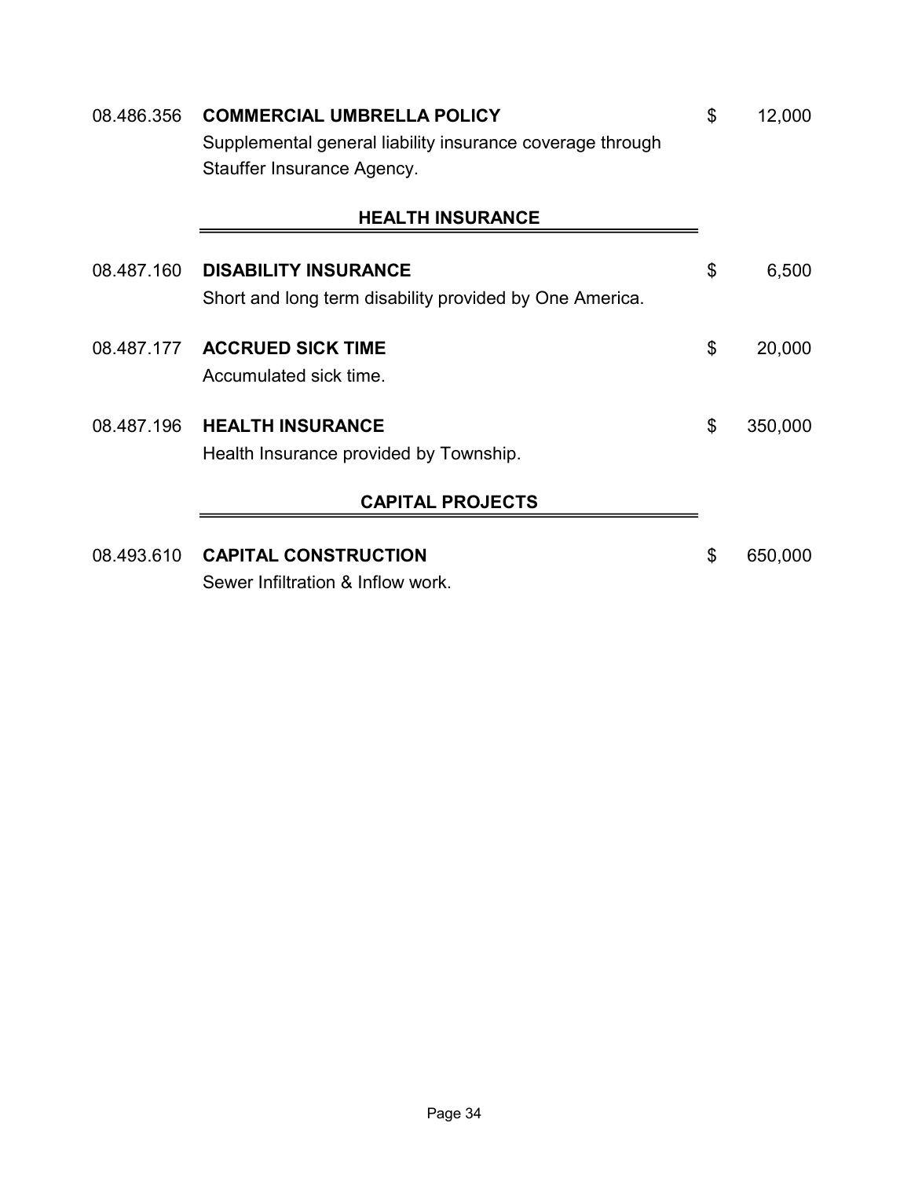08.486.356 **COMMERCIAL UMBRELLA POLICY** $ 12,000
Supplemental general liability insurance coverage through Stauffer Insurance Agency.

## HEALTH INSURANCE

08.487.160 **DISABILITY INSURANCE** $ 6,500
Short and long term disability provided by One America.

08.487.177 **ACCRUED SICK TIME** $ 20,000
Accumulated sick time.

08.487.196 **HEALTH INSURANCE** $ 350,000
Health Insurance provided by Township.

## CAPITAL PROJECTS

08.493.610 **CAPITAL CONSTRUCTION** $ 650,000
Sewer Infiltration & Inflow work.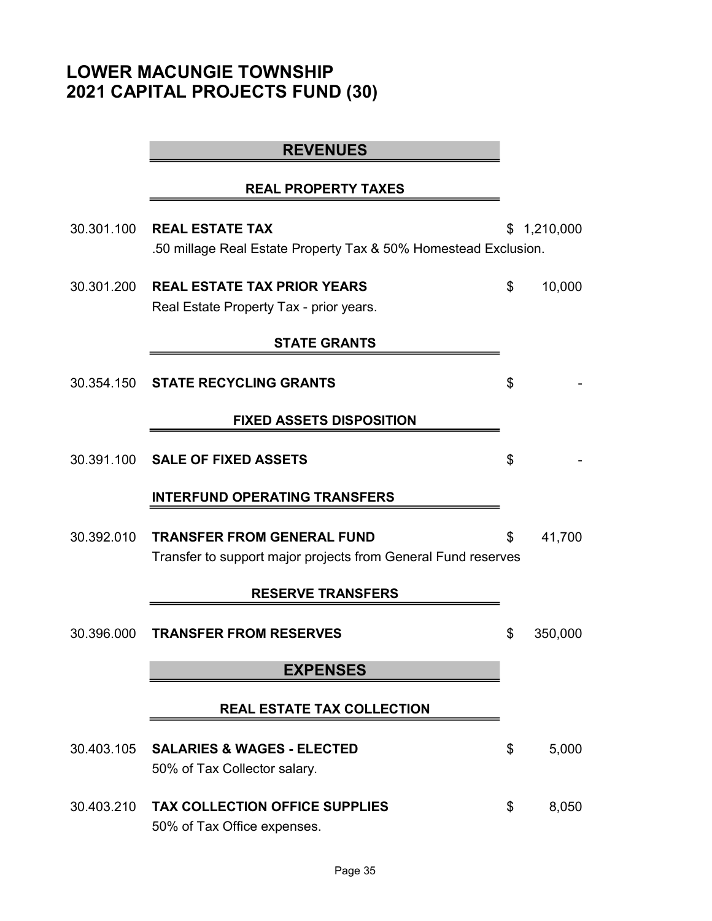# LOWER MACUNGIE TOWNSHIP
# 2021 CAPITAL PROJECTS FUND (30)

## REVENUES

### REAL PROPERTY TAXES

30.301.100 **REAL ESTATE TAX** $ 1,210,000
.50 millage Real Estate Property Tax & 50% Homestead Exclusion.

30.301.200 **REAL ESTATE TAX PRIOR YEARS** $ 10,000
Real Estate Property Tax - prior years.

### STATE GRANTS

30.354.150 **STATE RECYCLING GRANTS** $ -

### FIXED ASSETS DISPOSITION

30.391.100 **SALE OF FIXED ASSETS** $ -

### INTERFUND OPERATING TRANSFERS

30.392.010 **TRANSFER FROM GENERAL FUND** $ 41,700
Transfer to support major projects from General Fund reserves

### RESERVE TRANSFERS

30.396.000 **TRANSFER FROM RESERVES** $ 350,000

## EXPENSES

### REAL ESTATE TAX COLLECTION

30.403.105 **SALARIES & WAGES - ELECTED** $ 5,000
50% of Tax Collector salary.

30.403.210 **TAX COLLECTION OFFICE SUPPLIES** $ 8,050
50% of Tax Office expenses.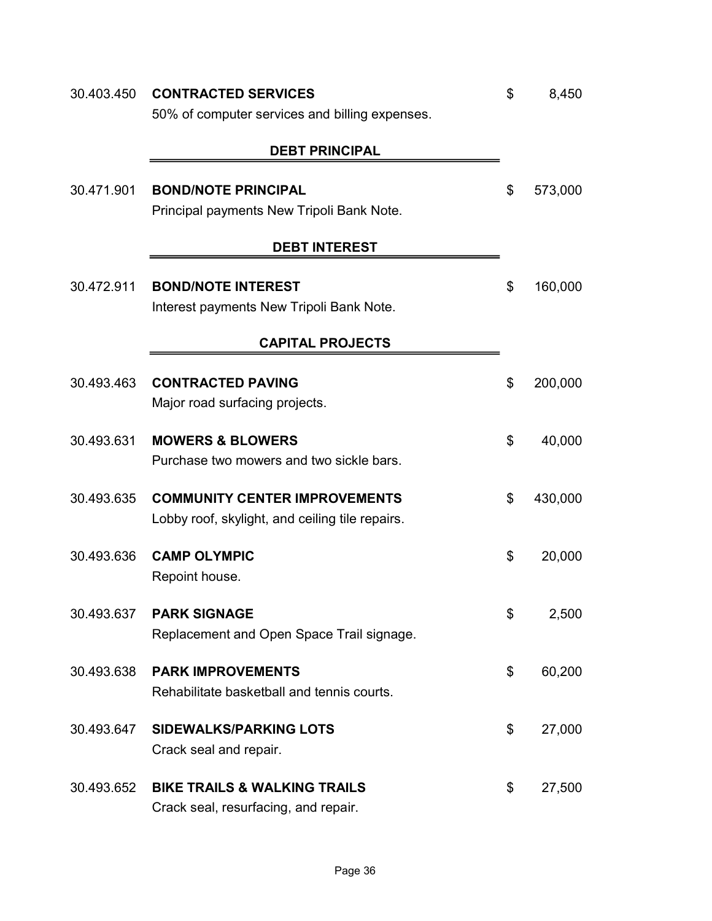| | | | |
|---|---|---|---|
| 30.403.450 | **CONTRACTED SERVICES**<br>50% of computer services and billing expenses. | $ | 8,450 |

**DEBT PRINCIPAL**

| | | | |
|---|---|---|---|
| 30.471.901 | **BOND/NOTE PRINCIPAL**<br>Principal payments New Tripoli Bank Note. | $ | 573,000 |

**DEBT INTEREST**

| | | | |
|---|---|---|---|
| 30.472.911 | **BOND/NOTE INTEREST**<br>Interest payments New Tripoli Bank Note. | $ | 160,000 |

**CAPITAL PROJECTS**

| | | | |
|---|---|---|---|
| 30.493.463 | **CONTRACTED PAVING**<br>Major road surfacing projects. | $ | 200,000 |
| 30.493.631 | **MOWERS & BLOWERS**<br>Purchase two mowers and two sickle bars. | $ | 40,000 |
| 30.493.635 | **COMMUNITY CENTER IMPROVEMENTS**<br>Lobby roof, skylight, and ceiling tile repairs. | $ | 430,000 |
| 30.493.636 | **CAMP OLYMPIC**<br>Repoint house. | $ | 20,000 |
| 30.493.637 | **PARK SIGNAGE**<br>Replacement and Open Space Trail signage. | $ | 2,500 |
| 30.493.638 | **PARK IMPROVEMENTS**<br>Rehabilitate basketball and tennis courts. | $ | 60,200 |
| 30.493.647 | **SIDEWALKS/PARKING LOTS**<br>Crack seal and repair. | $ | 27,000 |
| 30.493.652 | **BIKE TRAILS & WALKING TRAILS**<br>Crack seal, resurfacing, and repair. | $ | 27,500 |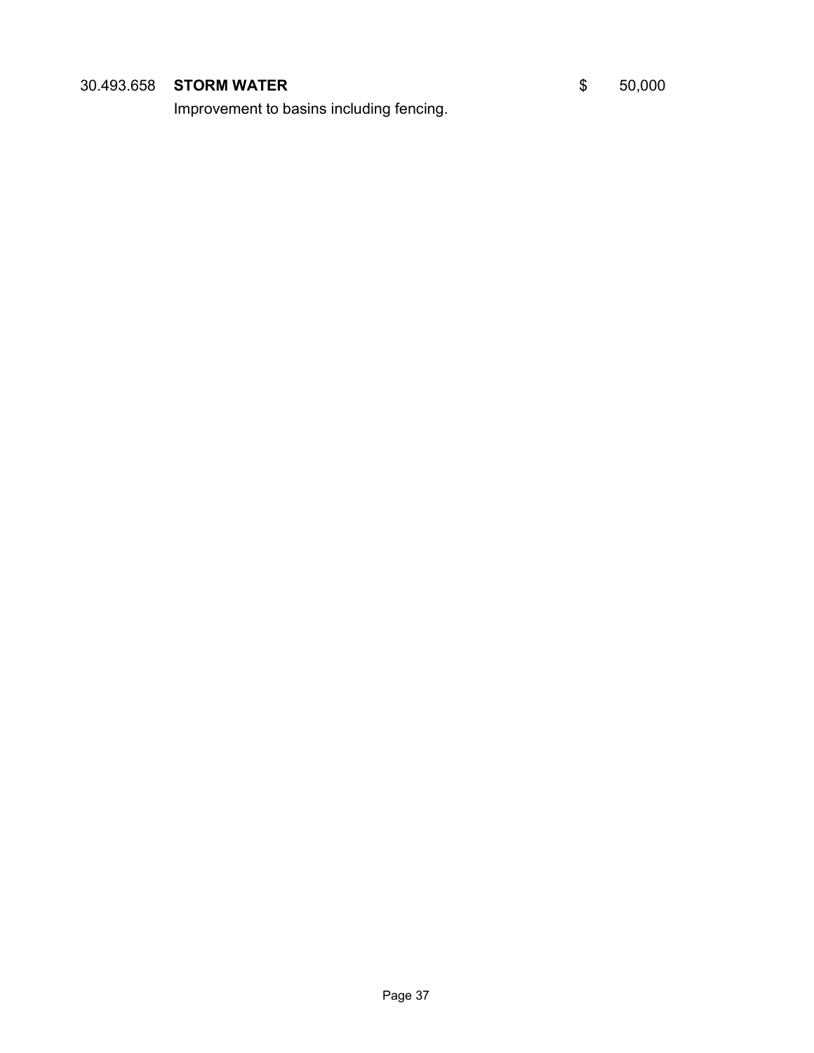30.493.658 **STORM WATER** $ 50,000

Improvement to basins including fencing.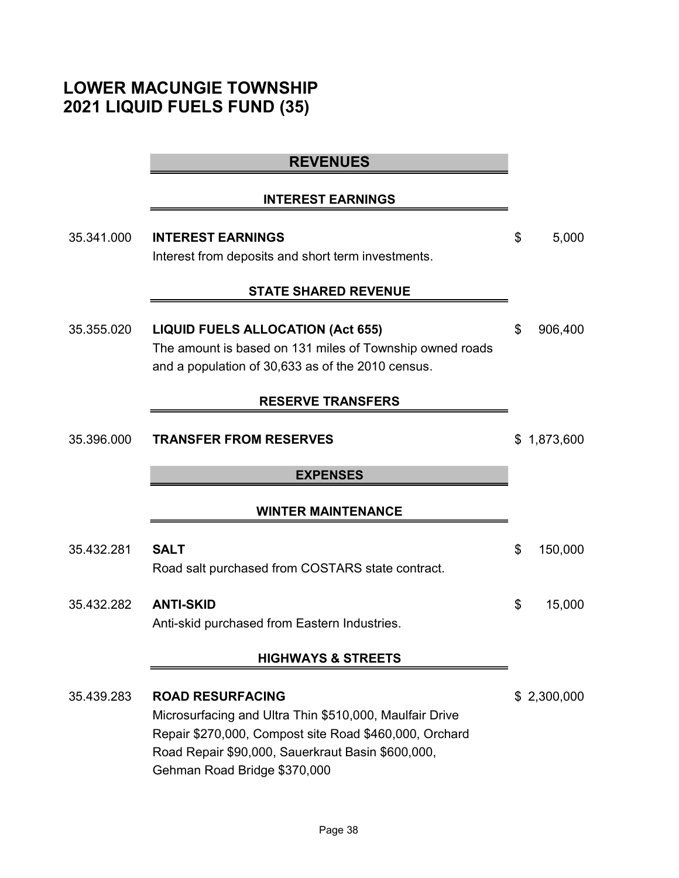# LOWER MACUNGIE TOWNSHIP
# 2021 LIQUID FUELS FUND (35)

## REVENUES

### INTEREST EARNINGS

35.341.000 **INTEREST EARNINGS** $ 5,000

Interest from deposits and short term investments.

### STATE SHARED REVENUE

35.355.020 **LIQUID FUELS ALLOCATION (Act 655)** $ 906,400

The amount is based on 131 miles of Township owned roads and a population of 30,633 as of the 2010 census.

### RESERVE TRANSFERS

35.396.000 **TRANSFER FROM RESERVES** $ 1,873,600

## EXPENSES

### WINTER MAINTENANCE

35.432.281 **SALT** $ 150,000

Road salt purchased from COSTARS state contract.

35.432.282 **ANTI-SKID** $ 15,000

Anti-skid purchased from Eastern Industries.

### HIGHWAYS & STREETS

35.439.283 **ROAD RESURFACING** $ 2,300,000

Microsurfacing and Ultra Thin $510,000, Maulfair Drive Repair $270,000, Compost site Road $460,000, Orchard Road Repair $90,000, Sauerkraut Basin $600,000, Gehman Road Bridge $370,000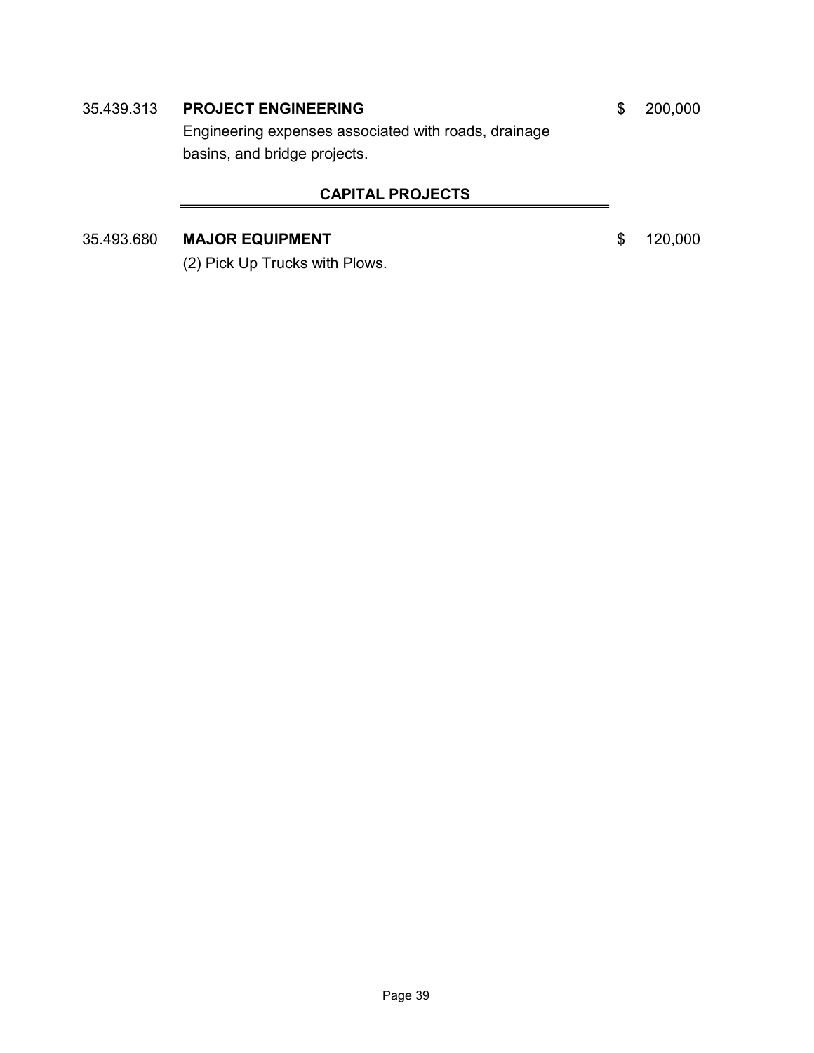35.439.313 **PROJECT ENGINEERING** $ 200,000

Engineering expenses associated with roads, drainage basins, and bridge projects.

## CAPITAL PROJECTS

35.493.680 **MAJOR EQUIPMENT** $ 120,000

(2) Pick Up Trucks with Plows.